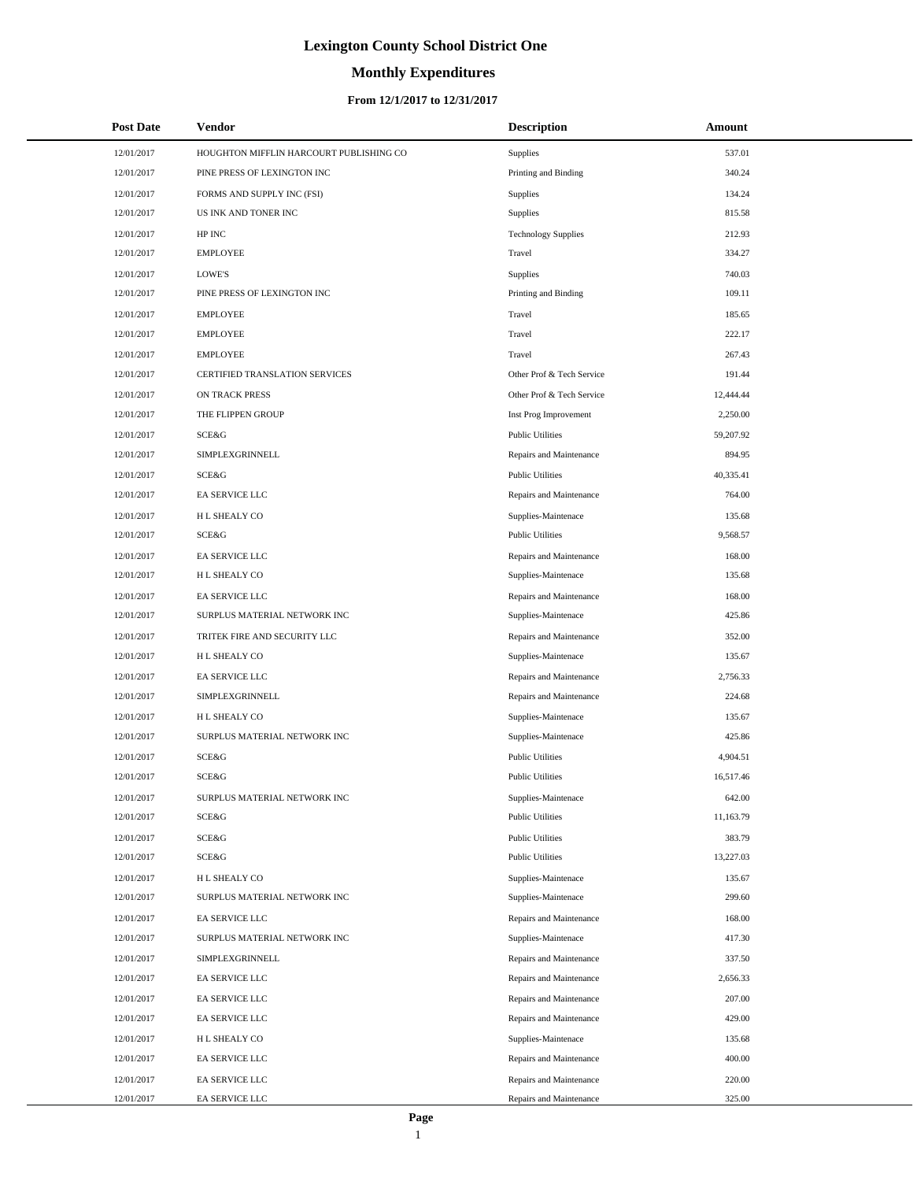# Lexington County School District One

## Monthly Expenditures

### From 12/1/2017 to 12/31/2017

| Post Date | Vendor | Description | Amount |
|---|---|---|---|
| 12/01/2017 | HOUGHTON MIFFLIN HARCOURT PUBLISHING CO | Supplies | 537.01 |
| 12/01/2017 | PINE PRESS OF LEXINGTON INC | Printing and Binding | 340.24 |
| 12/01/2017 | FORMS AND SUPPLY INC (FSI) | Supplies | 134.24 |
| 12/01/2017 | US INK AND TONER INC | Supplies | 815.58 |
| 12/01/2017 | HP INC | Technology Supplies | 212.93 |
| 12/01/2017 | EMPLOYEE | Travel | 334.27 |
| 12/01/2017 | LOWE'S | Supplies | 740.03 |
| 12/01/2017 | PINE PRESS OF LEXINGTON INC | Printing and Binding | 109.11 |
| 12/01/2017 | EMPLOYEE | Travel | 185.65 |
| 12/01/2017 | EMPLOYEE | Travel | 222.17 |
| 12/01/2017 | EMPLOYEE | Travel | 267.43 |
| 12/01/2017 | CERTIFIED TRANSLATION SERVICES | Other Prof & Tech Service | 191.44 |
| 12/01/2017 | ON TRACK PRESS | Other Prof & Tech Service | 12,444.44 |
| 12/01/2017 | THE FLIPPEN GROUP | Inst Prog Improvement | 2,250.00 |
| 12/01/2017 | SCE&G | Public Utilities | 59,207.92 |
| 12/01/2017 | SIMPLEXGRINNELL | Repairs and Maintenance | 894.95 |
| 12/01/2017 | SCE&G | Public Utilities | 40,335.41 |
| 12/01/2017 | EA SERVICE LLC | Repairs and Maintenance | 764.00 |
| 12/01/2017 | H L SHEALY CO | Supplies-Maintenace | 135.68 |
| 12/01/2017 | SCE&G | Public Utilities | 9,568.57 |
| 12/01/2017 | EA SERVICE LLC | Repairs and Maintenance | 168.00 |
| 12/01/2017 | H L SHEALY CO | Supplies-Maintenace | 135.68 |
| 12/01/2017 | EA SERVICE LLC | Repairs and Maintenance | 168.00 |
| 12/01/2017 | SURPLUS MATERIAL NETWORK INC | Supplies-Maintenace | 425.86 |
| 12/01/2017 | TRITEK FIRE AND SECURITY LLC | Repairs and Maintenance | 352.00 |
| 12/01/2017 | H L SHEALY CO | Supplies-Maintenace | 135.67 |
| 12/01/2017 | EA SERVICE LLC | Repairs and Maintenance | 2,756.33 |
| 12/01/2017 | SIMPLEXGRINNELL | Repairs and Maintenance | 224.68 |
| 12/01/2017 | H L SHEALY CO | Supplies-Maintenace | 135.67 |
| 12/01/2017 | SURPLUS MATERIAL NETWORK INC | Supplies-Maintenace | 425.86 |
| 12/01/2017 | SCE&G | Public Utilities | 4,904.51 |
| 12/01/2017 | SCE&G | Public Utilities | 16,517.46 |
| 12/01/2017 | SURPLUS MATERIAL NETWORK INC | Supplies-Maintenace | 642.00 |
| 12/01/2017 | SCE&G | Public Utilities | 11,163.79 |
| 12/01/2017 | SCE&G | Public Utilities | 383.79 |
| 12/01/2017 | SCE&G | Public Utilities | 13,227.03 |
| 12/01/2017 | H L SHEALY CO | Supplies-Maintenace | 135.67 |
| 12/01/2017 | SURPLUS MATERIAL NETWORK INC | Supplies-Maintenace | 299.60 |
| 12/01/2017 | EA SERVICE LLC | Repairs and Maintenance | 168.00 |
| 12/01/2017 | SURPLUS MATERIAL NETWORK INC | Supplies-Maintenace | 417.30 |
| 12/01/2017 | SIMPLEXGRINNELL | Repairs and Maintenance | 337.50 |
| 12/01/2017 | EA SERVICE LLC | Repairs and Maintenance | 2,656.33 |
| 12/01/2017 | EA SERVICE LLC | Repairs and Maintenance | 207.00 |
| 12/01/2017 | EA SERVICE LLC | Repairs and Maintenance | 429.00 |
| 12/01/2017 | H L SHEALY CO | Supplies-Maintenace | 135.68 |
| 12/01/2017 | EA SERVICE LLC | Repairs and Maintenance | 400.00 |
| 12/01/2017 | EA SERVICE LLC | Repairs and Maintenance | 220.00 |
| 12/01/2017 | EA SERVICE LLC | Repairs and Maintenance | 325.00 |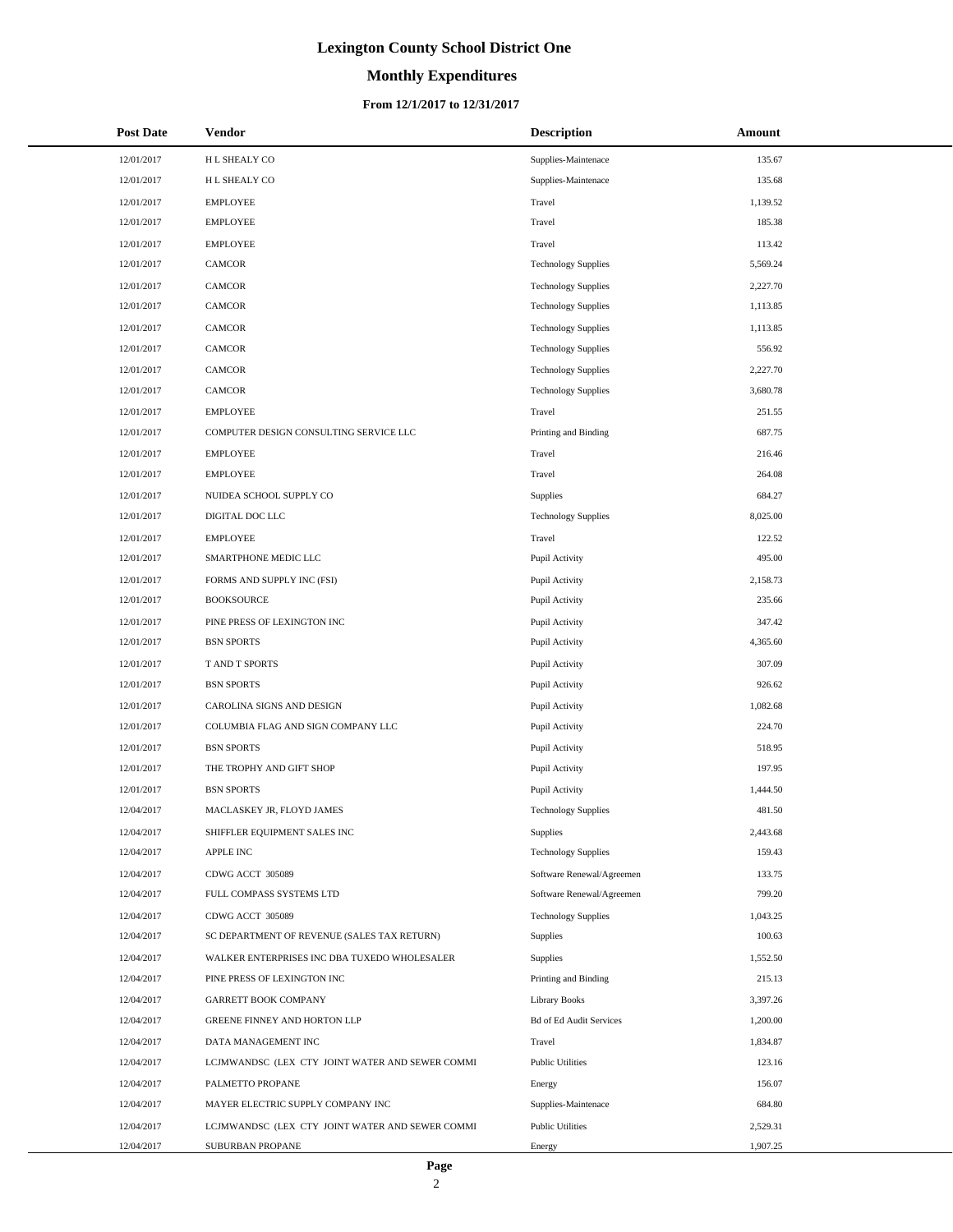# Lexington County School District One

## Monthly Expenditures

### From 12/1/2017 to 12/31/2017

| Post Date | Vendor | Description | Amount |
|---|---|---|---|
| 12/01/2017 | H L SHEALY CO | Supplies-Maintenace | 135.67 |
| 12/01/2017 | H L SHEALY CO | Supplies-Maintenace | 135.68 |
| 12/01/2017 | EMPLOYEE | Travel | 1,139.52 |
| 12/01/2017 | EMPLOYEE | Travel | 185.38 |
| 12/01/2017 | EMPLOYEE | Travel | 113.42 |
| 12/01/2017 | CAMCOR | Technology Supplies | 5,569.24 |
| 12/01/2017 | CAMCOR | Technology Supplies | 2,227.70 |
| 12/01/2017 | CAMCOR | Technology Supplies | 1,113.85 |
| 12/01/2017 | CAMCOR | Technology Supplies | 1,113.85 |
| 12/01/2017 | CAMCOR | Technology Supplies | 556.92 |
| 12/01/2017 | CAMCOR | Technology Supplies | 2,227.70 |
| 12/01/2017 | CAMCOR | Technology Supplies | 3,680.78 |
| 12/01/2017 | EMPLOYEE | Travel | 251.55 |
| 12/01/2017 | COMPUTER DESIGN CONSULTING SERVICE LLC | Printing and Binding | 687.75 |
| 12/01/2017 | EMPLOYEE | Travel | 216.46 |
| 12/01/2017 | EMPLOYEE | Travel | 264.08 |
| 12/01/2017 | NUIDEA SCHOOL SUPPLY CO | Supplies | 684.27 |
| 12/01/2017 | DIGITAL DOC LLC | Technology Supplies | 8,025.00 |
| 12/01/2017 | EMPLOYEE | Travel | 122.52 |
| 12/01/2017 | SMARTPHONE MEDIC LLC | Pupil Activity | 495.00 |
| 12/01/2017 | FORMS AND SUPPLY INC (FSI) | Pupil Activity | 2,158.73 |
| 12/01/2017 | BOOKSOURCE | Pupil Activity | 235.66 |
| 12/01/2017 | PINE PRESS OF LEXINGTON INC | Pupil Activity | 347.42 |
| 12/01/2017 | BSN SPORTS | Pupil Activity | 4,365.60 |
| 12/01/2017 | T AND T SPORTS | Pupil Activity | 307.09 |
| 12/01/2017 | BSN SPORTS | Pupil Activity | 926.62 |
| 12/01/2017 | CAROLINA SIGNS AND DESIGN | Pupil Activity | 1,082.68 |
| 12/01/2017 | COLUMBIA FLAG AND SIGN COMPANY LLC | Pupil Activity | 224.70 |
| 12/01/2017 | BSN SPORTS | Pupil Activity | 518.95 |
| 12/01/2017 | THE TROPHY AND GIFT SHOP | Pupil Activity | 197.95 |
| 12/01/2017 | BSN SPORTS | Pupil Activity | 1,444.50 |
| 12/04/2017 | MACLASKEY JR, FLOYD JAMES | Technology Supplies | 481.50 |
| 12/04/2017 | SHIFFLER EQUIPMENT SALES INC | Supplies | 2,443.68 |
| 12/04/2017 | APPLE INC | Technology Supplies | 159.43 |
| 12/04/2017 | CDWG ACCT 305089 | Software Renewal/Agreemen | 133.75 |
| 12/04/2017 | FULL COMPASS SYSTEMS LTD | Software Renewal/Agreemen | 799.20 |
| 12/04/2017 | CDWG ACCT 305089 | Technology Supplies | 1,043.25 |
| 12/04/2017 | SC DEPARTMENT OF REVENUE (SALES TAX RETURN) | Supplies | 100.63 |
| 12/04/2017 | WALKER ENTERPRISES INC DBA TUXEDO WHOLESALER | Supplies | 1,552.50 |
| 12/04/2017 | PINE PRESS OF LEXINGTON INC | Printing and Binding | 215.13 |
| 12/04/2017 | GARRETT BOOK COMPANY | Library Books | 3,397.26 |
| 12/04/2017 | GREENE FINNEY AND HORTON LLP | Bd of Ed Audit Services | 1,200.00 |
| 12/04/2017 | DATA MANAGEMENT INC | Travel | 1,834.87 |
| 12/04/2017 | LCJMWANDSC (LEX CTY JOINT WATER AND SEWER COMMI | Public Utilities | 123.16 |
| 12/04/2017 | PALMETTO PROPANE | Energy | 156.07 |
| 12/04/2017 | MAYER ELECTRIC SUPPLY COMPANY INC | Supplies-Maintenace | 684.80 |
| 12/04/2017 | LCJMWANDSC (LEX CTY JOINT WATER AND SEWER COMMI | Public Utilities | 2,529.31 |
| 12/04/2017 | SUBURBAN PROPANE | Energy | 1,907.25 |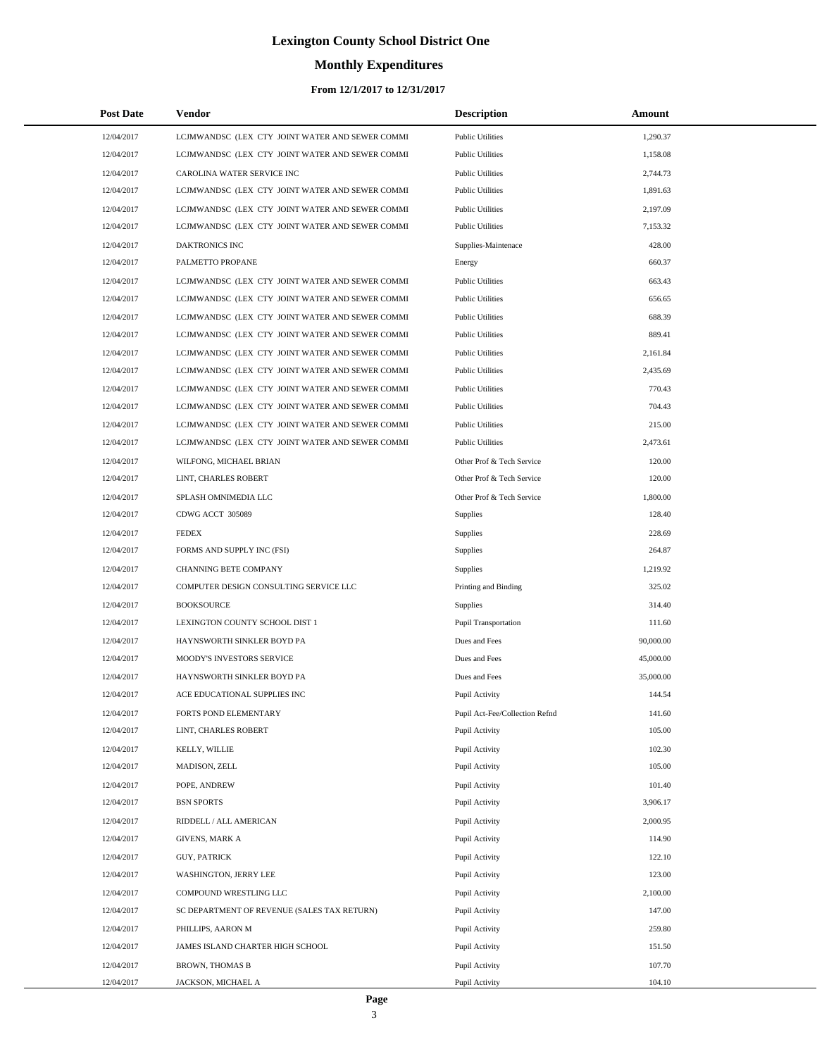# Lexington County School District One

## Monthly Expenditures

### From 12/1/2017 to 12/31/2017

| Post Date | Vendor | Description | Amount |
|---|---|---|---|
| 12/04/2017 | LCJMWANDSC (LEX CTY JOINT WATER AND SEWER COMMI | Public Utilities | 1,290.37 |
| 12/04/2017 | LCJMWANDSC (LEX CTY JOINT WATER AND SEWER COMMI | Public Utilities | 1,158.08 |
| 12/04/2017 | CAROLINA WATER SERVICE INC | Public Utilities | 2,744.73 |
| 12/04/2017 | LCJMWANDSC (LEX CTY JOINT WATER AND SEWER COMMI | Public Utilities | 1,891.63 |
| 12/04/2017 | LCJMWANDSC (LEX CTY JOINT WATER AND SEWER COMMI | Public Utilities | 2,197.09 |
| 12/04/2017 | LCJMWANDSC (LEX CTY JOINT WATER AND SEWER COMMI | Public Utilities | 7,153.32 |
| 12/04/2017 | DAKTRONICS INC | Supplies-Maintenace | 428.00 |
| 12/04/2017 | PALMETTO PROPANE | Energy | 660.37 |
| 12/04/2017 | LCJMWANDSC (LEX CTY JOINT WATER AND SEWER COMMI | Public Utilities | 663.43 |
| 12/04/2017 | LCJMWANDSC (LEX CTY JOINT WATER AND SEWER COMMI | Public Utilities | 656.65 |
| 12/04/2017 | LCJMWANDSC (LEX CTY JOINT WATER AND SEWER COMMI | Public Utilities | 688.39 |
| 12/04/2017 | LCJMWANDSC (LEX CTY JOINT WATER AND SEWER COMMI | Public Utilities | 889.41 |
| 12/04/2017 | LCJMWANDSC (LEX CTY JOINT WATER AND SEWER COMMI | Public Utilities | 2,161.84 |
| 12/04/2017 | LCJMWANDSC (LEX CTY JOINT WATER AND SEWER COMMI | Public Utilities | 2,435.69 |
| 12/04/2017 | LCJMWANDSC (LEX CTY JOINT WATER AND SEWER COMMI | Public Utilities | 770.43 |
| 12/04/2017 | LCJMWANDSC (LEX CTY JOINT WATER AND SEWER COMMI | Public Utilities | 704.43 |
| 12/04/2017 | LCJMWANDSC (LEX CTY JOINT WATER AND SEWER COMMI | Public Utilities | 215.00 |
| 12/04/2017 | LCJMWANDSC (LEX CTY JOINT WATER AND SEWER COMMI | Public Utilities | 2,473.61 |
| 12/04/2017 | WILFONG, MICHAEL BRIAN | Other Prof & Tech Service | 120.00 |
| 12/04/2017 | LINT, CHARLES ROBERT | Other Prof & Tech Service | 120.00 |
| 12/04/2017 | SPLASH OMNIMEDIA LLC | Other Prof & Tech Service | 1,800.00 |
| 12/04/2017 | CDWG ACCT 305089 | Supplies | 128.40 |
| 12/04/2017 | FEDEX | Supplies | 228.69 |
| 12/04/2017 | FORMS AND SUPPLY INC (FSI) | Supplies | 264.87 |
| 12/04/2017 | CHANNING BETE COMPANY | Supplies | 1,219.92 |
| 12/04/2017 | COMPUTER DESIGN CONSULTING SERVICE LLC | Printing and Binding | 325.02 |
| 12/04/2017 | BOOKSOURCE | Supplies | 314.40 |
| 12/04/2017 | LEXINGTON COUNTY SCHOOL DIST 1 | Pupil Transportation | 111.60 |
| 12/04/2017 | HAYNSWORTH SINKLER BOYD PA | Dues and Fees | 90,000.00 |
| 12/04/2017 | MOODY'S INVESTORS SERVICE | Dues and Fees | 45,000.00 |
| 12/04/2017 | HAYNSWORTH SINKLER BOYD PA | Dues and Fees | 35,000.00 |
| 12/04/2017 | ACE EDUCATIONAL SUPPLIES INC | Pupil Activity | 144.54 |
| 12/04/2017 | FORTS POND ELEMENTARY | Pupil Act-Fee/Collection Refnd | 141.60 |
| 12/04/2017 | LINT, CHARLES ROBERT | Pupil Activity | 105.00 |
| 12/04/2017 | KELLY, WILLIE | Pupil Activity | 102.30 |
| 12/04/2017 | MADISON, ZELL | Pupil Activity | 105.00 |
| 12/04/2017 | POPE, ANDREW | Pupil Activity | 101.40 |
| 12/04/2017 | BSN SPORTS | Pupil Activity | 3,906.17 |
| 12/04/2017 | RIDDELL / ALL AMERICAN | Pupil Activity | 2,000.95 |
| 12/04/2017 | GIVENS, MARK A | Pupil Activity | 114.90 |
| 12/04/2017 | GUY, PATRICK | Pupil Activity | 122.10 |
| 12/04/2017 | WASHINGTON, JERRY LEE | Pupil Activity | 123.00 |
| 12/04/2017 | COMPOUND WRESTLING LLC | Pupil Activity | 2,100.00 |
| 12/04/2017 | SC DEPARTMENT OF REVENUE (SALES TAX RETURN) | Pupil Activity | 147.00 |
| 12/04/2017 | PHILLIPS, AARON M | Pupil Activity | 259.80 |
| 12/04/2017 | JAMES ISLAND CHARTER HIGH SCHOOL | Pupil Activity | 151.50 |
| 12/04/2017 | BROWN, THOMAS B | Pupil Activity | 107.70 |
| 12/04/2017 | JACKSON, MICHAEL A | Pupil Activity | 104.10 |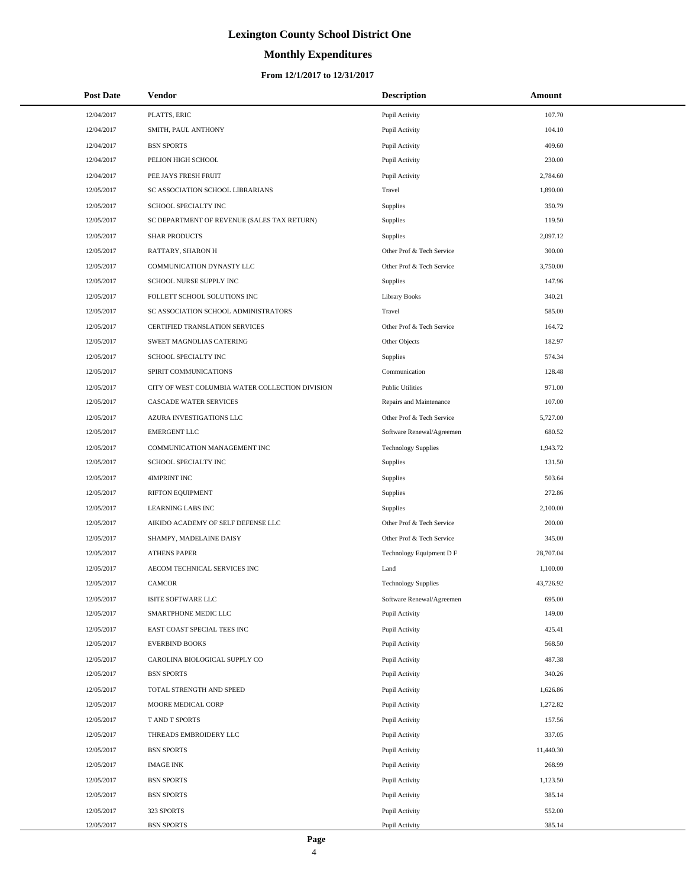# Lexington County School District One

## Monthly Expenditures

### From 12/1/2017 to 12/31/2017

| Post Date | Vendor | Description | Amount |
|---|---|---|---|
| 12/04/2017 | PLATTS, ERIC | Pupil Activity | 107.70 |
| 12/04/2017 | SMITH, PAUL ANTHONY | Pupil Activity | 104.10 |
| 12/04/2017 | BSN SPORTS | Pupil Activity | 409.60 |
| 12/04/2017 | PELION HIGH SCHOOL | Pupil Activity | 230.00 |
| 12/04/2017 | PEE JAYS FRESH FRUIT | Pupil Activity | 2,784.60 |
| 12/05/2017 | SC ASSOCIATION SCHOOL LIBRARIANS | Travel | 1,890.00 |
| 12/05/2017 | SCHOOL SPECIALTY INC | Supplies | 350.79 |
| 12/05/2017 | SC DEPARTMENT OF REVENUE (SALES TAX RETURN) | Supplies | 119.50 |
| 12/05/2017 | SHAR PRODUCTS | Supplies | 2,097.12 |
| 12/05/2017 | RATTARY, SHARON H | Other Prof & Tech Service | 300.00 |
| 12/05/2017 | COMMUNICATION DYNASTY LLC | Other Prof & Tech Service | 3,750.00 |
| 12/05/2017 | SCHOOL NURSE SUPPLY INC | Supplies | 147.96 |
| 12/05/2017 | FOLLETT SCHOOL SOLUTIONS INC | Library Books | 340.21 |
| 12/05/2017 | SC ASSOCIATION SCHOOL ADMINISTRATORS | Travel | 585.00 |
| 12/05/2017 | CERTIFIED TRANSLATION SERVICES | Other Prof & Tech Service | 164.72 |
| 12/05/2017 | SWEET MAGNOLIAS CATERING | Other Objects | 182.97 |
| 12/05/2017 | SCHOOL SPECIALTY INC | Supplies | 574.34 |
| 12/05/2017 | SPIRIT COMMUNICATIONS | Communication | 128.48 |
| 12/05/2017 | CITY OF WEST COLUMBIA WATER COLLECTION DIVISION | Public Utilities | 971.00 |
| 12/05/2017 | CASCADE WATER SERVICES | Repairs and Maintenance | 107.00 |
| 12/05/2017 | AZURA INVESTIGATIONS LLC | Other Prof & Tech Service | 5,727.00 |
| 12/05/2017 | EMERGENT LLC | Software Renewal/Agreemen | 680.52 |
| 12/05/2017 | COMMUNICATION MANAGEMENT INC | Technology Supplies | 1,943.72 |
| 12/05/2017 | SCHOOL SPECIALTY INC | Supplies | 131.50 |
| 12/05/2017 | 4IMPRINT INC | Supplies | 503.64 |
| 12/05/2017 | RIFTON EQUIPMENT | Supplies | 272.86 |
| 12/05/2017 | LEARNING LABS INC | Supplies | 2,100.00 |
| 12/05/2017 | AIKIDO ACADEMY OF SELF DEFENSE LLC | Other Prof & Tech Service | 200.00 |
| 12/05/2017 | SHAMPY, MADELAINE DAISY | Other Prof & Tech Service | 345.00 |
| 12/05/2017 | ATHENS PAPER | Technology Equipment D F | 28,707.04 |
| 12/05/2017 | AECOM TECHNICAL SERVICES INC | Land | 1,100.00 |
| 12/05/2017 | CAMCOR | Technology Supplies | 43,726.92 |
| 12/05/2017 | ISITE SOFTWARE LLC | Software Renewal/Agreemen | 695.00 |
| 12/05/2017 | SMARTPHONE MEDIC LLC | Pupil Activity | 149.00 |
| 12/05/2017 | EAST COAST SPECIAL TEES INC | Pupil Activity | 425.41 |
| 12/05/2017 | EVERBIND BOOKS | Pupil Activity | 568.50 |
| 12/05/2017 | CAROLINA BIOLOGICAL SUPPLY CO | Pupil Activity | 487.38 |
| 12/05/2017 | BSN SPORTS | Pupil Activity | 340.26 |
| 12/05/2017 | TOTAL STRENGTH AND SPEED | Pupil Activity | 1,626.86 |
| 12/05/2017 | MOORE MEDICAL CORP | Pupil Activity | 1,272.82 |
| 12/05/2017 | T AND T SPORTS | Pupil Activity | 157.56 |
| 12/05/2017 | THREADS EMBROIDERY LLC | Pupil Activity | 337.05 |
| 12/05/2017 | BSN SPORTS | Pupil Activity | 11,440.30 |
| 12/05/2017 | IMAGE INK | Pupil Activity | 268.99 |
| 12/05/2017 | BSN SPORTS | Pupil Activity | 1,123.50 |
| 12/05/2017 | BSN SPORTS | Pupil Activity | 385.14 |
| 12/05/2017 | 323 SPORTS | Pupil Activity | 552.00 |
| 12/05/2017 | BSN SPORTS | Pupil Activity | 385.14 |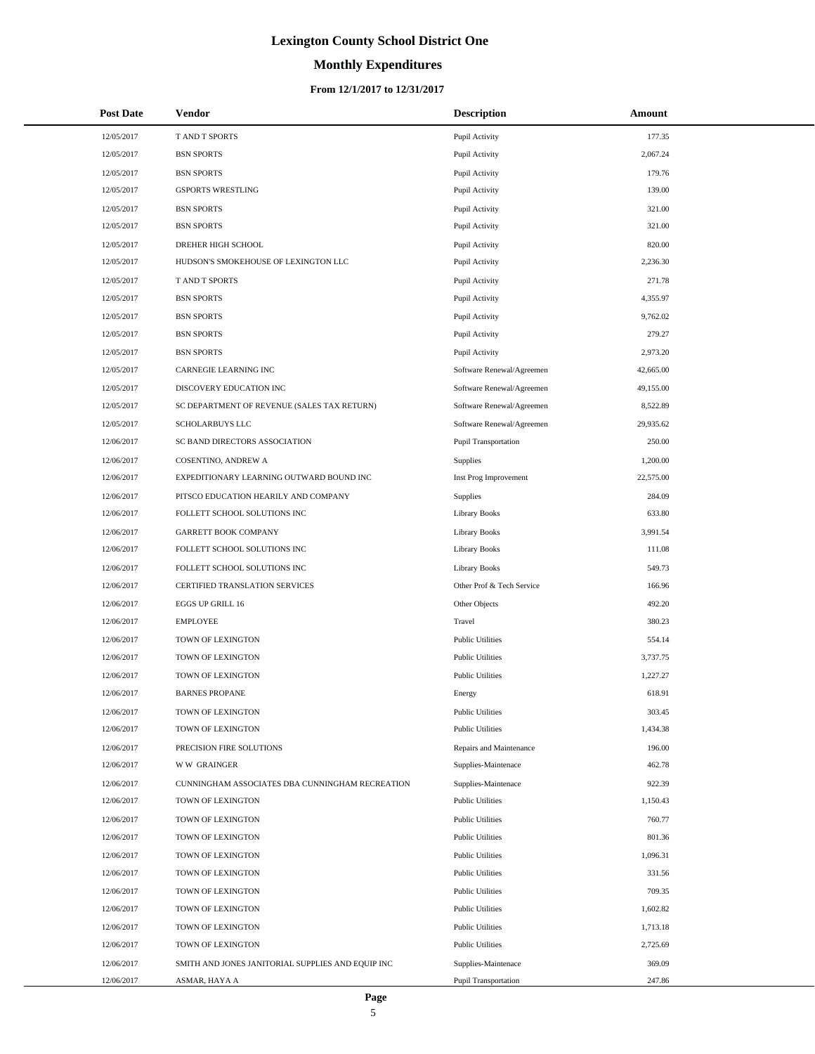# Lexington County School District One

## Monthly Expenditures

### From 12/1/2017 to 12/31/2017

| Post Date | Vendor | Description | Amount |
|---|---|---|---|
| 12/05/2017 | T AND T SPORTS | Pupil Activity | 177.35 |
| 12/05/2017 | BSN SPORTS | Pupil Activity | 2,067.24 |
| 12/05/2017 | BSN SPORTS | Pupil Activity | 179.76 |
| 12/05/2017 | GSPORTS WRESTLING | Pupil Activity | 139.00 |
| 12/05/2017 | BSN SPORTS | Pupil Activity | 321.00 |
| 12/05/2017 | BSN SPORTS | Pupil Activity | 321.00 |
| 12/05/2017 | DREHER HIGH SCHOOL | Pupil Activity | 820.00 |
| 12/05/2017 | HUDSON'S SMOKEHOUSE OF LEXINGTON LLC | Pupil Activity | 2,236.30 |
| 12/05/2017 | T AND T SPORTS | Pupil Activity | 271.78 |
| 12/05/2017 | BSN SPORTS | Pupil Activity | 4,355.97 |
| 12/05/2017 | BSN SPORTS | Pupil Activity | 9,762.02 |
| 12/05/2017 | BSN SPORTS | Pupil Activity | 279.27 |
| 12/05/2017 | BSN SPORTS | Pupil Activity | 2,973.20 |
| 12/05/2017 | CARNEGIE LEARNING INC | Software Renewal/Agreemen | 42,665.00 |
| 12/05/2017 | DISCOVERY EDUCATION INC | Software Renewal/Agreemen | 49,155.00 |
| 12/05/2017 | SC DEPARTMENT OF REVENUE (SALES TAX RETURN) | Software Renewal/Agreemen | 8,522.89 |
| 12/05/2017 | SCHOLARBUYS LLC | Software Renewal/Agreemen | 29,935.62 |
| 12/06/2017 | SC BAND DIRECTORS ASSOCIATION | Pupil Transportation | 250.00 |
| 12/06/2017 | COSENTINO, ANDREW A | Supplies | 1,200.00 |
| 12/06/2017 | EXPEDITIONARY LEARNING OUTWARD BOUND INC | Inst Prog Improvement | 22,575.00 |
| 12/06/2017 | PITSCO EDUCATION HEARILY AND COMPANY | Supplies | 284.09 |
| 12/06/2017 | FOLLETT SCHOOL SOLUTIONS INC | Library Books | 633.80 |
| 12/06/2017 | GARRETT BOOK COMPANY | Library Books | 3,991.54 |
| 12/06/2017 | FOLLETT SCHOOL SOLUTIONS INC | Library Books | 111.08 |
| 12/06/2017 | FOLLETT SCHOOL SOLUTIONS INC | Library Books | 549.73 |
| 12/06/2017 | CERTIFIED TRANSLATION SERVICES | Other Prof & Tech Service | 166.96 |
| 12/06/2017 | EGGS UP GRILL 16 | Other Objects | 492.20 |
| 12/06/2017 | EMPLOYEE | Travel | 380.23 |
| 12/06/2017 | TOWN OF LEXINGTON | Public Utilities | 554.14 |
| 12/06/2017 | TOWN OF LEXINGTON | Public Utilities | 3,737.75 |
| 12/06/2017 | TOWN OF LEXINGTON | Public Utilities | 1,227.27 |
| 12/06/2017 | BARNES PROPANE | Energy | 618.91 |
| 12/06/2017 | TOWN OF LEXINGTON | Public Utilities | 303.45 |
| 12/06/2017 | TOWN OF LEXINGTON | Public Utilities | 1,434.38 |
| 12/06/2017 | PRECISION FIRE SOLUTIONS | Repairs and Maintenance | 196.00 |
| 12/06/2017 | W W GRAINGER | Supplies-Maintenace | 462.78 |
| 12/06/2017 | CUNNINGHAM ASSOCIATES DBA CUNNINGHAM RECREATION | Supplies-Maintenace | 922.39 |
| 12/06/2017 | TOWN OF LEXINGTON | Public Utilities | 1,150.43 |
| 12/06/2017 | TOWN OF LEXINGTON | Public Utilities | 760.77 |
| 12/06/2017 | TOWN OF LEXINGTON | Public Utilities | 801.36 |
| 12/06/2017 | TOWN OF LEXINGTON | Public Utilities | 1,096.31 |
| 12/06/2017 | TOWN OF LEXINGTON | Public Utilities | 331.56 |
| 12/06/2017 | TOWN OF LEXINGTON | Public Utilities | 709.35 |
| 12/06/2017 | TOWN OF LEXINGTON | Public Utilities | 1,602.82 |
| 12/06/2017 | TOWN OF LEXINGTON | Public Utilities | 1,713.18 |
| 12/06/2017 | TOWN OF LEXINGTON | Public Utilities | 2,725.69 |
| 12/06/2017 | SMITH AND JONES JANITORIAL SUPPLIES AND EQUIP INC | Supplies-Maintenace | 369.09 |
| 12/06/2017 | ASMAR, HAYA A | Pupil Transportation | 247.86 |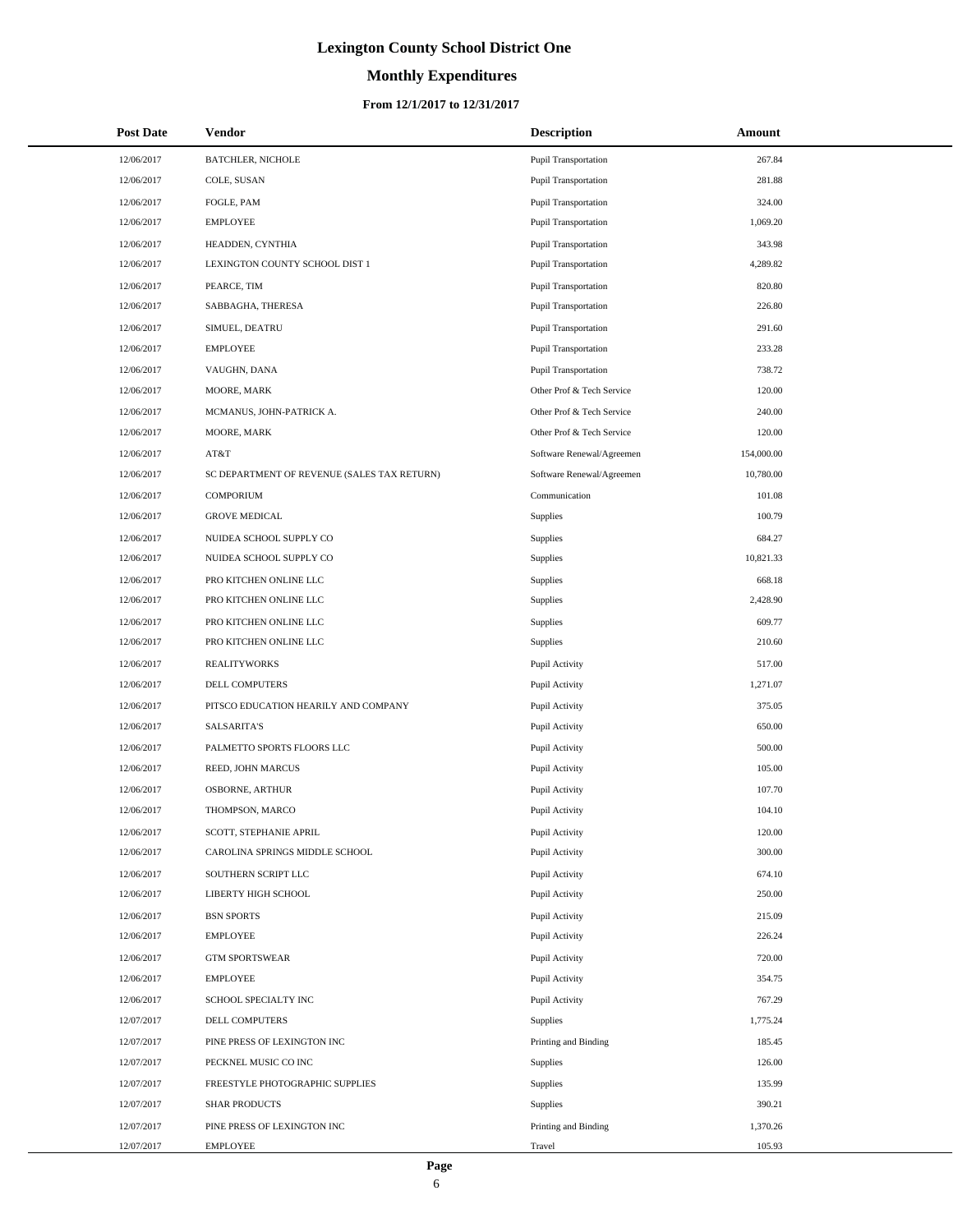# Lexington County School District One

## Monthly Expenditures

### From 12/1/2017 to 12/31/2017

| Post Date | Vendor | Description | Amount |
|---|---|---|---|
| 12/06/2017 | BATCHLER, NICHOLE | Pupil Transportation | 267.84 |
| 12/06/2017 | COLE, SUSAN | Pupil Transportation | 281.88 |
| 12/06/2017 | FOGLE, PAM | Pupil Transportation | 324.00 |
| 12/06/2017 | EMPLOYEE | Pupil Transportation | 1,069.20 |
| 12/06/2017 | HEADDEN, CYNTHIA | Pupil Transportation | 343.98 |
| 12/06/2017 | LEXINGTON COUNTY SCHOOL DIST 1 | Pupil Transportation | 4,289.82 |
| 12/06/2017 | PEARCE, TIM | Pupil Transportation | 820.80 |
| 12/06/2017 | SABBAGHA, THERESA | Pupil Transportation | 226.80 |
| 12/06/2017 | SIMUEL, DEATRU | Pupil Transportation | 291.60 |
| 12/06/2017 | EMPLOYEE | Pupil Transportation | 233.28 |
| 12/06/2017 | VAUGHN, DANA | Pupil Transportation | 738.72 |
| 12/06/2017 | MOORE, MARK | Other Prof & Tech Service | 120.00 |
| 12/06/2017 | MCMANUS, JOHN-PATRICK A. | Other Prof & Tech Service | 240.00 |
| 12/06/2017 | MOORE, MARK | Other Prof & Tech Service | 120.00 |
| 12/06/2017 | AT&T | Software Renewal/Agreemen | 154,000.00 |
| 12/06/2017 | SC DEPARTMENT OF REVENUE (SALES TAX RETURN) | Software Renewal/Agreemen | 10,780.00 |
| 12/06/2017 | COMPORIUM | Communication | 101.08 |
| 12/06/2017 | GROVE MEDICAL | Supplies | 100.79 |
| 12/06/2017 | NUIDEA SCHOOL SUPPLY CO | Supplies | 684.27 |
| 12/06/2017 | NUIDEA SCHOOL SUPPLY CO | Supplies | 10,821.33 |
| 12/06/2017 | PRO KITCHEN ONLINE LLC | Supplies | 668.18 |
| 12/06/2017 | PRO KITCHEN ONLINE LLC | Supplies | 2,428.90 |
| 12/06/2017 | PRO KITCHEN ONLINE LLC | Supplies | 609.77 |
| 12/06/2017 | PRO KITCHEN ONLINE LLC | Supplies | 210.60 |
| 12/06/2017 | REALITYWORKS | Pupil Activity | 517.00 |
| 12/06/2017 | DELL COMPUTERS | Pupil Activity | 1,271.07 |
| 12/06/2017 | PITSCO EDUCATION HEARILY AND COMPANY | Pupil Activity | 375.05 |
| 12/06/2017 | SALSARITA'S | Pupil Activity | 650.00 |
| 12/06/2017 | PALMETTO SPORTS FLOORS LLC | Pupil Activity | 500.00 |
| 12/06/2017 | REED, JOHN MARCUS | Pupil Activity | 105.00 |
| 12/06/2017 | OSBORNE, ARTHUR | Pupil Activity | 107.70 |
| 12/06/2017 | THOMPSON, MARCO | Pupil Activity | 104.10 |
| 12/06/2017 | SCOTT, STEPHANIE APRIL | Pupil Activity | 120.00 |
| 12/06/2017 | CAROLINA SPRINGS MIDDLE SCHOOL | Pupil Activity | 300.00 |
| 12/06/2017 | SOUTHERN SCRIPT LLC | Pupil Activity | 674.10 |
| 12/06/2017 | LIBERTY HIGH SCHOOL | Pupil Activity | 250.00 |
| 12/06/2017 | BSN SPORTS | Pupil Activity | 215.09 |
| 12/06/2017 | EMPLOYEE | Pupil Activity | 226.24 |
| 12/06/2017 | GTM SPORTSWEAR | Pupil Activity | 720.00 |
| 12/06/2017 | EMPLOYEE | Pupil Activity | 354.75 |
| 12/06/2017 | SCHOOL SPECIALTY INC | Pupil Activity | 767.29 |
| 12/07/2017 | DELL COMPUTERS | Supplies | 1,775.24 |
| 12/07/2017 | PINE PRESS OF LEXINGTON INC | Printing and Binding | 185.45 |
| 12/07/2017 | PECKNEL MUSIC CO INC | Supplies | 126.00 |
| 12/07/2017 | FREESTYLE PHOTOGRAPHIC SUPPLIES | Supplies | 135.99 |
| 12/07/2017 | SHAR PRODUCTS | Supplies | 390.21 |
| 12/07/2017 | PINE PRESS OF LEXINGTON INC | Printing and Binding | 1,370.26 |
| 12/07/2017 | EMPLOYEE | Travel | 105.93 |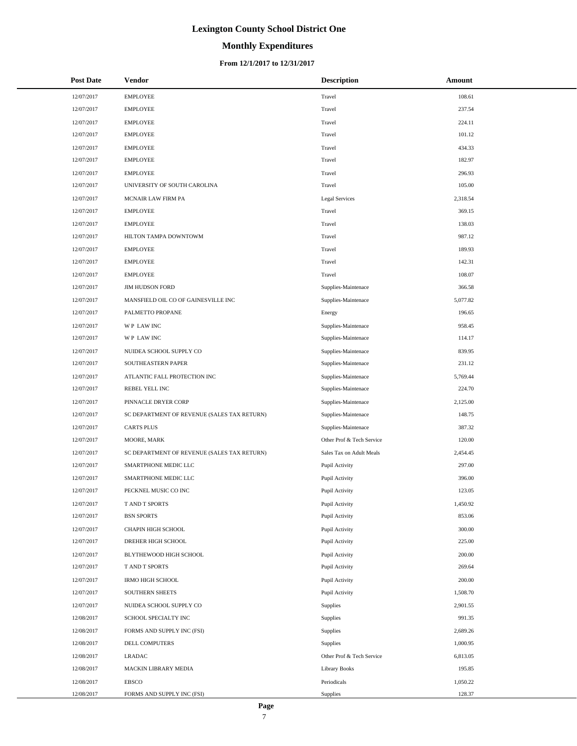# Lexington County School District One

## Monthly Expenditures

### From 12/1/2017 to 12/31/2017

| Post Date | Vendor | Description | Amount |
|---|---|---|---|
| 12/07/2017 | EMPLOYEE | Travel | 108.61 |
| 12/07/2017 | EMPLOYEE | Travel | 237.54 |
| 12/07/2017 | EMPLOYEE | Travel | 224.11 |
| 12/07/2017 | EMPLOYEE | Travel | 101.12 |
| 12/07/2017 | EMPLOYEE | Travel | 434.33 |
| 12/07/2017 | EMPLOYEE | Travel | 182.97 |
| 12/07/2017 | EMPLOYEE | Travel | 296.93 |
| 12/07/2017 | UNIVERSITY OF SOUTH CAROLINA | Travel | 105.00 |
| 12/07/2017 | MCNAIR LAW FIRM PA | Legal Services | 2,318.54 |
| 12/07/2017 | EMPLOYEE | Travel | 369.15 |
| 12/07/2017 | EMPLOYEE | Travel | 138.03 |
| 12/07/2017 | HILTON TAMPA DOWNTOWM | Travel | 987.12 |
| 12/07/2017 | EMPLOYEE | Travel | 189.93 |
| 12/07/2017 | EMPLOYEE | Travel | 142.31 |
| 12/07/2017 | EMPLOYEE | Travel | 108.07 |
| 12/07/2017 | JIM HUDSON FORD | Supplies-Maintenace | 366.58 |
| 12/07/2017 | MANSFIELD OIL CO OF GAINESVILLE INC | Supplies-Maintenace | 5,077.82 |
| 12/07/2017 | PALMETTO PROPANE | Energy | 196.65 |
| 12/07/2017 | W P LAW INC | Supplies-Maintenace | 958.45 |
| 12/07/2017 | W P LAW INC | Supplies-Maintenace | 114.17 |
| 12/07/2017 | NUIDEA SCHOOL SUPPLY CO | Supplies-Maintenace | 839.95 |
| 12/07/2017 | SOUTHEASTERN PAPER | Supplies-Maintenace | 231.12 |
| 12/07/2017 | ATLANTIC FALL PROTECTION INC | Supplies-Maintenace | 5,769.44 |
| 12/07/2017 | REBEL YELL INC | Supplies-Maintenace | 224.70 |
| 12/07/2017 | PINNACLE DRYER CORP | Supplies-Maintenace | 2,125.00 |
| 12/07/2017 | SC DEPARTMENT OF REVENUE (SALES TAX RETURN) | Supplies-Maintenace | 148.75 |
| 12/07/2017 | CARTS PLUS | Supplies-Maintenace | 387.32 |
| 12/07/2017 | MOORE, MARK | Other Prof & Tech Service | 120.00 |
| 12/07/2017 | SC DEPARTMENT OF REVENUE (SALES TAX RETURN) | Sales Tax on Adult Meals | 2,454.45 |
| 12/07/2017 | SMARTPHONE MEDIC LLC | Pupil Activity | 297.00 |
| 12/07/2017 | SMARTPHONE MEDIC LLC | Pupil Activity | 396.00 |
| 12/07/2017 | PECKNEL MUSIC CO INC | Pupil Activity | 123.05 |
| 12/07/2017 | T AND T SPORTS | Pupil Activity | 1,450.92 |
| 12/07/2017 | BSN SPORTS | Pupil Activity | 853.06 |
| 12/07/2017 | CHAPIN HIGH SCHOOL | Pupil Activity | 300.00 |
| 12/07/2017 | DREHER HIGH SCHOOL | Pupil Activity | 225.00 |
| 12/07/2017 | BLYTHEWOOD HIGH SCHOOL | Pupil Activity | 200.00 |
| 12/07/2017 | T AND T SPORTS | Pupil Activity | 269.64 |
| 12/07/2017 | IRMO HIGH SCHOOL | Pupil Activity | 200.00 |
| 12/07/2017 | SOUTHERN SHEETS | Pupil Activity | 1,508.70 |
| 12/07/2017 | NUIDEA SCHOOL SUPPLY CO | Supplies | 2,901.55 |
| 12/08/2017 | SCHOOL SPECIALTY INC | Supplies | 991.35 |
| 12/08/2017 | FORMS AND SUPPLY INC (FSI) | Supplies | 2,689.26 |
| 12/08/2017 | DELL COMPUTERS | Supplies | 1,000.95 |
| 12/08/2017 | LRADAC | Other Prof & Tech Service | 6,813.05 |
| 12/08/2017 | MACKIN LIBRARY MEDIA | Library Books | 195.85 |
| 12/08/2017 | EBSCO | Periodicals | 1,050.22 |
| 12/08/2017 | FORMS AND SUPPLY INC (FSI) | Supplies | 128.37 |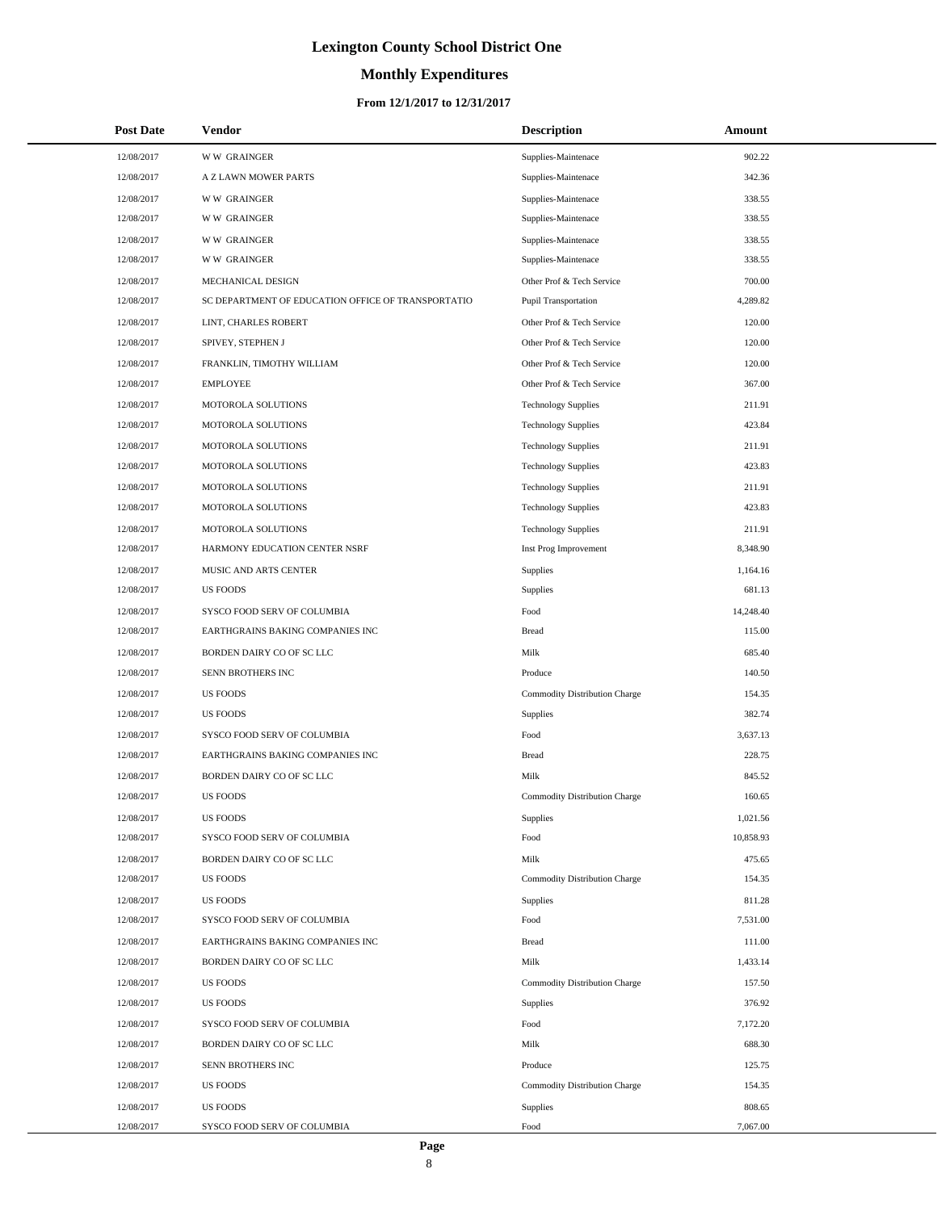# Lexington County School District One

## Monthly Expenditures

### From 12/1/2017 to 12/31/2017

| Post Date | Vendor | Description | Amount |
|---|---|---|---|
| 12/08/2017 | W W GRAINGER | Supplies-Maintenace | 902.22 |
| 12/08/2017 | A Z LAWN MOWER PARTS | Supplies-Maintenace | 342.36 |
| 12/08/2017 | W W GRAINGER | Supplies-Maintenace | 338.55 |
| 12/08/2017 | W W GRAINGER | Supplies-Maintenace | 338.55 |
| 12/08/2017 | W W GRAINGER | Supplies-Maintenace | 338.55 |
| 12/08/2017 | W W GRAINGER | Supplies-Maintenace | 338.55 |
| 12/08/2017 | MECHANICAL DESIGN | Other Prof & Tech Service | 700.00 |
| 12/08/2017 | SC DEPARTMENT OF EDUCATION OFFICE OF TRANSPORTATIO | Pupil Transportation | 4,289.82 |
| 12/08/2017 | LINT, CHARLES ROBERT | Other Prof & Tech Service | 120.00 |
| 12/08/2017 | SPIVEY, STEPHEN J | Other Prof & Tech Service | 120.00 |
| 12/08/2017 | FRANKLIN, TIMOTHY WILLIAM | Other Prof & Tech Service | 120.00 |
| 12/08/2017 | EMPLOYEE | Other Prof & Tech Service | 367.00 |
| 12/08/2017 | MOTOROLA SOLUTIONS | Technology Supplies | 211.91 |
| 12/08/2017 | MOTOROLA SOLUTIONS | Technology Supplies | 423.84 |
| 12/08/2017 | MOTOROLA SOLUTIONS | Technology Supplies | 211.91 |
| 12/08/2017 | MOTOROLA SOLUTIONS | Technology Supplies | 423.83 |
| 12/08/2017 | MOTOROLA SOLUTIONS | Technology Supplies | 211.91 |
| 12/08/2017 | MOTOROLA SOLUTIONS | Technology Supplies | 423.83 |
| 12/08/2017 | MOTOROLA SOLUTIONS | Technology Supplies | 211.91 |
| 12/08/2017 | HARMONY EDUCATION CENTER NSRF | Inst Prog Improvement | 8,348.90 |
| 12/08/2017 | MUSIC AND ARTS CENTER | Supplies | 1,164.16 |
| 12/08/2017 | US FOODS | Supplies | 681.13 |
| 12/08/2017 | SYSCO FOOD SERV OF COLUMBIA | Food | 14,248.40 |
| 12/08/2017 | EARTHGRAINS BAKING COMPANIES INC | Bread | 115.00 |
| 12/08/2017 | BORDEN DAIRY CO OF SC LLC | Milk | 685.40 |
| 12/08/2017 | SENN BROTHERS INC | Produce | 140.50 |
| 12/08/2017 | US FOODS | Commodity Distribution Charge | 154.35 |
| 12/08/2017 | US FOODS | Supplies | 382.74 |
| 12/08/2017 | SYSCO FOOD SERV OF COLUMBIA | Food | 3,637.13 |
| 12/08/2017 | EARTHGRAINS BAKING COMPANIES INC | Bread | 228.75 |
| 12/08/2017 | BORDEN DAIRY CO OF SC LLC | Milk | 845.52 |
| 12/08/2017 | US FOODS | Commodity Distribution Charge | 160.65 |
| 12/08/2017 | US FOODS | Supplies | 1,021.56 |
| 12/08/2017 | SYSCO FOOD SERV OF COLUMBIA | Food | 10,858.93 |
| 12/08/2017 | BORDEN DAIRY CO OF SC LLC | Milk | 475.65 |
| 12/08/2017 | US FOODS | Commodity Distribution Charge | 154.35 |
| 12/08/2017 | US FOODS | Supplies | 811.28 |
| 12/08/2017 | SYSCO FOOD SERV OF COLUMBIA | Food | 7,531.00 |
| 12/08/2017 | EARTHGRAINS BAKING COMPANIES INC | Bread | 111.00 |
| 12/08/2017 | BORDEN DAIRY CO OF SC LLC | Milk | 1,433.14 |
| 12/08/2017 | US FOODS | Commodity Distribution Charge | 157.50 |
| 12/08/2017 | US FOODS | Supplies | 376.92 |
| 12/08/2017 | SYSCO FOOD SERV OF COLUMBIA | Food | 7,172.20 |
| 12/08/2017 | BORDEN DAIRY CO OF SC LLC | Milk | 688.30 |
| 12/08/2017 | SENN BROTHERS INC | Produce | 125.75 |
| 12/08/2017 | US FOODS | Commodity Distribution Charge | 154.35 |
| 12/08/2017 | US FOODS | Supplies | 808.65 |
| 12/08/2017 | SYSCO FOOD SERV OF COLUMBIA | Food | 7,067.00 |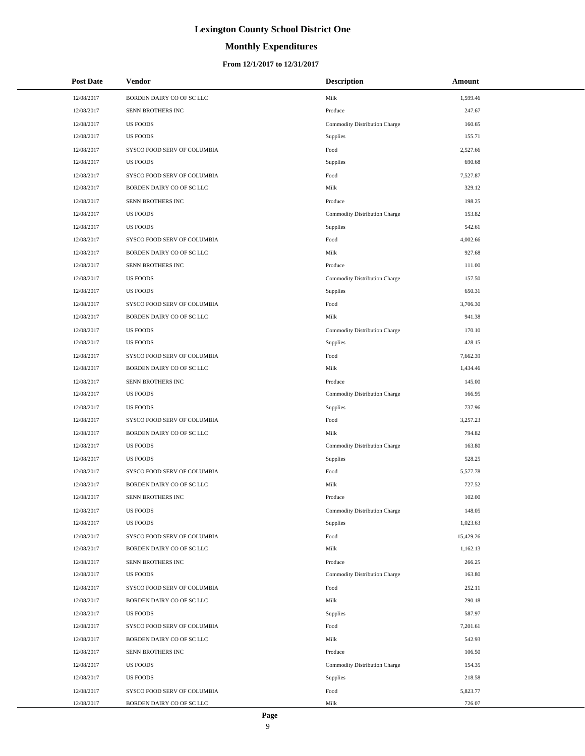# Lexington County School District One

## Monthly Expenditures

### From 12/1/2017 to 12/31/2017

| Post Date | Vendor | Description | Amount |
|---|---|---|---|
| 12/08/2017 | BORDEN DAIRY CO OF SC LLC | Milk | 1,599.46 |
| 12/08/2017 | SENN BROTHERS INC | Produce | 247.67 |
| 12/08/2017 | US FOODS | Commodity Distribution Charge | 160.65 |
| 12/08/2017 | US FOODS | Supplies | 155.71 |
| 12/08/2017 | SYSCO FOOD SERV OF COLUMBIA | Food | 2,527.66 |
| 12/08/2017 | US FOODS | Supplies | 690.68 |
| 12/08/2017 | SYSCO FOOD SERV OF COLUMBIA | Food | 7,527.87 |
| 12/08/2017 | BORDEN DAIRY CO OF SC LLC | Milk | 329.12 |
| 12/08/2017 | SENN BROTHERS INC | Produce | 198.25 |
| 12/08/2017 | US FOODS | Commodity Distribution Charge | 153.82 |
| 12/08/2017 | US FOODS | Supplies | 542.61 |
| 12/08/2017 | SYSCO FOOD SERV OF COLUMBIA | Food | 4,002.66 |
| 12/08/2017 | BORDEN DAIRY CO OF SC LLC | Milk | 927.68 |
| 12/08/2017 | SENN BROTHERS INC | Produce | 111.00 |
| 12/08/2017 | US FOODS | Commodity Distribution Charge | 157.50 |
| 12/08/2017 | US FOODS | Supplies | 650.31 |
| 12/08/2017 | SYSCO FOOD SERV OF COLUMBIA | Food | 3,706.30 |
| 12/08/2017 | BORDEN DAIRY CO OF SC LLC | Milk | 941.38 |
| 12/08/2017 | US FOODS | Commodity Distribution Charge | 170.10 |
| 12/08/2017 | US FOODS | Supplies | 428.15 |
| 12/08/2017 | SYSCO FOOD SERV OF COLUMBIA | Food | 7,662.39 |
| 12/08/2017 | BORDEN DAIRY CO OF SC LLC | Milk | 1,434.46 |
| 12/08/2017 | SENN BROTHERS INC | Produce | 145.00 |
| 12/08/2017 | US FOODS | Commodity Distribution Charge | 166.95 |
| 12/08/2017 | US FOODS | Supplies | 737.96 |
| 12/08/2017 | SYSCO FOOD SERV OF COLUMBIA | Food | 3,257.23 |
| 12/08/2017 | BORDEN DAIRY CO OF SC LLC | Milk | 794.82 |
| 12/08/2017 | US FOODS | Commodity Distribution Charge | 163.80 |
| 12/08/2017 | US FOODS | Supplies | 528.25 |
| 12/08/2017 | SYSCO FOOD SERV OF COLUMBIA | Food | 5,577.78 |
| 12/08/2017 | BORDEN DAIRY CO OF SC LLC | Milk | 727.52 |
| 12/08/2017 | SENN BROTHERS INC | Produce | 102.00 |
| 12/08/2017 | US FOODS | Commodity Distribution Charge | 148.05 |
| 12/08/2017 | US FOODS | Supplies | 1,023.63 |
| 12/08/2017 | SYSCO FOOD SERV OF COLUMBIA | Food | 15,429.26 |
| 12/08/2017 | BORDEN DAIRY CO OF SC LLC | Milk | 1,162.13 |
| 12/08/2017 | SENN BROTHERS INC | Produce | 266.25 |
| 12/08/2017 | US FOODS | Commodity Distribution Charge | 163.80 |
| 12/08/2017 | SYSCO FOOD SERV OF COLUMBIA | Food | 252.11 |
| 12/08/2017 | BORDEN DAIRY CO OF SC LLC | Milk | 290.18 |
| 12/08/2017 | US FOODS | Supplies | 587.97 |
| 12/08/2017 | SYSCO FOOD SERV OF COLUMBIA | Food | 7,201.61 |
| 12/08/2017 | BORDEN DAIRY CO OF SC LLC | Milk | 542.93 |
| 12/08/2017 | SENN BROTHERS INC | Produce | 106.50 |
| 12/08/2017 | US FOODS | Commodity Distribution Charge | 154.35 |
| 12/08/2017 | US FOODS | Supplies | 218.58 |
| 12/08/2017 | SYSCO FOOD SERV OF COLUMBIA | Food | 5,823.77 |
| 12/08/2017 | BORDEN DAIRY CO OF SC LLC | Milk | 726.07 |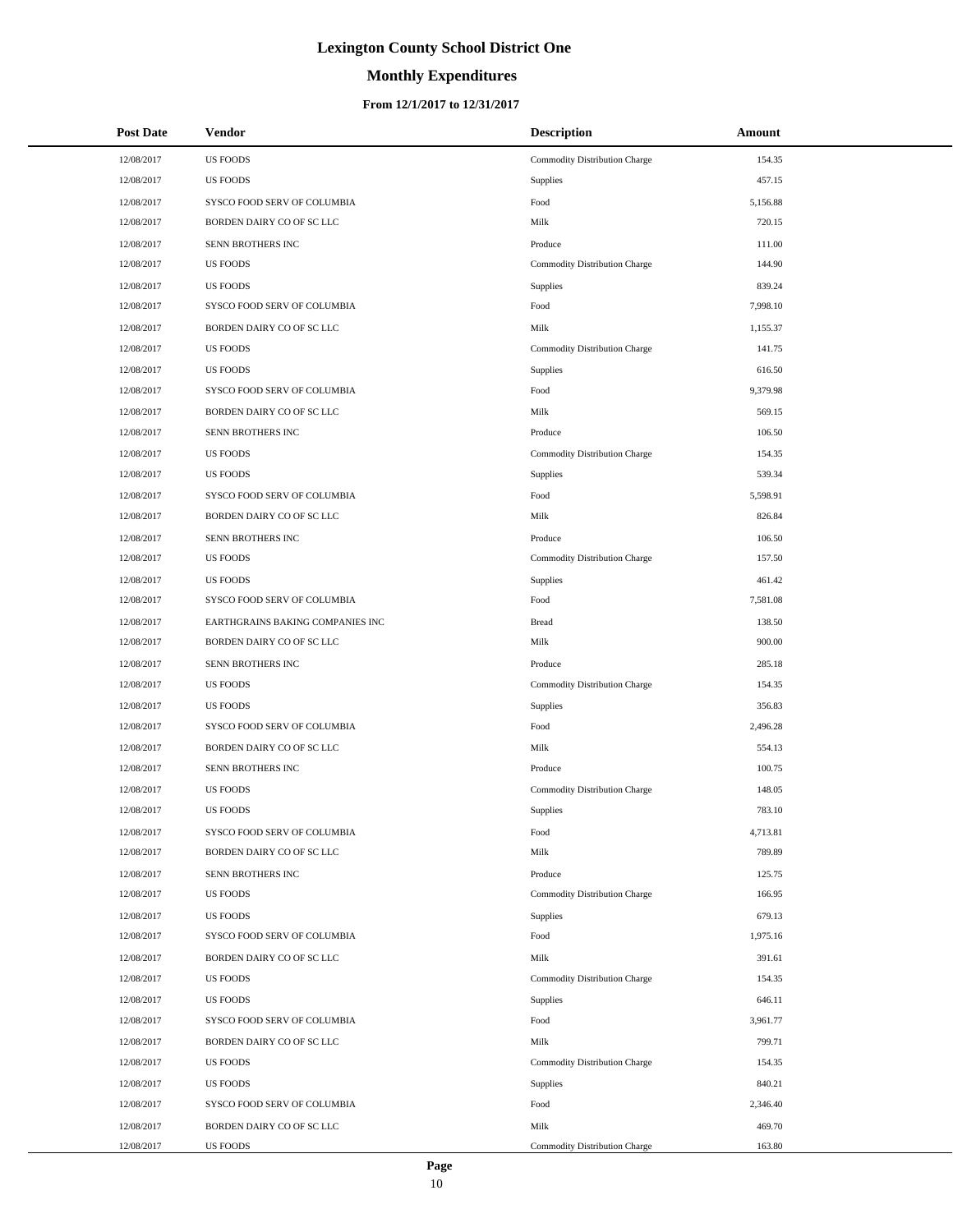# Lexington County School District One

## Monthly Expenditures

### From 12/1/2017 to 12/31/2017

| Post Date | Vendor | Description | Amount |
|---|---|---|---|
| 12/08/2017 | US FOODS | Commodity Distribution Charge | 154.35 |
| 12/08/2017 | US FOODS | Supplies | 457.15 |
| 12/08/2017 | SYSCO FOOD SERV OF COLUMBIA | Food | 5,156.88 |
| 12/08/2017 | BORDEN DAIRY CO OF SC LLC | Milk | 720.15 |
| 12/08/2017 | SENN BROTHERS INC | Produce | 111.00 |
| 12/08/2017 | US FOODS | Commodity Distribution Charge | 144.90 |
| 12/08/2017 | US FOODS | Supplies | 839.24 |
| 12/08/2017 | SYSCO FOOD SERV OF COLUMBIA | Food | 7,998.10 |
| 12/08/2017 | BORDEN DAIRY CO OF SC LLC | Milk | 1,155.37 |
| 12/08/2017 | US FOODS | Commodity Distribution Charge | 141.75 |
| 12/08/2017 | US FOODS | Supplies | 616.50 |
| 12/08/2017 | SYSCO FOOD SERV OF COLUMBIA | Food | 9,379.98 |
| 12/08/2017 | BORDEN DAIRY CO OF SC LLC | Milk | 569.15 |
| 12/08/2017 | SENN BROTHERS INC | Produce | 106.50 |
| 12/08/2017 | US FOODS | Commodity Distribution Charge | 154.35 |
| 12/08/2017 | US FOODS | Supplies | 539.34 |
| 12/08/2017 | SYSCO FOOD SERV OF COLUMBIA | Food | 5,598.91 |
| 12/08/2017 | BORDEN DAIRY CO OF SC LLC | Milk | 826.84 |
| 12/08/2017 | SENN BROTHERS INC | Produce | 106.50 |
| 12/08/2017 | US FOODS | Commodity Distribution Charge | 157.50 |
| 12/08/2017 | US FOODS | Supplies | 461.42 |
| 12/08/2017 | SYSCO FOOD SERV OF COLUMBIA | Food | 7,581.08 |
| 12/08/2017 | EARTHGRAINS BAKING COMPANIES INC | Bread | 138.50 |
| 12/08/2017 | BORDEN DAIRY CO OF SC LLC | Milk | 900.00 |
| 12/08/2017 | SENN BROTHERS INC | Produce | 285.18 |
| 12/08/2017 | US FOODS | Commodity Distribution Charge | 154.35 |
| 12/08/2017 | US FOODS | Supplies | 356.83 |
| 12/08/2017 | SYSCO FOOD SERV OF COLUMBIA | Food | 2,496.28 |
| 12/08/2017 | BORDEN DAIRY CO OF SC LLC | Milk | 554.13 |
| 12/08/2017 | SENN BROTHERS INC | Produce | 100.75 |
| 12/08/2017 | US FOODS | Commodity Distribution Charge | 148.05 |
| 12/08/2017 | US FOODS | Supplies | 783.10 |
| 12/08/2017 | SYSCO FOOD SERV OF COLUMBIA | Food | 4,713.81 |
| 12/08/2017 | BORDEN DAIRY CO OF SC LLC | Milk | 789.89 |
| 12/08/2017 | SENN BROTHERS INC | Produce | 125.75 |
| 12/08/2017 | US FOODS | Commodity Distribution Charge | 166.95 |
| 12/08/2017 | US FOODS | Supplies | 679.13 |
| 12/08/2017 | SYSCO FOOD SERV OF COLUMBIA | Food | 1,975.16 |
| 12/08/2017 | BORDEN DAIRY CO OF SC LLC | Milk | 391.61 |
| 12/08/2017 | US FOODS | Commodity Distribution Charge | 154.35 |
| 12/08/2017 | US FOODS | Supplies | 646.11 |
| 12/08/2017 | SYSCO FOOD SERV OF COLUMBIA | Food | 3,961.77 |
| 12/08/2017 | BORDEN DAIRY CO OF SC LLC | Milk | 799.71 |
| 12/08/2017 | US FOODS | Commodity Distribution Charge | 154.35 |
| 12/08/2017 | US FOODS | Supplies | 840.21 |
| 12/08/2017 | SYSCO FOOD SERV OF COLUMBIA | Food | 2,346.40 |
| 12/08/2017 | BORDEN DAIRY CO OF SC LLC | Milk | 469.70 |
| 12/08/2017 | US FOODS | Commodity Distribution Charge | 163.80 |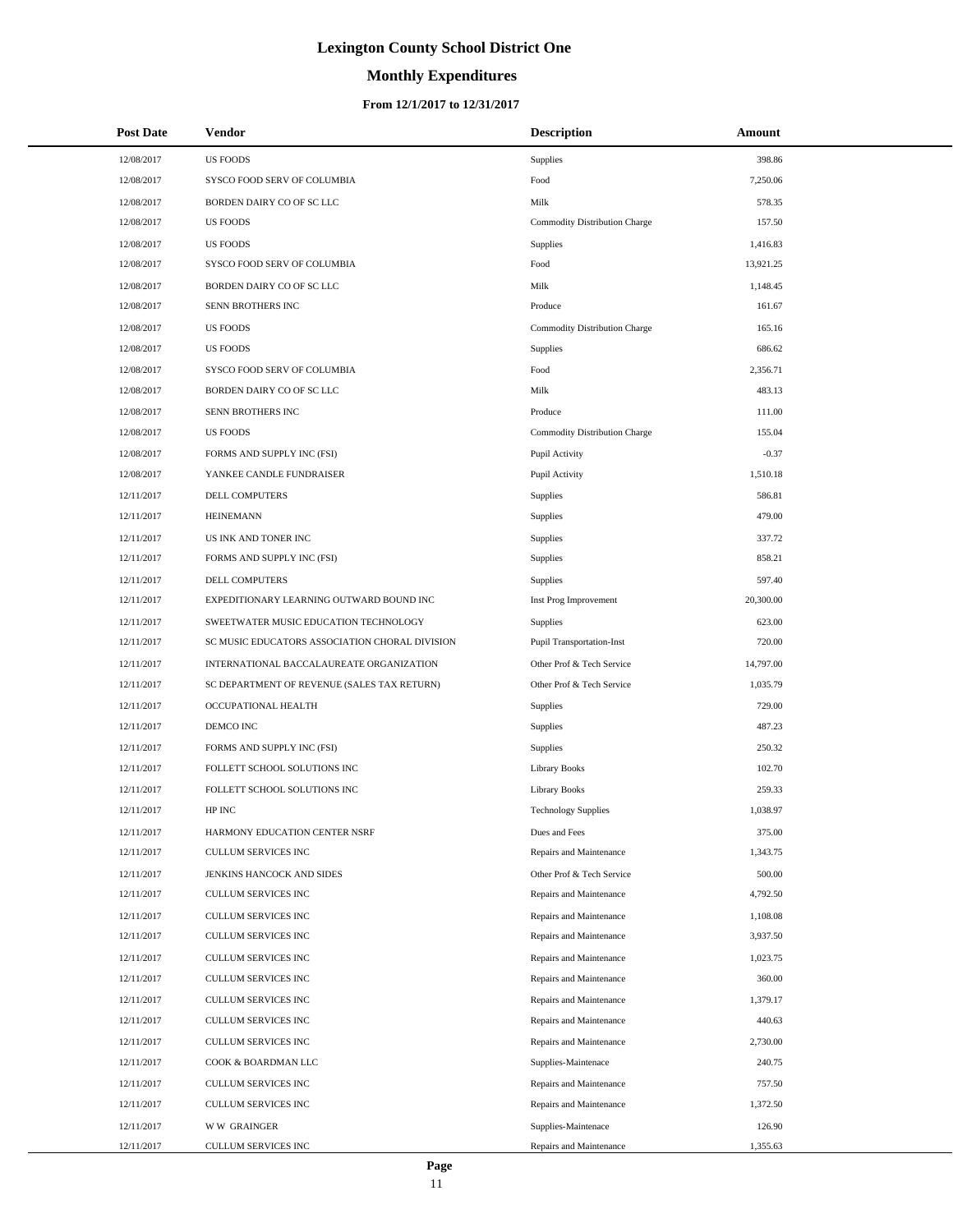# Lexington County School District One

## Monthly Expenditures

### From 12/1/2017 to 12/31/2017

| Post Date | Vendor | Description | Amount |
|---|---|---|---|
| 12/08/2017 | US FOODS | Supplies | 398.86 |
| 12/08/2017 | SYSCO FOOD SERV OF COLUMBIA | Food | 7,250.06 |
| 12/08/2017 | BORDEN DAIRY CO OF SC LLC | Milk | 578.35 |
| 12/08/2017 | US FOODS | Commodity Distribution Charge | 157.50 |
| 12/08/2017 | US FOODS | Supplies | 1,416.83 |
| 12/08/2017 | SYSCO FOOD SERV OF COLUMBIA | Food | 13,921.25 |
| 12/08/2017 | BORDEN DAIRY CO OF SC LLC | Milk | 1,148.45 |
| 12/08/2017 | SENN BROTHERS INC | Produce | 161.67 |
| 12/08/2017 | US FOODS | Commodity Distribution Charge | 165.16 |
| 12/08/2017 | US FOODS | Supplies | 686.62 |
| 12/08/2017 | SYSCO FOOD SERV OF COLUMBIA | Food | 2,356.71 |
| 12/08/2017 | BORDEN DAIRY CO OF SC LLC | Milk | 483.13 |
| 12/08/2017 | SENN BROTHERS INC | Produce | 111.00 |
| 12/08/2017 | US FOODS | Commodity Distribution Charge | 155.04 |
| 12/08/2017 | FORMS AND SUPPLY INC (FSI) | Pupil Activity | -0.37 |
| 12/08/2017 | YANKEE CANDLE FUNDRAISER | Pupil Activity | 1,510.18 |
| 12/11/2017 | DELL COMPUTERS | Supplies | 586.81 |
| 12/11/2017 | HEINEMANN | Supplies | 479.00 |
| 12/11/2017 | US INK AND TONER INC | Supplies | 337.72 |
| 12/11/2017 | FORMS AND SUPPLY INC (FSI) | Supplies | 858.21 |
| 12/11/2017 | DELL COMPUTERS | Supplies | 597.40 |
| 12/11/2017 | EXPEDITIONARY LEARNING OUTWARD BOUND INC | Inst Prog Improvement | 20,300.00 |
| 12/11/2017 | SWEETWATER MUSIC EDUCATION TECHNOLOGY | Supplies | 623.00 |
| 12/11/2017 | SC MUSIC EDUCATORS ASSOCIATION CHORAL DIVISION | Pupil Transportation-Inst | 720.00 |
| 12/11/2017 | INTERNATIONAL BACCALAUREATE ORGANIZATION | Other Prof & Tech Service | 14,797.00 |
| 12/11/2017 | SC DEPARTMENT OF REVENUE (SALES TAX RETURN) | Other Prof & Tech Service | 1,035.79 |
| 12/11/2017 | OCCUPATIONAL HEALTH | Supplies | 729.00 |
| 12/11/2017 | DEMCO INC | Supplies | 487.23 |
| 12/11/2017 | FORMS AND SUPPLY INC (FSI) | Supplies | 250.32 |
| 12/11/2017 | FOLLETT SCHOOL SOLUTIONS INC | Library Books | 102.70 |
| 12/11/2017 | FOLLETT SCHOOL SOLUTIONS INC | Library Books | 259.33 |
| 12/11/2017 | HP INC | Technology Supplies | 1,038.97 |
| 12/11/2017 | HARMONY EDUCATION CENTER NSRF | Dues and Fees | 375.00 |
| 12/11/2017 | CULLUM SERVICES INC | Repairs and Maintenance | 1,343.75 |
| 12/11/2017 | JENKINS HANCOCK AND SIDES | Other Prof & Tech Service | 500.00 |
| 12/11/2017 | CULLUM SERVICES INC | Repairs and Maintenance | 4,792.50 |
| 12/11/2017 | CULLUM SERVICES INC | Repairs and Maintenance | 1,108.08 |
| 12/11/2017 | CULLUM SERVICES INC | Repairs and Maintenance | 3,937.50 |
| 12/11/2017 | CULLUM SERVICES INC | Repairs and Maintenance | 1,023.75 |
| 12/11/2017 | CULLUM SERVICES INC | Repairs and Maintenance | 360.00 |
| 12/11/2017 | CULLUM SERVICES INC | Repairs and Maintenance | 1,379.17 |
| 12/11/2017 | CULLUM SERVICES INC | Repairs and Maintenance | 440.63 |
| 12/11/2017 | CULLUM SERVICES INC | Repairs and Maintenance | 2,730.00 |
| 12/11/2017 | COOK & BOARDMAN LLC | Supplies-Maintenace | 240.75 |
| 12/11/2017 | CULLUM SERVICES INC | Repairs and Maintenance | 757.50 |
| 12/11/2017 | CULLUM SERVICES INC | Repairs and Maintenance | 1,372.50 |
| 12/11/2017 | W W GRAINGER | Supplies-Maintenace | 126.90 |
| 12/11/2017 | CULLUM SERVICES INC | Repairs and Maintenance | 1,355.63 |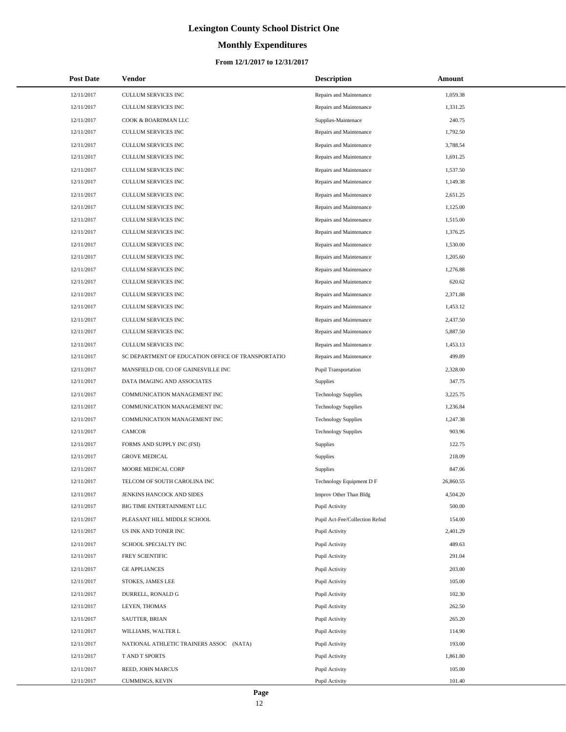# Lexington County School District One

## Monthly Expenditures

### From 12/1/2017 to 12/31/2017

| Post Date | Vendor | Description | Amount |
|---|---|---|---|
| 12/11/2017 | CULLUM SERVICES INC | Repairs and Maintenance | 1,059.38 |
| 12/11/2017 | CULLUM SERVICES INC | Repairs and Maintenance | 1,331.25 |
| 12/11/2017 | COOK & BOARDMAN LLC | Supplies-Maintenace | 240.75 |
| 12/11/2017 | CULLUM SERVICES INC | Repairs and Maintenance | 1,792.50 |
| 12/11/2017 | CULLUM SERVICES INC | Repairs and Maintenance | 3,788.54 |
| 12/11/2017 | CULLUM SERVICES INC | Repairs and Maintenance | 1,691.25 |
| 12/11/2017 | CULLUM SERVICES INC | Repairs and Maintenance | 1,537.50 |
| 12/11/2017 | CULLUM SERVICES INC | Repairs and Maintenance | 1,149.38 |
| 12/11/2017 | CULLUM SERVICES INC | Repairs and Maintenance | 2,651.25 |
| 12/11/2017 | CULLUM SERVICES INC | Repairs and Maintenance | 1,125.00 |
| 12/11/2017 | CULLUM SERVICES INC | Repairs and Maintenance | 1,515.00 |
| 12/11/2017 | CULLUM SERVICES INC | Repairs and Maintenance | 1,376.25 |
| 12/11/2017 | CULLUM SERVICES INC | Repairs and Maintenance | 1,530.00 |
| 12/11/2017 | CULLUM SERVICES INC | Repairs and Maintenance | 1,205.60 |
| 12/11/2017 | CULLUM SERVICES INC | Repairs and Maintenance | 1,276.88 |
| 12/11/2017 | CULLUM SERVICES INC | Repairs and Maintenance | 620.62 |
| 12/11/2017 | CULLUM SERVICES INC | Repairs and Maintenance | 2,371.88 |
| 12/11/2017 | CULLUM SERVICES INC | Repairs and Maintenance | 1,453.12 |
| 12/11/2017 | CULLUM SERVICES INC | Repairs and Maintenance | 2,437.50 |
| 12/11/2017 | CULLUM SERVICES INC | Repairs and Maintenance | 5,887.50 |
| 12/11/2017 | CULLUM SERVICES INC | Repairs and Maintenance | 1,453.13 |
| 12/11/2017 | SC DEPARTMENT OF EDUCATION OFFICE OF TRANSPORTATIO | Repairs and Maintenance | 499.89 |
| 12/11/2017 | MANSFIELD OIL CO OF GAINESVILLE INC | Pupil Transportation | 2,328.00 |
| 12/11/2017 | DATA IMAGING AND ASSOCIATES | Supplies | 347.75 |
| 12/11/2017 | COMMUNICATION MANAGEMENT INC | Technology Supplies | 3,225.75 |
| 12/11/2017 | COMMUNICATION MANAGEMENT INC | Technology Supplies | 1,236.84 |
| 12/11/2017 | COMMUNICATION MANAGEMENT INC | Technology Supplies | 1,247.38 |
| 12/11/2017 | CAMCOR | Technology Supplies | 903.96 |
| 12/11/2017 | FORMS AND SUPPLY INC (FSI) | Supplies | 122.75 |
| 12/11/2017 | GROVE MEDICAL | Supplies | 218.09 |
| 12/11/2017 | MOORE MEDICAL CORP | Supplies | 847.06 |
| 12/11/2017 | TELCOM OF SOUTH CAROLINA INC | Technology Equipment D F | 26,860.55 |
| 12/11/2017 | JENKINS HANCOCK AND SIDES | Improv Other Than Bldg | 4,504.20 |
| 12/11/2017 | BIG TIME ENTERTAINMENT LLC | Pupil Activity | 500.00 |
| 12/11/2017 | PLEASANT HILL MIDDLE SCHOOL | Pupil Act-Fee/Collection Refnd | 154.00 |
| 12/11/2017 | US INK AND TONER INC | Pupil Activity | 2,401.29 |
| 12/11/2017 | SCHOOL SPECIALTY INC | Pupil Activity | 489.63 |
| 12/11/2017 | FREY SCIENTIFIC | Pupil Activity | 291.04 |
| 12/11/2017 | GE APPLIANCES | Pupil Activity | 203.00 |
| 12/11/2017 | STOKES, JAMES LEE | Pupil Activity | 105.00 |
| 12/11/2017 | DURRELL, RONALD G | Pupil Activity | 102.30 |
| 12/11/2017 | LEYEN, THOMAS | Pupil Activity | 262.50 |
| 12/11/2017 | SAUTTER, BRIAN | Pupil Activity | 265.20 |
| 12/11/2017 | WILLIAMS, WALTER L | Pupil Activity | 114.90 |
| 12/11/2017 | NATIONAL ATHLETIC TRAINERS ASSOC (NATA) | Pupil Activity | 193.00 |
| 12/11/2017 | T AND T SPORTS | Pupil Activity | 1,861.80 |
| 12/11/2017 | REED, JOHN MARCUS | Pupil Activity | 105.00 |
| 12/11/2017 | CUMMINGS, KEVIN | Pupil Activity | 101.40 |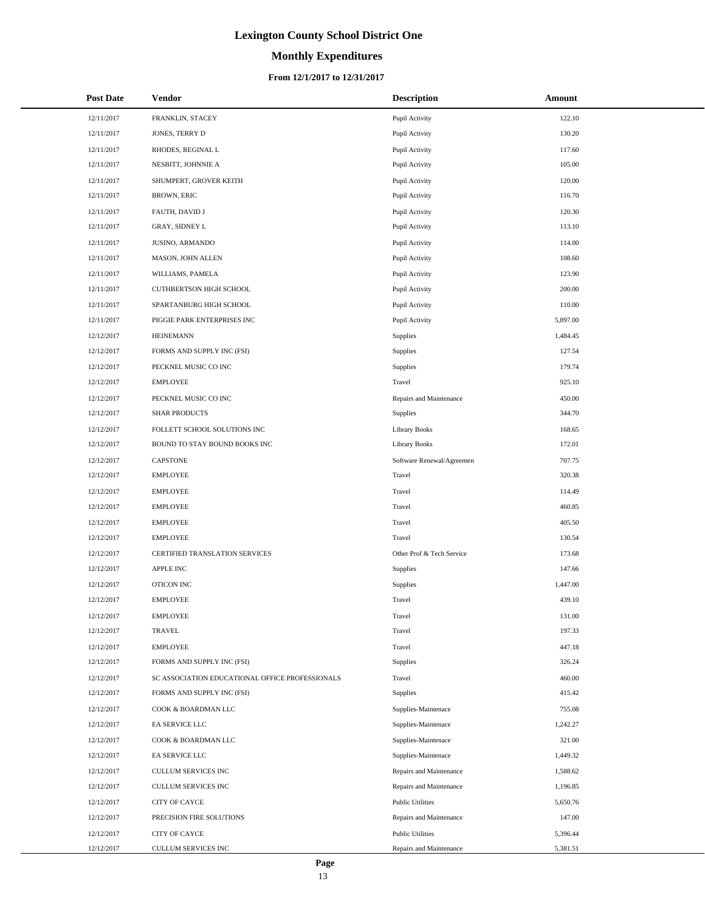# Lexington County School District One

## Monthly Expenditures

### From 12/1/2017 to 12/31/2017

| Post Date | Vendor | Description | Amount |
|---|---|---|---|
| 12/11/2017 | FRANKLIN, STACEY | Pupil Activity | 122.10 |
| 12/11/2017 | JONES, TERRY D | Pupil Activity | 130.20 |
| 12/11/2017 | RHODES, REGINAL L | Pupil Activity | 117.60 |
| 12/11/2017 | NESBITT, JOHNNIE A | Pupil Activity | 105.00 |
| 12/11/2017 | SHUMPERT, GROVER KEITH | Pupil Activity | 120.00 |
| 12/11/2017 | BROWN, ERIC | Pupil Activity | 116.70 |
| 12/11/2017 | FAUTH, DAVID J | Pupil Activity | 120.30 |
| 12/11/2017 | GRAY, SIDNEY L | Pupil Activity | 113.10 |
| 12/11/2017 | JUSINO, ARMANDO | Pupil Activity | 114.00 |
| 12/11/2017 | MASON, JOHN ALLEN | Pupil Activity | 108.60 |
| 12/11/2017 | WILLIAMS, PAMELA | Pupil Activity | 123.90 |
| 12/11/2017 | CUTHBERTSON HIGH SCHOOL | Pupil Activity | 200.00 |
| 12/11/2017 | SPARTANBURG HIGH SCHOOL | Pupil Activity | 110.00 |
| 12/11/2017 | PIGGIE PARK ENTERPRISES INC | Pupil Activity | 5,897.00 |
| 12/12/2017 | HEINEMANN | Supplies | 1,484.45 |
| 12/12/2017 | FORMS AND SUPPLY INC (FSI) | Supplies | 127.54 |
| 12/12/2017 | PECKNEL MUSIC CO INC | Supplies | 179.74 |
| 12/12/2017 | EMPLOYEE | Travel | 925.10 |
| 12/12/2017 | PECKNEL MUSIC CO INC | Repairs and Maintenance | 450.00 |
| 12/12/2017 | SHAR PRODUCTS | Supplies | 344.70 |
| 12/12/2017 | FOLLETT SCHOOL SOLUTIONS INC | Library Books | 168.65 |
| 12/12/2017 | BOUND TO STAY BOUND BOOKS INC | Library Books | 172.01 |
| 12/12/2017 | CAPSTONE | Software Renewal/Agreemen | 707.75 |
| 12/12/2017 | EMPLOYEE | Travel | 320.38 |
| 12/12/2017 | EMPLOYEE | Travel | 114.49 |
| 12/12/2017 | EMPLOYEE | Travel | 460.85 |
| 12/12/2017 | EMPLOYEE | Travel | 405.50 |
| 12/12/2017 | EMPLOYEE | Travel | 130.54 |
| 12/12/2017 | CERTIFIED TRANSLATION SERVICES | Other Prof & Tech Service | 173.68 |
| 12/12/2017 | APPLE INC | Supplies | 147.66 |
| 12/12/2017 | OTICON INC | Supplies | 1,447.00 |
| 12/12/2017 | EMPLOYEE | Travel | 439.10 |
| 12/12/2017 | EMPLOYEE | Travel | 131.00 |
| 12/12/2017 | TRAVEL | Travel | 197.33 |
| 12/12/2017 | EMPLOYEE | Travel | 447.18 |
| 12/12/2017 | FORMS AND SUPPLY INC (FSI) | Supplies | 326.24 |
| 12/12/2017 | SC ASSOCIATION EDUCATIONAL OFFICE PROFESSIONALS | Travel | 460.00 |
| 12/12/2017 | FORMS AND SUPPLY INC (FSI) | Supplies | 415.42 |
| 12/12/2017 | COOK & BOARDMAN LLC | Supplies-Maintenace | 755.08 |
| 12/12/2017 | EA SERVICE LLC | Supplies-Maintenace | 1,242.27 |
| 12/12/2017 | COOK & BOARDMAN LLC | Supplies-Maintenace | 321.00 |
| 12/12/2017 | EA SERVICE LLC | Supplies-Maintenace | 1,449.32 |
| 12/12/2017 | CULLUM SERVICES INC | Repairs and Maintenance | 1,588.62 |
| 12/12/2017 | CULLUM SERVICES INC | Repairs and Maintenance | 1,196.85 |
| 12/12/2017 | CITY OF CAYCE | Public Utilities | 5,650.76 |
| 12/12/2017 | PRECISION FIRE SOLUTIONS | Repairs and Maintenance | 147.00 |
| 12/12/2017 | CITY OF CAYCE | Public Utilities | 5,396.44 |
| 12/12/2017 | CULLUM SERVICES INC | Repairs and Maintenance | 5,381.51 |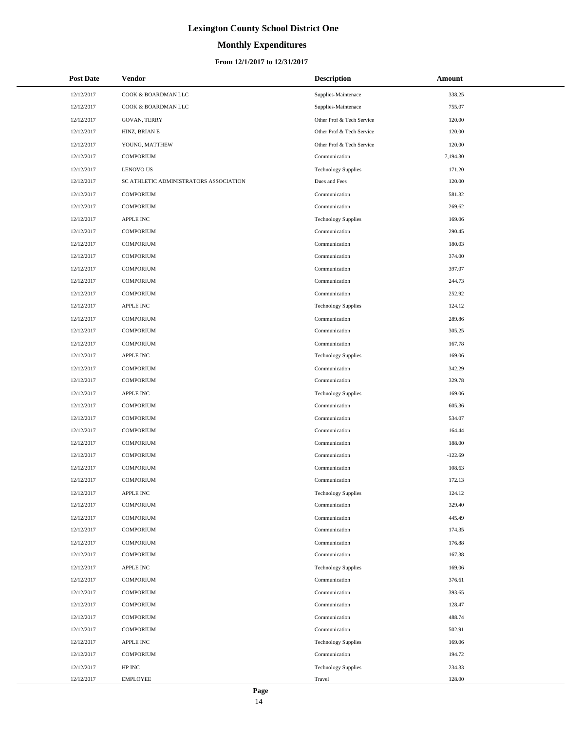# Lexington County School District One

## Monthly Expenditures

### From 12/1/2017 to 12/31/2017

| Post Date | Vendor | Description | Amount |
|---|---|---|---|
| 12/12/2017 | COOK & BOARDMAN LLC | Supplies-Maintenace | 338.25 |
| 12/12/2017 | COOK & BOARDMAN LLC | Supplies-Maintenace | 755.07 |
| 12/12/2017 | GOVAN, TERRY | Other Prof & Tech Service | 120.00 |
| 12/12/2017 | HINZ, BRIAN E | Other Prof & Tech Service | 120.00 |
| 12/12/2017 | YOUNG, MATTHEW | Other Prof & Tech Service | 120.00 |
| 12/12/2017 | COMPORIUM | Communication | 7,194.30 |
| 12/12/2017 | LENOVO US | Technology Supplies | 171.20 |
| 12/12/2017 | SC ATHLETIC ADMINISTRATORS ASSOCIATION | Dues and Fees | 120.00 |
| 12/12/2017 | COMPORIUM | Communication | 581.32 |
| 12/12/2017 | COMPORIUM | Communication | 269.62 |
| 12/12/2017 | APPLE INC | Technology Supplies | 169.06 |
| 12/12/2017 | COMPORIUM | Communication | 290.45 |
| 12/12/2017 | COMPORIUM | Communication | 180.03 |
| 12/12/2017 | COMPORIUM | Communication | 374.00 |
| 12/12/2017 | COMPORIUM | Communication | 397.07 |
| 12/12/2017 | COMPORIUM | Communication | 244.73 |
| 12/12/2017 | COMPORIUM | Communication | 252.92 |
| 12/12/2017 | APPLE INC | Technology Supplies | 124.12 |
| 12/12/2017 | COMPORIUM | Communication | 289.86 |
| 12/12/2017 | COMPORIUM | Communication | 305.25 |
| 12/12/2017 | COMPORIUM | Communication | 167.78 |
| 12/12/2017 | APPLE INC | Technology Supplies | 169.06 |
| 12/12/2017 | COMPORIUM | Communication | 342.29 |
| 12/12/2017 | COMPORIUM | Communication | 329.78 |
| 12/12/2017 | APPLE INC | Technology Supplies | 169.06 |
| 12/12/2017 | COMPORIUM | Communication | 605.36 |
| 12/12/2017 | COMPORIUM | Communication | 534.07 |
| 12/12/2017 | COMPORIUM | Communication | 164.44 |
| 12/12/2017 | COMPORIUM | Communication | 188.00 |
| 12/12/2017 | COMPORIUM | Communication | -122.69 |
| 12/12/2017 | COMPORIUM | Communication | 108.63 |
| 12/12/2017 | COMPORIUM | Communication | 172.13 |
| 12/12/2017 | APPLE INC | Technology Supplies | 124.12 |
| 12/12/2017 | COMPORIUM | Communication | 329.40 |
| 12/12/2017 | COMPORIUM | Communication | 445.49 |
| 12/12/2017 | COMPORIUM | Communication | 174.35 |
| 12/12/2017 | COMPORIUM | Communication | 176.88 |
| 12/12/2017 | COMPORIUM | Communication | 167.38 |
| 12/12/2017 | APPLE INC | Technology Supplies | 169.06 |
| 12/12/2017 | COMPORIUM | Communication | 376.61 |
| 12/12/2017 | COMPORIUM | Communication | 393.65 |
| 12/12/2017 | COMPORIUM | Communication | 128.47 |
| 12/12/2017 | COMPORIUM | Communication | 488.74 |
| 12/12/2017 | COMPORIUM | Communication | 502.91 |
| 12/12/2017 | APPLE INC | Technology Supplies | 169.06 |
| 12/12/2017 | COMPORIUM | Communication | 194.72 |
| 12/12/2017 | HP INC | Technology Supplies | 234.33 |
| 12/12/2017 | EMPLOYEE | Travel | 128.00 |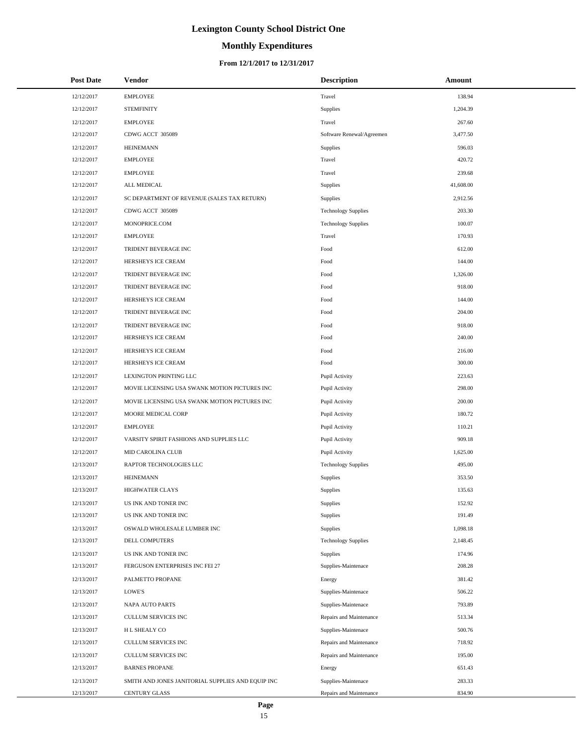# Lexington County School District One

## Monthly Expenditures

### From 12/1/2017 to 12/31/2017

| Post Date | Vendor | Description | Amount |
| --- | --- | --- | --- |
| 12/12/2017 | EMPLOYEE | Travel | 138.94 |
| 12/12/2017 | STEMFINITY | Supplies | 1,204.39 |
| 12/12/2017 | EMPLOYEE | Travel | 267.60 |
| 12/12/2017 | CDWG ACCT 305089 | Software Renewal/Agreemen | 3,477.50 |
| 12/12/2017 | HEINEMANN | Supplies | 596.03 |
| 12/12/2017 | EMPLOYEE | Travel | 420.72 |
| 12/12/2017 | EMPLOYEE | Travel | 239.68 |
| 12/12/2017 | ALL MEDICAL | Supplies | 41,608.00 |
| 12/12/2017 | SC DEPARTMENT OF REVENUE (SALES TAX RETURN) | Supplies | 2,912.56 |
| 12/12/2017 | CDWG ACCT 305089 | Technology Supplies | 203.30 |
| 12/12/2017 | MONOPRICE.COM | Technology Supplies | 100.07 |
| 12/12/2017 | EMPLOYEE | Travel | 170.93 |
| 12/12/2017 | TRIDENT BEVERAGE INC | Food | 612.00 |
| 12/12/2017 | HERSHEYS ICE CREAM | Food | 144.00 |
| 12/12/2017 | TRIDENT BEVERAGE INC | Food | 1,326.00 |
| 12/12/2017 | TRIDENT BEVERAGE INC | Food | 918.00 |
| 12/12/2017 | HERSHEYS ICE CREAM | Food | 144.00 |
| 12/12/2017 | TRIDENT BEVERAGE INC | Food | 204.00 |
| 12/12/2017 | TRIDENT BEVERAGE INC | Food | 918.00 |
| 12/12/2017 | HERSHEYS ICE CREAM | Food | 240.00 |
| 12/12/2017 | HERSHEYS ICE CREAM | Food | 216.00 |
| 12/12/2017 | HERSHEYS ICE CREAM | Food | 300.00 |
| 12/12/2017 | LEXINGTON PRINTING LLC | Pupil Activity | 223.63 |
| 12/12/2017 | MOVIE LICENSING USA SWANK MOTION PICTURES INC | Pupil Activity | 298.00 |
| 12/12/2017 | MOVIE LICENSING USA SWANK MOTION PICTURES INC | Pupil Activity | 200.00 |
| 12/12/2017 | MOORE MEDICAL CORP | Pupil Activity | 180.72 |
| 12/12/2017 | EMPLOYEE | Pupil Activity | 110.21 |
| 12/12/2017 | VARSITY SPIRIT FASHIONS AND SUPPLIES LLC | Pupil Activity | 909.18 |
| 12/12/2017 | MID CAROLINA CLUB | Pupil Activity | 1,625.00 |
| 12/13/2017 | RAPTOR TECHNOLOGIES LLC | Technology Supplies | 495.00 |
| 12/13/2017 | HEINEMANN | Supplies | 353.50 |
| 12/13/2017 | HIGHWATER CLAYS | Supplies | 135.63 |
| 12/13/2017 | US INK AND TONER INC | Supplies | 152.92 |
| 12/13/2017 | US INK AND TONER INC | Supplies | 191.49 |
| 12/13/2017 | OSWALD WHOLESALE LUMBER INC | Supplies | 1,098.18 |
| 12/13/2017 | DELL COMPUTERS | Technology Supplies | 2,148.45 |
| 12/13/2017 | US INK AND TONER INC | Supplies | 174.96 |
| 12/13/2017 | FERGUSON ENTERPRISES INC FEI 27 | Supplies-Maintenace | 208.28 |
| 12/13/2017 | PALMETTO PROPANE | Energy | 381.42 |
| 12/13/2017 | LOWE'S | Supplies-Maintenace | 506.22 |
| 12/13/2017 | NAPA AUTO PARTS | Supplies-Maintenace | 793.89 |
| 12/13/2017 | CULLUM SERVICES INC | Repairs and Maintenance | 513.34 |
| 12/13/2017 | H L SHEALY CO | Supplies-Maintenace | 500.76 |
| 12/13/2017 | CULLUM SERVICES INC | Repairs and Maintenance | 718.92 |
| 12/13/2017 | CULLUM SERVICES INC | Repairs and Maintenance | 195.00 |
| 12/13/2017 | BARNES PROPANE | Energy | 651.43 |
| 12/13/2017 | SMITH AND JONES JANITORIAL SUPPLIES AND EQUIP INC | Supplies-Maintenace | 283.33 |
| 12/13/2017 | CENTURY GLASS | Repairs and Maintenance | 834.90 |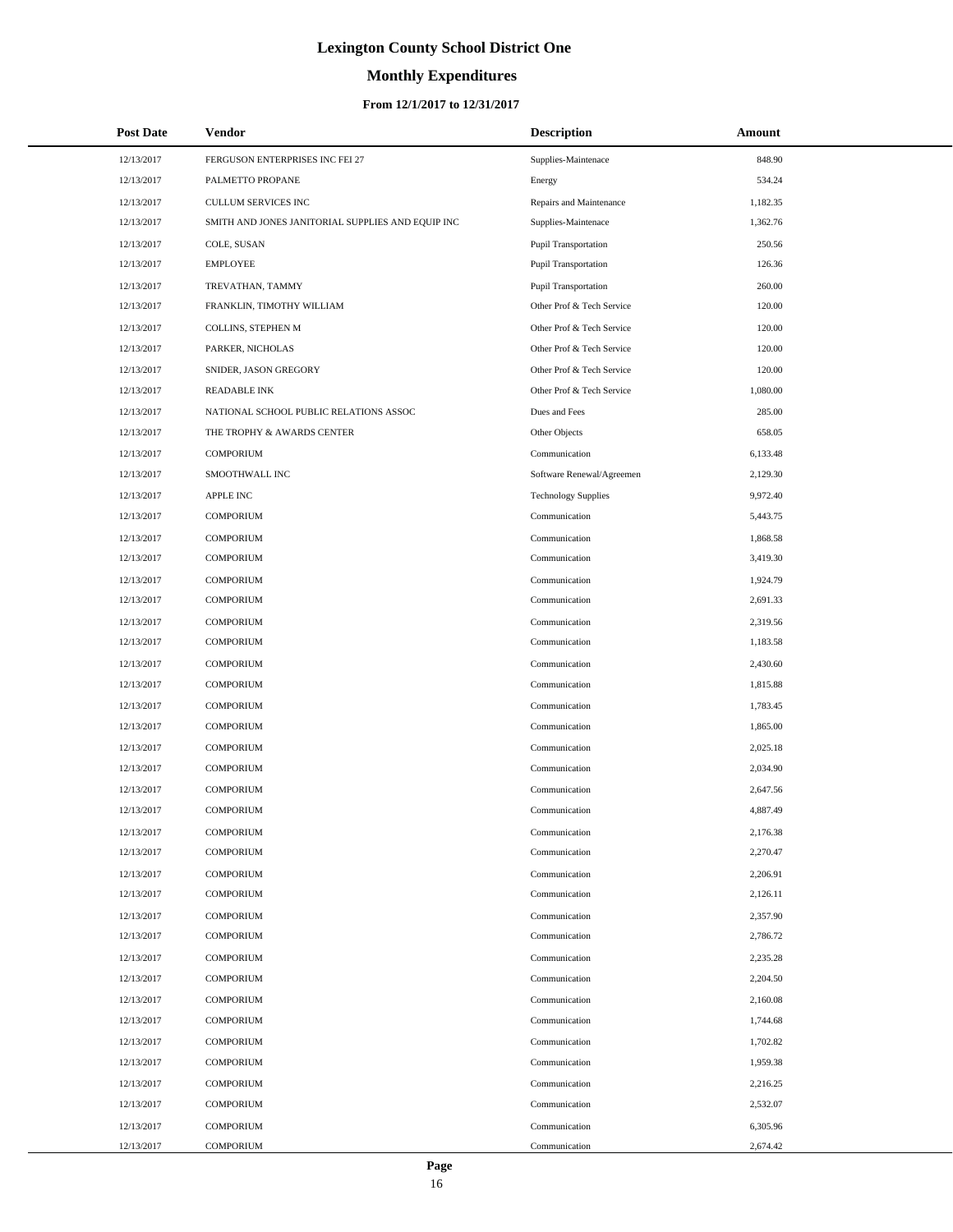# Lexington County School District One

## Monthly Expenditures

### From 12/1/2017 to 12/31/2017

| Post Date | Vendor | Description | Amount |
| --- | --- | --- | --- |
| 12/13/2017 | FERGUSON ENTERPRISES INC FEI 27 | Supplies-Maintenace | 848.90 |
| 12/13/2017 | PALMETTO PROPANE | Energy | 534.24 |
| 12/13/2017 | CULLUM SERVICES INC | Repairs and Maintenance | 1,182.35 |
| 12/13/2017 | SMITH AND JONES JANITORIAL SUPPLIES AND EQUIP INC | Supplies-Maintenace | 1,362.76 |
| 12/13/2017 | COLE, SUSAN | Pupil Transportation | 250.56 |
| 12/13/2017 | EMPLOYEE | Pupil Transportation | 126.36 |
| 12/13/2017 | TREVATHAN, TAMMY | Pupil Transportation | 260.00 |
| 12/13/2017 | FRANKLIN, TIMOTHY WILLIAM | Other Prof & Tech Service | 120.00 |
| 12/13/2017 | COLLINS, STEPHEN M | Other Prof & Tech Service | 120.00 |
| 12/13/2017 | PARKER, NICHOLAS | Other Prof & Tech Service | 120.00 |
| 12/13/2017 | SNIDER, JASON GREGORY | Other Prof & Tech Service | 120.00 |
| 12/13/2017 | READABLE INK | Other Prof & Tech Service | 1,080.00 |
| 12/13/2017 | NATIONAL SCHOOL PUBLIC RELATIONS ASSOC | Dues and Fees | 285.00 |
| 12/13/2017 | THE TROPHY & AWARDS CENTER | Other Objects | 658.05 |
| 12/13/2017 | COMPORIUM | Communication | 6,133.48 |
| 12/13/2017 | SMOOTHWALL INC | Software Renewal/Agreemen | 2,129.30 |
| 12/13/2017 | APPLE INC | Technology Supplies | 9,972.40 |
| 12/13/2017 | COMPORIUM | Communication | 5,443.75 |
| 12/13/2017 | COMPORIUM | Communication | 1,868.58 |
| 12/13/2017 | COMPORIUM | Communication | 3,419.30 |
| 12/13/2017 | COMPORIUM | Communication | 1,924.79 |
| 12/13/2017 | COMPORIUM | Communication | 2,691.33 |
| 12/13/2017 | COMPORIUM | Communication | 2,319.56 |
| 12/13/2017 | COMPORIUM | Communication | 1,183.58 |
| 12/13/2017 | COMPORIUM | Communication | 2,430.60 |
| 12/13/2017 | COMPORIUM | Communication | 1,815.88 |
| 12/13/2017 | COMPORIUM | Communication | 1,783.45 |
| 12/13/2017 | COMPORIUM | Communication | 1,865.00 |
| 12/13/2017 | COMPORIUM | Communication | 2,025.18 |
| 12/13/2017 | COMPORIUM | Communication | 2,034.90 |
| 12/13/2017 | COMPORIUM | Communication | 2,647.56 |
| 12/13/2017 | COMPORIUM | Communication | 4,887.49 |
| 12/13/2017 | COMPORIUM | Communication | 2,176.38 |
| 12/13/2017 | COMPORIUM | Communication | 2,270.47 |
| 12/13/2017 | COMPORIUM | Communication | 2,206.91 |
| 12/13/2017 | COMPORIUM | Communication | 2,126.11 |
| 12/13/2017 | COMPORIUM | Communication | 2,357.90 |
| 12/13/2017 | COMPORIUM | Communication | 2,786.72 |
| 12/13/2017 | COMPORIUM | Communication | 2,235.28 |
| 12/13/2017 | COMPORIUM | Communication | 2,204.50 |
| 12/13/2017 | COMPORIUM | Communication | 2,160.08 |
| 12/13/2017 | COMPORIUM | Communication | 1,744.68 |
| 12/13/2017 | COMPORIUM | Communication | 1,702.82 |
| 12/13/2017 | COMPORIUM | Communication | 1,959.38 |
| 12/13/2017 | COMPORIUM | Communication | 2,216.25 |
| 12/13/2017 | COMPORIUM | Communication | 2,532.07 |
| 12/13/2017 | COMPORIUM | Communication | 6,305.96 |
| 12/13/2017 | COMPORIUM | Communication | 2,674.42 |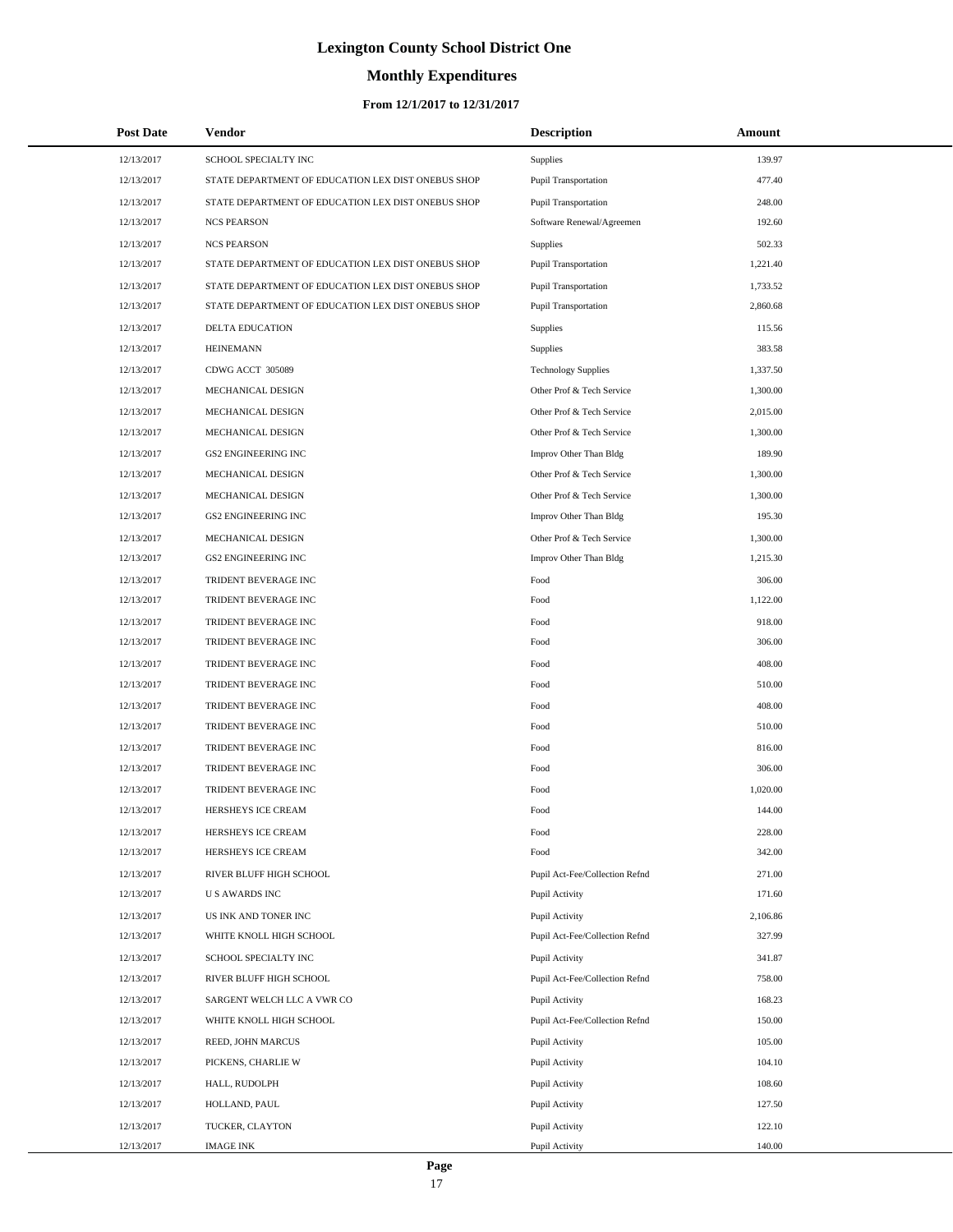# Lexington County School District One

## Monthly Expenditures

### From 12/1/2017 to 12/31/2017

| Post Date | Vendor | Description | Amount |
|---|---|---|---|
| 12/13/2017 | SCHOOL SPECIALTY INC | Supplies | 139.97 |
| 12/13/2017 | STATE DEPARTMENT OF EDUCATION LEX DIST ONEBUS SHOP | Pupil Transportation | 477.40 |
| 12/13/2017 | STATE DEPARTMENT OF EDUCATION LEX DIST ONEBUS SHOP | Pupil Transportation | 248.00 |
| 12/13/2017 | NCS PEARSON | Software Renewal/Agreemen | 192.60 |
| 12/13/2017 | NCS PEARSON | Supplies | 502.33 |
| 12/13/2017 | STATE DEPARTMENT OF EDUCATION LEX DIST ONEBUS SHOP | Pupil Transportation | 1,221.40 |
| 12/13/2017 | STATE DEPARTMENT OF EDUCATION LEX DIST ONEBUS SHOP | Pupil Transportation | 1,733.52 |
| 12/13/2017 | STATE DEPARTMENT OF EDUCATION LEX DIST ONEBUS SHOP | Pupil Transportation | 2,860.68 |
| 12/13/2017 | DELTA EDUCATION | Supplies | 115.56 |
| 12/13/2017 | HEINEMANN | Supplies | 383.58 |
| 12/13/2017 | CDWG ACCT 305089 | Technology Supplies | 1,337.50 |
| 12/13/2017 | MECHANICAL DESIGN | Other Prof & Tech Service | 1,300.00 |
| 12/13/2017 | MECHANICAL DESIGN | Other Prof & Tech Service | 2,015.00 |
| 12/13/2017 | MECHANICAL DESIGN | Other Prof & Tech Service | 1,300.00 |
| 12/13/2017 | GS2 ENGINEERING INC | Improv Other Than Bldg | 189.90 |
| 12/13/2017 | MECHANICAL DESIGN | Other Prof & Tech Service | 1,300.00 |
| 12/13/2017 | MECHANICAL DESIGN | Other Prof & Tech Service | 1,300.00 |
| 12/13/2017 | GS2 ENGINEERING INC | Improv Other Than Bldg | 195.30 |
| 12/13/2017 | MECHANICAL DESIGN | Other Prof & Tech Service | 1,300.00 |
| 12/13/2017 | GS2 ENGINEERING INC | Improv Other Than Bldg | 1,215.30 |
| 12/13/2017 | TRIDENT BEVERAGE INC | Food | 306.00 |
| 12/13/2017 | TRIDENT BEVERAGE INC | Food | 1,122.00 |
| 12/13/2017 | TRIDENT BEVERAGE INC | Food | 918.00 |
| 12/13/2017 | TRIDENT BEVERAGE INC | Food | 306.00 |
| 12/13/2017 | TRIDENT BEVERAGE INC | Food | 408.00 |
| 12/13/2017 | TRIDENT BEVERAGE INC | Food | 510.00 |
| 12/13/2017 | TRIDENT BEVERAGE INC | Food | 408.00 |
| 12/13/2017 | TRIDENT BEVERAGE INC | Food | 510.00 |
| 12/13/2017 | TRIDENT BEVERAGE INC | Food | 816.00 |
| 12/13/2017 | TRIDENT BEVERAGE INC | Food | 306.00 |
| 12/13/2017 | TRIDENT BEVERAGE INC | Food | 1,020.00 |
| 12/13/2017 | HERSHEYS ICE CREAM | Food | 144.00 |
| 12/13/2017 | HERSHEYS ICE CREAM | Food | 228.00 |
| 12/13/2017 | HERSHEYS ICE CREAM | Food | 342.00 |
| 12/13/2017 | RIVER BLUFF HIGH SCHOOL | Pupil Act-Fee/Collection Refnd | 271.00 |
| 12/13/2017 | U S AWARDS INC | Pupil Activity | 171.60 |
| 12/13/2017 | US INK AND TONER INC | Pupil Activity | 2,106.86 |
| 12/13/2017 | WHITE KNOLL HIGH SCHOOL | Pupil Act-Fee/Collection Refnd | 327.99 |
| 12/13/2017 | SCHOOL SPECIALTY INC | Pupil Activity | 341.87 |
| 12/13/2017 | RIVER BLUFF HIGH SCHOOL | Pupil Act-Fee/Collection Refnd | 758.00 |
| 12/13/2017 | SARGENT WELCH LLC A VWR CO | Pupil Activity | 168.23 |
| 12/13/2017 | WHITE KNOLL HIGH SCHOOL | Pupil Act-Fee/Collection Refnd | 150.00 |
| 12/13/2017 | REED, JOHN MARCUS | Pupil Activity | 105.00 |
| 12/13/2017 | PICKENS, CHARLIE W | Pupil Activity | 104.10 |
| 12/13/2017 | HALL, RUDOLPH | Pupil Activity | 108.60 |
| 12/13/2017 | HOLLAND, PAUL | Pupil Activity | 127.50 |
| 12/13/2017 | TUCKER, CLAYTON | Pupil Activity | 122.10 |
| 12/13/2017 | IMAGE INK | Pupil Activity | 140.00 |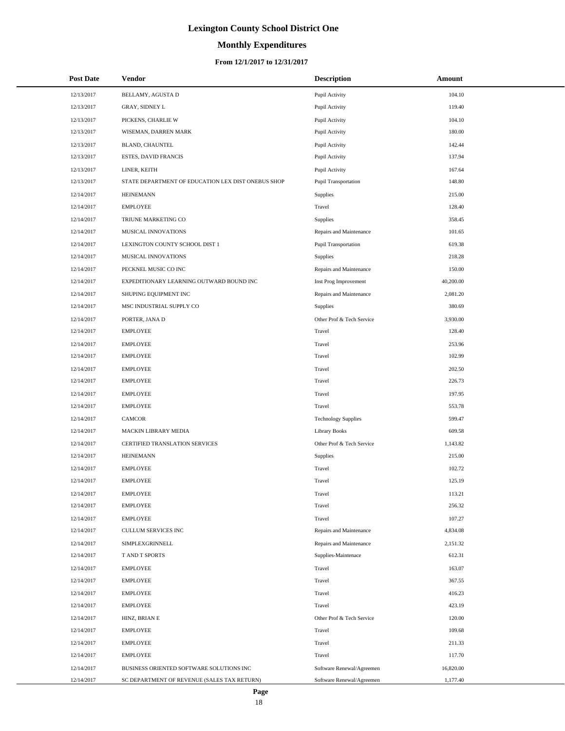# Lexington County School District One

## Monthly Expenditures

### From 12/1/2017 to 12/31/2017

| Post Date | Vendor | Description | Amount |
|---|---|---|---|
| 12/13/2017 | BELLAMY, AGUSTA D | Pupil Activity | 104.10 |
| 12/13/2017 | GRAY, SIDNEY L | Pupil Activity | 119.40 |
| 12/13/2017 | PICKENS, CHARLIE W | Pupil Activity | 104.10 |
| 12/13/2017 | WISEMAN, DARREN MARK | Pupil Activity | 180.00 |
| 12/13/2017 | BLAND, CHAUNTEL | Pupil Activity | 142.44 |
| 12/13/2017 | ESTES, DAVID FRANCIS | Pupil Activity | 137.94 |
| 12/13/2017 | LINER, KEITH | Pupil Activity | 167.64 |
| 12/13/2017 | STATE DEPARTMENT OF EDUCATION LEX DIST ONEBUS SHOP | Pupil Transportation | 148.80 |
| 12/14/2017 | HEINEMANN | Supplies | 215.00 |
| 12/14/2017 | EMPLOYEE | Travel | 128.40 |
| 12/14/2017 | TRIUNE MARKETING CO | Supplies | 358.45 |
| 12/14/2017 | MUSICAL INNOVATIONS | Repairs and Maintenance | 101.65 |
| 12/14/2017 | LEXINGTON COUNTY SCHOOL DIST 1 | Pupil Transportation | 619.38 |
| 12/14/2017 | MUSICAL INNOVATIONS | Supplies | 218.28 |
| 12/14/2017 | PECKNEL MUSIC CO INC | Repairs and Maintenance | 150.00 |
| 12/14/2017 | EXPEDITIONARY LEARNING OUTWARD BOUND INC | Inst Prog Improvement | 40,200.00 |
| 12/14/2017 | SHUPING EQUIPMENT INC | Repairs and Maintenance | 2,081.20 |
| 12/14/2017 | MSC INDUSTRIAL SUPPLY CO | Supplies | 380.69 |
| 12/14/2017 | PORTER, JANA D | Other Prof & Tech Service | 3,930.00 |
| 12/14/2017 | EMPLOYEE | Travel | 128.40 |
| 12/14/2017 | EMPLOYEE | Travel | 253.96 |
| 12/14/2017 | EMPLOYEE | Travel | 102.99 |
| 12/14/2017 | EMPLOYEE | Travel | 202.50 |
| 12/14/2017 | EMPLOYEE | Travel | 226.73 |
| 12/14/2017 | EMPLOYEE | Travel | 197.95 |
| 12/14/2017 | EMPLOYEE | Travel | 553.78 |
| 12/14/2017 | CAMCOR | Technology Supplies | 599.47 |
| 12/14/2017 | MACKIN LIBRARY MEDIA | Library Books | 609.58 |
| 12/14/2017 | CERTIFIED TRANSLATION SERVICES | Other Prof & Tech Service | 1,143.82 |
| 12/14/2017 | HEINEMANN | Supplies | 215.00 |
| 12/14/2017 | EMPLOYEE | Travel | 102.72 |
| 12/14/2017 | EMPLOYEE | Travel | 125.19 |
| 12/14/2017 | EMPLOYEE | Travel | 113.21 |
| 12/14/2017 | EMPLOYEE | Travel | 256.32 |
| 12/14/2017 | EMPLOYEE | Travel | 107.27 |
| 12/14/2017 | CULLUM SERVICES INC | Repairs and Maintenance | 4,834.08 |
| 12/14/2017 | SIMPLEXGRINNELL | Repairs and Maintenance | 2,151.32 |
| 12/14/2017 | T AND T SPORTS | Supplies-Maintenace | 612.31 |
| 12/14/2017 | EMPLOYEE | Travel | 163.07 |
| 12/14/2017 | EMPLOYEE | Travel | 367.55 |
| 12/14/2017 | EMPLOYEE | Travel | 416.23 |
| 12/14/2017 | EMPLOYEE | Travel | 423.19 |
| 12/14/2017 | HINZ, BRIAN E | Other Prof & Tech Service | 120.00 |
| 12/14/2017 | EMPLOYEE | Travel | 109.68 |
| 12/14/2017 | EMPLOYEE | Travel | 211.33 |
| 12/14/2017 | EMPLOYEE | Travel | 117.70 |
| 12/14/2017 | BUSINESS ORIENTED SOFTWARE SOLUTIONS INC | Software Renewal/Agreemen | 16,820.00 |
| 12/14/2017 | SC DEPARTMENT OF REVENUE (SALES TAX RETURN) | Software Renewal/Agreemen | 1,177.40 |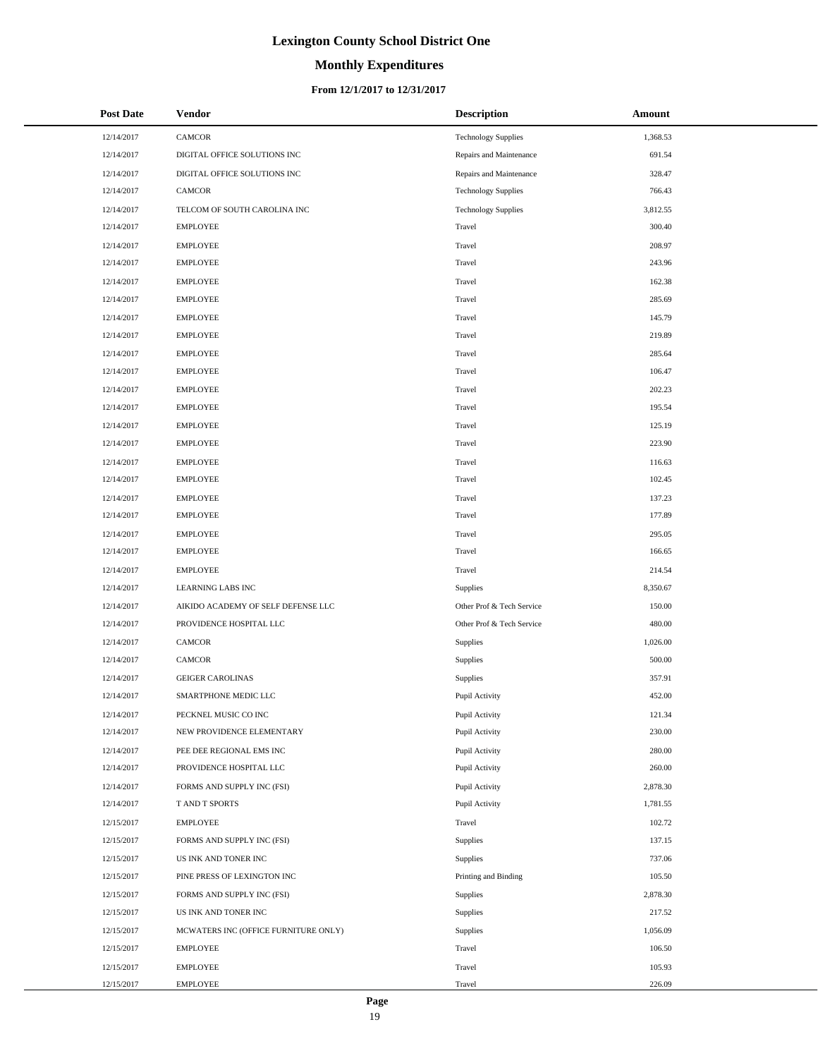# Lexington County School District One

## Monthly Expenditures

### From 12/1/2017 to 12/31/2017

| Post Date | Vendor | Description | Amount |
| --- | --- | --- | --- |
| 12/14/2017 | CAMCOR | Technology Supplies | 1,368.53 |
| 12/14/2017 | DIGITAL OFFICE SOLUTIONS INC | Repairs and Maintenance | 691.54 |
| 12/14/2017 | DIGITAL OFFICE SOLUTIONS INC | Repairs and Maintenance | 328.47 |
| 12/14/2017 | CAMCOR | Technology Supplies | 766.43 |
| 12/14/2017 | TELCOM OF SOUTH CAROLINA INC | Technology Supplies | 3,812.55 |
| 12/14/2017 | EMPLOYEE | Travel | 300.40 |
| 12/14/2017 | EMPLOYEE | Travel | 208.97 |
| 12/14/2017 | EMPLOYEE | Travel | 243.96 |
| 12/14/2017 | EMPLOYEE | Travel | 162.38 |
| 12/14/2017 | EMPLOYEE | Travel | 285.69 |
| 12/14/2017 | EMPLOYEE | Travel | 145.79 |
| 12/14/2017 | EMPLOYEE | Travel | 219.89 |
| 12/14/2017 | EMPLOYEE | Travel | 285.64 |
| 12/14/2017 | EMPLOYEE | Travel | 106.47 |
| 12/14/2017 | EMPLOYEE | Travel | 202.23 |
| 12/14/2017 | EMPLOYEE | Travel | 195.54 |
| 12/14/2017 | EMPLOYEE | Travel | 125.19 |
| 12/14/2017 | EMPLOYEE | Travel | 223.90 |
| 12/14/2017 | EMPLOYEE | Travel | 116.63 |
| 12/14/2017 | EMPLOYEE | Travel | 102.45 |
| 12/14/2017 | EMPLOYEE | Travel | 137.23 |
| 12/14/2017 | EMPLOYEE | Travel | 177.89 |
| 12/14/2017 | EMPLOYEE | Travel | 295.05 |
| 12/14/2017 | EMPLOYEE | Travel | 166.65 |
| 12/14/2017 | EMPLOYEE | Travel | 214.54 |
| 12/14/2017 | LEARNING LABS INC | Supplies | 8,350.67 |
| 12/14/2017 | AIKIDO ACADEMY OF SELF DEFENSE LLC | Other Prof & Tech Service | 150.00 |
| 12/14/2017 | PROVIDENCE HOSPITAL LLC | Other Prof & Tech Service | 480.00 |
| 12/14/2017 | CAMCOR | Supplies | 1,026.00 |
| 12/14/2017 | CAMCOR | Supplies | 500.00 |
| 12/14/2017 | GEIGER CAROLINAS | Supplies | 357.91 |
| 12/14/2017 | SMARTPHONE MEDIC LLC | Pupil Activity | 452.00 |
| 12/14/2017 | PECKNEL MUSIC CO INC | Pupil Activity | 121.34 |
| 12/14/2017 | NEW PROVIDENCE ELEMENTARY | Pupil Activity | 230.00 |
| 12/14/2017 | PEE DEE REGIONAL EMS INC | Pupil Activity | 280.00 |
| 12/14/2017 | PROVIDENCE HOSPITAL LLC | Pupil Activity | 260.00 |
| 12/14/2017 | FORMS AND SUPPLY INC (FSI) | Pupil Activity | 2,878.30 |
| 12/14/2017 | T AND T SPORTS | Pupil Activity | 1,781.55 |
| 12/15/2017 | EMPLOYEE | Travel | 102.72 |
| 12/15/2017 | FORMS AND SUPPLY INC (FSI) | Supplies | 137.15 |
| 12/15/2017 | US INK AND TONER INC | Supplies | 737.06 |
| 12/15/2017 | PINE PRESS OF LEXINGTON INC | Printing and Binding | 105.50 |
| 12/15/2017 | FORMS AND SUPPLY INC (FSI) | Supplies | 2,878.30 |
| 12/15/2017 | US INK AND TONER INC | Supplies | 217.52 |
| 12/15/2017 | MCWATERS INC (OFFICE FURNITURE ONLY) | Supplies | 1,056.09 |
| 12/15/2017 | EMPLOYEE | Travel | 106.50 |
| 12/15/2017 | EMPLOYEE | Travel | 105.93 |
| 12/15/2017 | EMPLOYEE | Travel | 226.09 |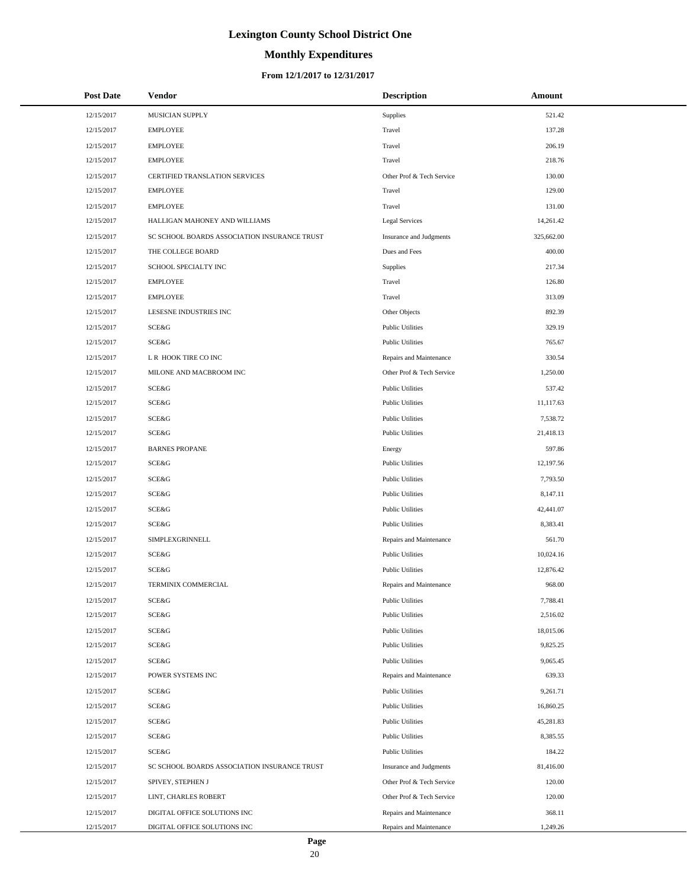# Lexington County School District One

## Monthly Expenditures

### From 12/1/2017 to 12/31/2017

| Post Date | Vendor | Description | Amount |
|---|---|---|---|
| 12/15/2017 | MUSICIAN SUPPLY | Supplies | 521.42 |
| 12/15/2017 | EMPLOYEE | Travel | 137.28 |
| 12/15/2017 | EMPLOYEE | Travel | 206.19 |
| 12/15/2017 | EMPLOYEE | Travel | 218.76 |
| 12/15/2017 | CERTIFIED TRANSLATION SERVICES | Other Prof & Tech Service | 130.00 |
| 12/15/2017 | EMPLOYEE | Travel | 129.00 |
| 12/15/2017 | EMPLOYEE | Travel | 131.00 |
| 12/15/2017 | HALLIGAN MAHONEY AND WILLIAMS | Legal Services | 14,261.42 |
| 12/15/2017 | SC SCHOOL BOARDS ASSOCIATION INSURANCE TRUST | Insurance and Judgments | 325,662.00 |
| 12/15/2017 | THE COLLEGE BOARD | Dues and Fees | 400.00 |
| 12/15/2017 | SCHOOL SPECIALTY INC | Supplies | 217.34 |
| 12/15/2017 | EMPLOYEE | Travel | 126.80 |
| 12/15/2017 | EMPLOYEE | Travel | 313.09 |
| 12/15/2017 | LESESNE INDUSTRIES INC | Other Objects | 892.39 |
| 12/15/2017 | SCE&G | Public Utilities | 329.19 |
| 12/15/2017 | SCE&G | Public Utilities | 765.67 |
| 12/15/2017 | L R HOOK TIRE CO INC | Repairs and Maintenance | 330.54 |
| 12/15/2017 | MILONE AND MACBROOM INC | Other Prof & Tech Service | 1,250.00 |
| 12/15/2017 | SCE&G | Public Utilities | 537.42 |
| 12/15/2017 | SCE&G | Public Utilities | 11,117.63 |
| 12/15/2017 | SCE&G | Public Utilities | 7,538.72 |
| 12/15/2017 | SCE&G | Public Utilities | 21,418.13 |
| 12/15/2017 | BARNES PROPANE | Energy | 597.86 |
| 12/15/2017 | SCE&G | Public Utilities | 12,197.56 |
| 12/15/2017 | SCE&G | Public Utilities | 7,793.50 |
| 12/15/2017 | SCE&G | Public Utilities | 8,147.11 |
| 12/15/2017 | SCE&G | Public Utilities | 42,441.07 |
| 12/15/2017 | SCE&G | Public Utilities | 8,383.41 |
| 12/15/2017 | SIMPLEXGRINNELL | Repairs and Maintenance | 561.70 |
| 12/15/2017 | SCE&G | Public Utilities | 10,024.16 |
| 12/15/2017 | SCE&G | Public Utilities | 12,876.42 |
| 12/15/2017 | TERMINIX COMMERCIAL | Repairs and Maintenance | 968.00 |
| 12/15/2017 | SCE&G | Public Utilities | 7,788.41 |
| 12/15/2017 | SCE&G | Public Utilities | 2,516.02 |
| 12/15/2017 | SCE&G | Public Utilities | 18,015.06 |
| 12/15/2017 | SCE&G | Public Utilities | 9,825.25 |
| 12/15/2017 | SCE&G | Public Utilities | 9,065.45 |
| 12/15/2017 | POWER SYSTEMS INC | Repairs and Maintenance | 639.33 |
| 12/15/2017 | SCE&G | Public Utilities | 9,261.71 |
| 12/15/2017 | SCE&G | Public Utilities | 16,860.25 |
| 12/15/2017 | SCE&G | Public Utilities | 45,281.83 |
| 12/15/2017 | SCE&G | Public Utilities | 8,385.55 |
| 12/15/2017 | SCE&G | Public Utilities | 184.22 |
| 12/15/2017 | SC SCHOOL BOARDS ASSOCIATION INSURANCE TRUST | Insurance and Judgments | 81,416.00 |
| 12/15/2017 | SPIVEY, STEPHEN J | Other Prof & Tech Service | 120.00 |
| 12/15/2017 | LINT, CHARLES ROBERT | Other Prof & Tech Service | 120.00 |
| 12/15/2017 | DIGITAL OFFICE SOLUTIONS INC | Repairs and Maintenance | 368.11 |
| 12/15/2017 | DIGITAL OFFICE SOLUTIONS INC | Repairs and Maintenance | 1,249.26 |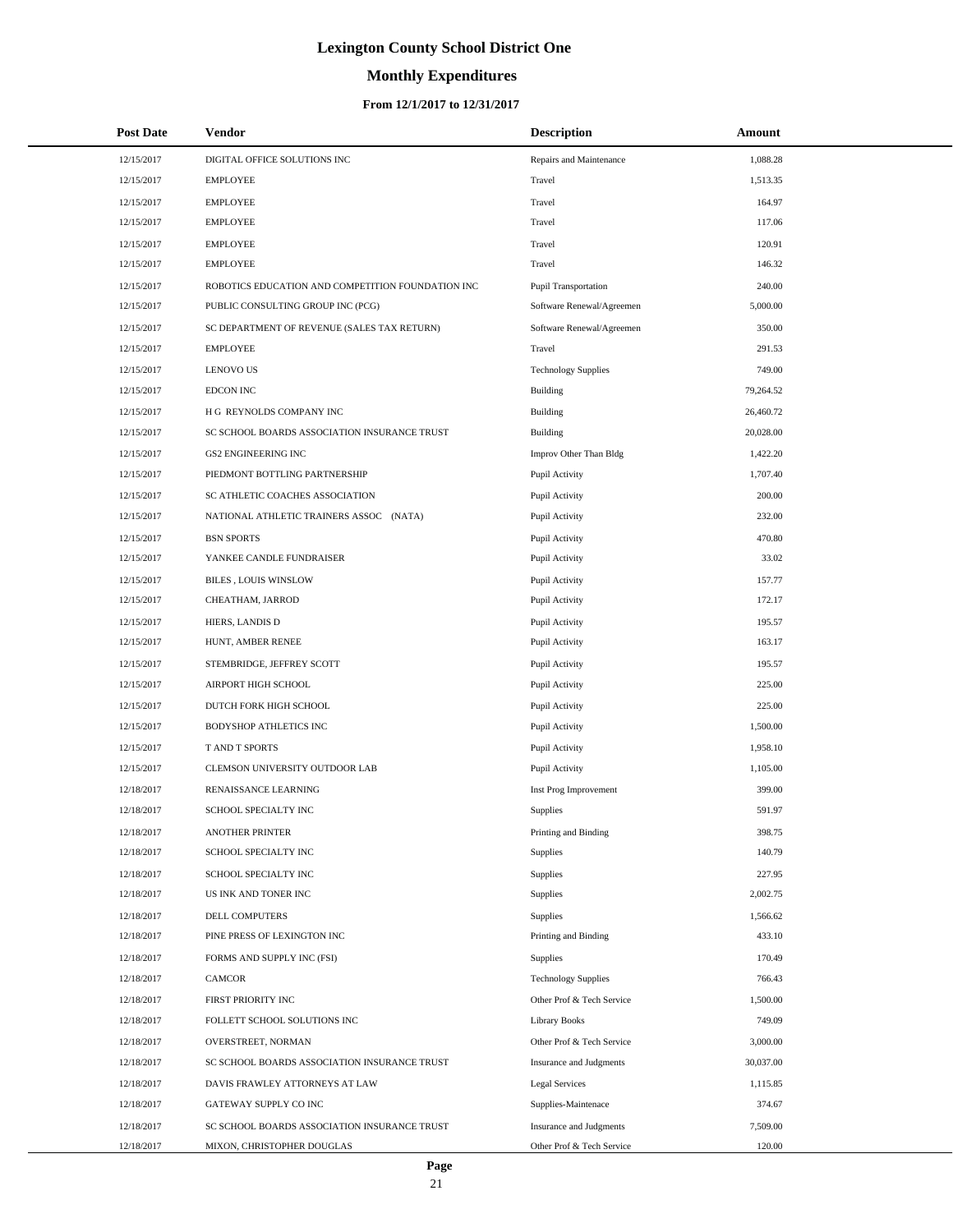# Lexington County School District One

## Monthly Expenditures

### From 12/1/2017 to 12/31/2017

| Post Date | Vendor | Description | Amount |
|---|---|---|---|
| 12/15/2017 | DIGITAL OFFICE SOLUTIONS INC | Repairs and Maintenance | 1,088.28 |
| 12/15/2017 | EMPLOYEE | Travel | 1,513.35 |
| 12/15/2017 | EMPLOYEE | Travel | 164.97 |
| 12/15/2017 | EMPLOYEE | Travel | 117.06 |
| 12/15/2017 | EMPLOYEE | Travel | 120.91 |
| 12/15/2017 | EMPLOYEE | Travel | 146.32 |
| 12/15/2017 | ROBOTICS EDUCATION AND COMPETITION FOUNDATION INC | Pupil Transportation | 240.00 |
| 12/15/2017 | PUBLIC CONSULTING GROUP INC (PCG) | Software Renewal/Agreemen | 5,000.00 |
| 12/15/2017 | SC DEPARTMENT OF REVENUE (SALES TAX RETURN) | Software Renewal/Agreemen | 350.00 |
| 12/15/2017 | EMPLOYEE | Travel | 291.53 |
| 12/15/2017 | LENOVO US | Technology Supplies | 749.00 |
| 12/15/2017 | EDCON INC | Building | 79,264.52 |
| 12/15/2017 | H G REYNOLDS COMPANY INC | Building | 26,460.72 |
| 12/15/2017 | SC SCHOOL BOARDS ASSOCIATION INSURANCE TRUST | Building | 20,028.00 |
| 12/15/2017 | GS2 ENGINEERING INC | Improv Other Than Bldg | 1,422.20 |
| 12/15/2017 | PIEDMONT BOTTLING PARTNERSHIP | Pupil Activity | 1,707.40 |
| 12/15/2017 | SC ATHLETIC COACHES ASSOCIATION | Pupil Activity | 200.00 |
| 12/15/2017 | NATIONAL ATHLETIC TRAINERS ASSOC (NATA) | Pupil Activity | 232.00 |
| 12/15/2017 | BSN SPORTS | Pupil Activity | 470.80 |
| 12/15/2017 | YANKEE CANDLE FUNDRAISER | Pupil Activity | 33.02 |
| 12/15/2017 | BILES , LOUIS WINSLOW | Pupil Activity | 157.77 |
| 12/15/2017 | CHEATHAM, JARROD | Pupil Activity | 172.17 |
| 12/15/2017 | HIERS, LANDIS D | Pupil Activity | 195.57 |
| 12/15/2017 | HUNT, AMBER RENEE | Pupil Activity | 163.17 |
| 12/15/2017 | STEMBRIDGE, JEFFREY SCOTT | Pupil Activity | 195.57 |
| 12/15/2017 | AIRPORT HIGH SCHOOL | Pupil Activity | 225.00 |
| 12/15/2017 | DUTCH FORK HIGH SCHOOL | Pupil Activity | 225.00 |
| 12/15/2017 | BODYSHOP ATHLETICS INC | Pupil Activity | 1,500.00 |
| 12/15/2017 | T AND T SPORTS | Pupil Activity | 1,958.10 |
| 12/15/2017 | CLEMSON UNIVERSITY OUTDOOR LAB | Pupil Activity | 1,105.00 |
| 12/18/2017 | RENAISSANCE LEARNING | Inst Prog Improvement | 399.00 |
| 12/18/2017 | SCHOOL SPECIALTY INC | Supplies | 591.97 |
| 12/18/2017 | ANOTHER PRINTER | Printing and Binding | 398.75 |
| 12/18/2017 | SCHOOL SPECIALTY INC | Supplies | 140.79 |
| 12/18/2017 | SCHOOL SPECIALTY INC | Supplies | 227.95 |
| 12/18/2017 | US INK AND TONER INC | Supplies | 2,002.75 |
| 12/18/2017 | DELL COMPUTERS | Supplies | 1,566.62 |
| 12/18/2017 | PINE PRESS OF LEXINGTON INC | Printing and Binding | 433.10 |
| 12/18/2017 | FORMS AND SUPPLY INC (FSI) | Supplies | 170.49 |
| 12/18/2017 | CAMCOR | Technology Supplies | 766.43 |
| 12/18/2017 | FIRST PRIORITY INC | Other Prof & Tech Service | 1,500.00 |
| 12/18/2017 | FOLLETT SCHOOL SOLUTIONS INC | Library Books | 749.09 |
| 12/18/2017 | OVERSTREET, NORMAN | Other Prof & Tech Service | 3,000.00 |
| 12/18/2017 | SC SCHOOL BOARDS ASSOCIATION INSURANCE TRUST | Insurance and Judgments | 30,037.00 |
| 12/18/2017 | DAVIS FRAWLEY ATTORNEYS AT LAW | Legal Services | 1,115.85 |
| 12/18/2017 | GATEWAY SUPPLY CO INC | Supplies-Maintenace | 374.67 |
| 12/18/2017 | SC SCHOOL BOARDS ASSOCIATION INSURANCE TRUST | Insurance and Judgments | 7,509.00 |
| 12/18/2017 | MIXON, CHRISTOPHER DOUGLAS | Other Prof & Tech Service | 120.00 |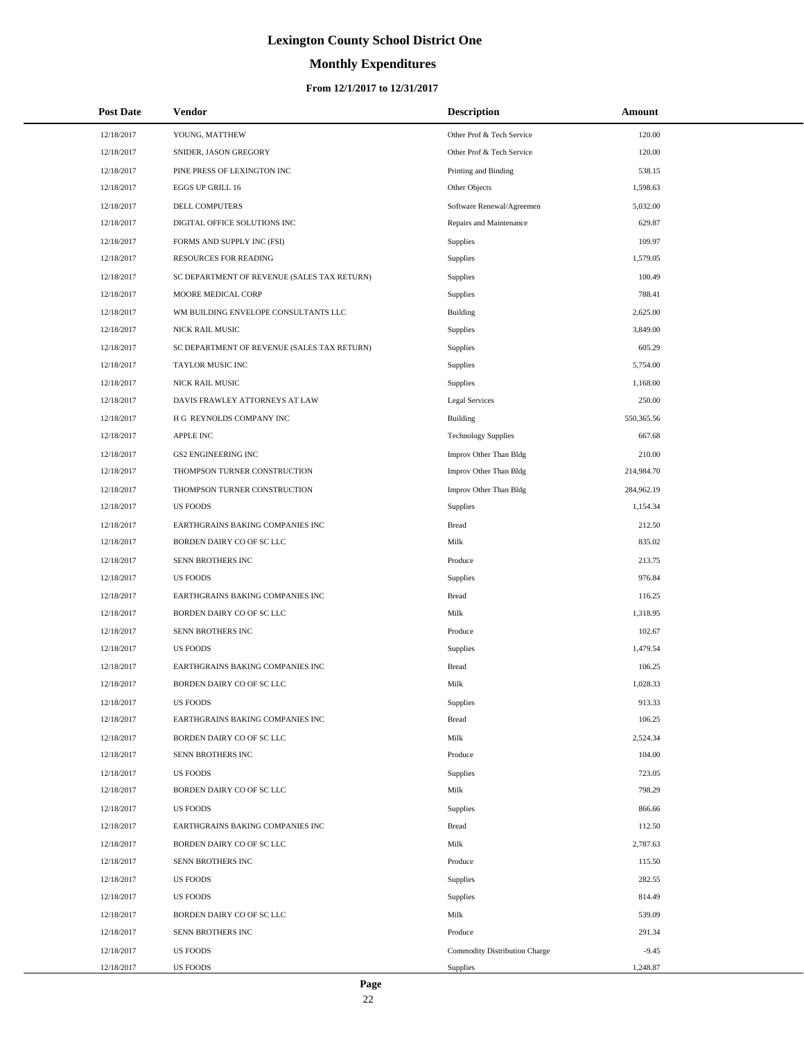# Lexington County School District One

## Monthly Expenditures

### From 12/1/2017 to 12/31/2017

| Post Date | Vendor | Description | Amount |
|---|---|---|---|
| 12/18/2017 | YOUNG, MATTHEW | Other Prof & Tech Service | 120.00 |
| 12/18/2017 | SNIDER, JASON GREGORY | Other Prof & Tech Service | 120.00 |
| 12/18/2017 | PINE PRESS OF LEXINGTON INC | Printing and Binding | 538.15 |
| 12/18/2017 | EGGS UP GRILL 16 | Other Objects | 1,598.63 |
| 12/18/2017 | DELL COMPUTERS | Software Renewal/Agreemen | 5,032.00 |
| 12/18/2017 | DIGITAL OFFICE SOLUTIONS INC | Repairs and Maintenance | 629.87 |
| 12/18/2017 | FORMS AND SUPPLY INC (FSI) | Supplies | 109.97 |
| 12/18/2017 | RESOURCES FOR READING | Supplies | 1,579.05 |
| 12/18/2017 | SC DEPARTMENT OF REVENUE (SALES TAX RETURN) | Supplies | 100.49 |
| 12/18/2017 | MOORE MEDICAL CORP | Supplies | 788.41 |
| 12/18/2017 | WM BUILDING ENVELOPE CONSULTANTS LLC | Building | 2,625.00 |
| 12/18/2017 | NICK RAIL MUSIC | Supplies | 3,849.00 |
| 12/18/2017 | SC DEPARTMENT OF REVENUE (SALES TAX RETURN) | Supplies | 605.29 |
| 12/18/2017 | TAYLOR MUSIC INC | Supplies | 5,754.00 |
| 12/18/2017 | NICK RAIL MUSIC | Supplies | 1,168.00 |
| 12/18/2017 | DAVIS FRAWLEY ATTORNEYS AT LAW | Legal Services | 250.00 |
| 12/18/2017 | H G REYNOLDS COMPANY INC | Building | 550,365.56 |
| 12/18/2017 | APPLE INC | Technology Supplies | 667.68 |
| 12/18/2017 | GS2 ENGINEERING INC | Improv Other Than Bldg | 210.00 |
| 12/18/2017 | THOMPSON TURNER CONSTRUCTION | Improv Other Than Bldg | 214,984.70 |
| 12/18/2017 | THOMPSON TURNER CONSTRUCTION | Improv Other Than Bldg | 284,962.19 |
| 12/18/2017 | US FOODS | Supplies | 1,154.34 |
| 12/18/2017 | EARTHGRAINS BAKING COMPANIES INC | Bread | 212.50 |
| 12/18/2017 | BORDEN DAIRY CO OF SC LLC | Milk | 835.02 |
| 12/18/2017 | SENN BROTHERS INC | Produce | 213.75 |
| 12/18/2017 | US FOODS | Supplies | 976.84 |
| 12/18/2017 | EARTHGRAINS BAKING COMPANIES INC | Bread | 116.25 |
| 12/18/2017 | BORDEN DAIRY CO OF SC LLC | Milk | 1,318.95 |
| 12/18/2017 | SENN BROTHERS INC | Produce | 102.67 |
| 12/18/2017 | US FOODS | Supplies | 1,479.54 |
| 12/18/2017 | EARTHGRAINS BAKING COMPANIES INC | Bread | 106.25 |
| 12/18/2017 | BORDEN DAIRY CO OF SC LLC | Milk | 1,028.33 |
| 12/18/2017 | US FOODS | Supplies | 913.33 |
| 12/18/2017 | EARTHGRAINS BAKING COMPANIES INC | Bread | 106.25 |
| 12/18/2017 | BORDEN DAIRY CO OF SC LLC | Milk | 2,524.34 |
| 12/18/2017 | SENN BROTHERS INC | Produce | 104.00 |
| 12/18/2017 | US FOODS | Supplies | 723.05 |
| 12/18/2017 | BORDEN DAIRY CO OF SC LLC | Milk | 798.29 |
| 12/18/2017 | US FOODS | Supplies | 866.66 |
| 12/18/2017 | EARTHGRAINS BAKING COMPANIES INC | Bread | 112.50 |
| 12/18/2017 | BORDEN DAIRY CO OF SC LLC | Milk | 2,787.63 |
| 12/18/2017 | SENN BROTHERS INC | Produce | 115.50 |
| 12/18/2017 | US FOODS | Supplies | 282.55 |
| 12/18/2017 | US FOODS | Supplies | 814.49 |
| 12/18/2017 | BORDEN DAIRY CO OF SC LLC | Milk | 539.09 |
| 12/18/2017 | SENN BROTHERS INC | Produce | 291.34 |
| 12/18/2017 | US FOODS | Commodity Distribution Charge | -9.45 |
| 12/18/2017 | US FOODS | Supplies | 1,248.87 |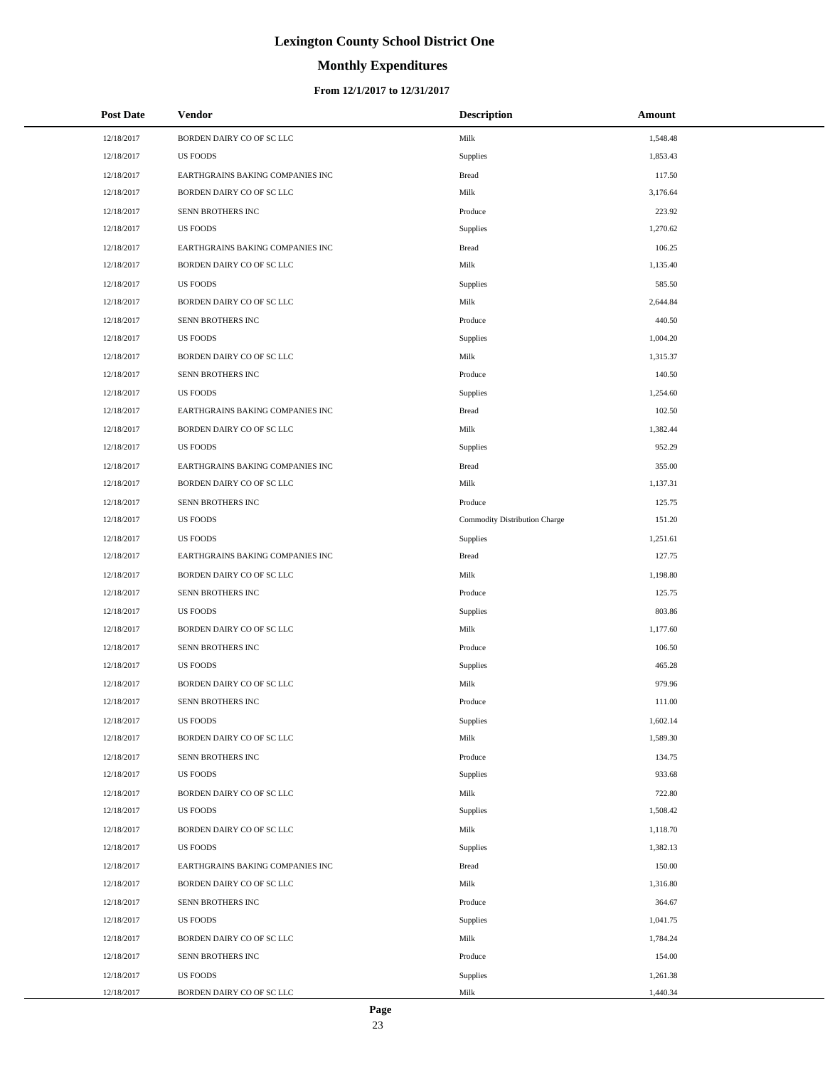# Lexington County School District One

## Monthly Expenditures

### From 12/1/2017 to 12/31/2017

| Post Date | Vendor | Description | Amount |
|---|---|---|---|
| 12/18/2017 | BORDEN DAIRY CO OF SC LLC | Milk | 1,548.48 |
| 12/18/2017 | US FOODS | Supplies | 1,853.43 |
| 12/18/2017 | EARTHGRAINS BAKING COMPANIES INC | Bread | 117.50 |
| 12/18/2017 | BORDEN DAIRY CO OF SC LLC | Milk | 3,176.64 |
| 12/18/2017 | SENN BROTHERS INC | Produce | 223.92 |
| 12/18/2017 | US FOODS | Supplies | 1,270.62 |
| 12/18/2017 | EARTHGRAINS BAKING COMPANIES INC | Bread | 106.25 |
| 12/18/2017 | BORDEN DAIRY CO OF SC LLC | Milk | 1,135.40 |
| 12/18/2017 | US FOODS | Supplies | 585.50 |
| 12/18/2017 | BORDEN DAIRY CO OF SC LLC | Milk | 2,644.84 |
| 12/18/2017 | SENN BROTHERS INC | Produce | 440.50 |
| 12/18/2017 | US FOODS | Supplies | 1,004.20 |
| 12/18/2017 | BORDEN DAIRY CO OF SC LLC | Milk | 1,315.37 |
| 12/18/2017 | SENN BROTHERS INC | Produce | 140.50 |
| 12/18/2017 | US FOODS | Supplies | 1,254.60 |
| 12/18/2017 | EARTHGRAINS BAKING COMPANIES INC | Bread | 102.50 |
| 12/18/2017 | BORDEN DAIRY CO OF SC LLC | Milk | 1,382.44 |
| 12/18/2017 | US FOODS | Supplies | 952.29 |
| 12/18/2017 | EARTHGRAINS BAKING COMPANIES INC | Bread | 355.00 |
| 12/18/2017 | BORDEN DAIRY CO OF SC LLC | Milk | 1,137.31 |
| 12/18/2017 | SENN BROTHERS INC | Produce | 125.75 |
| 12/18/2017 | US FOODS | Commodity Distribution Charge | 151.20 |
| 12/18/2017 | US FOODS | Supplies | 1,251.61 |
| 12/18/2017 | EARTHGRAINS BAKING COMPANIES INC | Bread | 127.75 |
| 12/18/2017 | BORDEN DAIRY CO OF SC LLC | Milk | 1,198.80 |
| 12/18/2017 | SENN BROTHERS INC | Produce | 125.75 |
| 12/18/2017 | US FOODS | Supplies | 803.86 |
| 12/18/2017 | BORDEN DAIRY CO OF SC LLC | Milk | 1,177.60 |
| 12/18/2017 | SENN BROTHERS INC | Produce | 106.50 |
| 12/18/2017 | US FOODS | Supplies | 465.28 |
| 12/18/2017 | BORDEN DAIRY CO OF SC LLC | Milk | 979.96 |
| 12/18/2017 | SENN BROTHERS INC | Produce | 111.00 |
| 12/18/2017 | US FOODS | Supplies | 1,602.14 |
| 12/18/2017 | BORDEN DAIRY CO OF SC LLC | Milk | 1,589.30 |
| 12/18/2017 | SENN BROTHERS INC | Produce | 134.75 |
| 12/18/2017 | US FOODS | Supplies | 933.68 |
| 12/18/2017 | BORDEN DAIRY CO OF SC LLC | Milk | 722.80 |
| 12/18/2017 | US FOODS | Supplies | 1,508.42 |
| 12/18/2017 | BORDEN DAIRY CO OF SC LLC | Milk | 1,118.70 |
| 12/18/2017 | US FOODS | Supplies | 1,382.13 |
| 12/18/2017 | EARTHGRAINS BAKING COMPANIES INC | Bread | 150.00 |
| 12/18/2017 | BORDEN DAIRY CO OF SC LLC | Milk | 1,316.80 |
| 12/18/2017 | SENN BROTHERS INC | Produce | 364.67 |
| 12/18/2017 | US FOODS | Supplies | 1,041.75 |
| 12/18/2017 | BORDEN DAIRY CO OF SC LLC | Milk | 1,784.24 |
| 12/18/2017 | SENN BROTHERS INC | Produce | 154.00 |
| 12/18/2017 | US FOODS | Supplies | 1,261.38 |
| 12/18/2017 | BORDEN DAIRY CO OF SC LLC | Milk | 1,440.34 |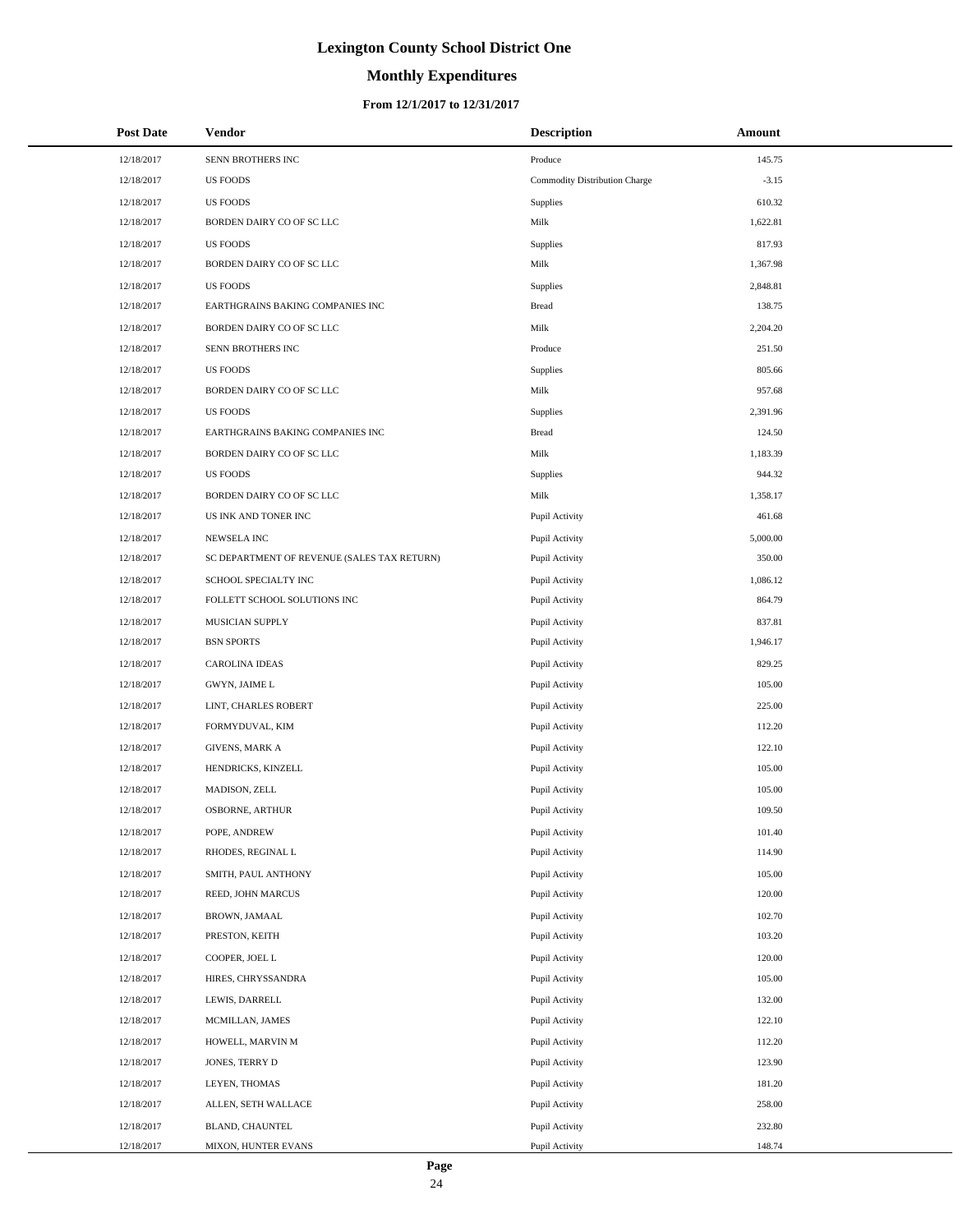# Lexington County School District One

## Monthly Expenditures

### From 12/1/2017 to 12/31/2017

| Post Date | Vendor | Description | Amount |
|---|---|---|---|
| 12/18/2017 | SENN BROTHERS INC | Produce | 145.75 |
| 12/18/2017 | US FOODS | Commodity Distribution Charge | -3.15 |
| 12/18/2017 | US FOODS | Supplies | 610.32 |
| 12/18/2017 | BORDEN DAIRY CO OF SC LLC | Milk | 1,622.81 |
| 12/18/2017 | US FOODS | Supplies | 817.93 |
| 12/18/2017 | BORDEN DAIRY CO OF SC LLC | Milk | 1,367.98 |
| 12/18/2017 | US FOODS | Supplies | 2,848.81 |
| 12/18/2017 | EARTHGRAINS BAKING COMPANIES INC | Bread | 138.75 |
| 12/18/2017 | BORDEN DAIRY CO OF SC LLC | Milk | 2,204.20 |
| 12/18/2017 | SENN BROTHERS INC | Produce | 251.50 |
| 12/18/2017 | US FOODS | Supplies | 805.66 |
| 12/18/2017 | BORDEN DAIRY CO OF SC LLC | Milk | 957.68 |
| 12/18/2017 | US FOODS | Supplies | 2,391.96 |
| 12/18/2017 | EARTHGRAINS BAKING COMPANIES INC | Bread | 124.50 |
| 12/18/2017 | BORDEN DAIRY CO OF SC LLC | Milk | 1,183.39 |
| 12/18/2017 | US FOODS | Supplies | 944.32 |
| 12/18/2017 | BORDEN DAIRY CO OF SC LLC | Milk | 1,358.17 |
| 12/18/2017 | US INK AND TONER INC | Pupil Activity | 461.68 |
| 12/18/2017 | NEWSELA INC | Pupil Activity | 5,000.00 |
| 12/18/2017 | SC DEPARTMENT OF REVENUE (SALES TAX RETURN) | Pupil Activity | 350.00 |
| 12/18/2017 | SCHOOL SPECIALTY INC | Pupil Activity | 1,086.12 |
| 12/18/2017 | FOLLETT SCHOOL SOLUTIONS INC | Pupil Activity | 864.79 |
| 12/18/2017 | MUSICIAN SUPPLY | Pupil Activity | 837.81 |
| 12/18/2017 | BSN SPORTS | Pupil Activity | 1,946.17 |
| 12/18/2017 | CAROLINA IDEAS | Pupil Activity | 829.25 |
| 12/18/2017 | GWYN, JAIME L | Pupil Activity | 105.00 |
| 12/18/2017 | LINT, CHARLES ROBERT | Pupil Activity | 225.00 |
| 12/18/2017 | FORMYDUVAL, KIM | Pupil Activity | 112.20 |
| 12/18/2017 | GIVENS, MARK A | Pupil Activity | 122.10 |
| 12/18/2017 | HENDRICKS, KINZELL | Pupil Activity | 105.00 |
| 12/18/2017 | MADISON, ZELL | Pupil Activity | 105.00 |
| 12/18/2017 | OSBORNE, ARTHUR | Pupil Activity | 109.50 |
| 12/18/2017 | POPE, ANDREW | Pupil Activity | 101.40 |
| 12/18/2017 | RHODES, REGINAL L | Pupil Activity | 114.90 |
| 12/18/2017 | SMITH, PAUL ANTHONY | Pupil Activity | 105.00 |
| 12/18/2017 | REED, JOHN MARCUS | Pupil Activity | 120.00 |
| 12/18/2017 | BROWN, JAMAAL | Pupil Activity | 102.70 |
| 12/18/2017 | PRESTON, KEITH | Pupil Activity | 103.20 |
| 12/18/2017 | COOPER, JOEL L | Pupil Activity | 120.00 |
| 12/18/2017 | HIRES, CHRYSSANDRA | Pupil Activity | 105.00 |
| 12/18/2017 | LEWIS, DARRELL | Pupil Activity | 132.00 |
| 12/18/2017 | MCMILLAN, JAMES | Pupil Activity | 122.10 |
| 12/18/2017 | HOWELL, MARVIN M | Pupil Activity | 112.20 |
| 12/18/2017 | JONES, TERRY D | Pupil Activity | 123.90 |
| 12/18/2017 | LEYEN, THOMAS | Pupil Activity | 181.20 |
| 12/18/2017 | ALLEN, SETH WALLACE | Pupil Activity | 258.00 |
| 12/18/2017 | BLAND, CHAUNTEL | Pupil Activity | 232.80 |
| 12/18/2017 | MIXON, HUNTER EVANS | Pupil Activity | 148.74 |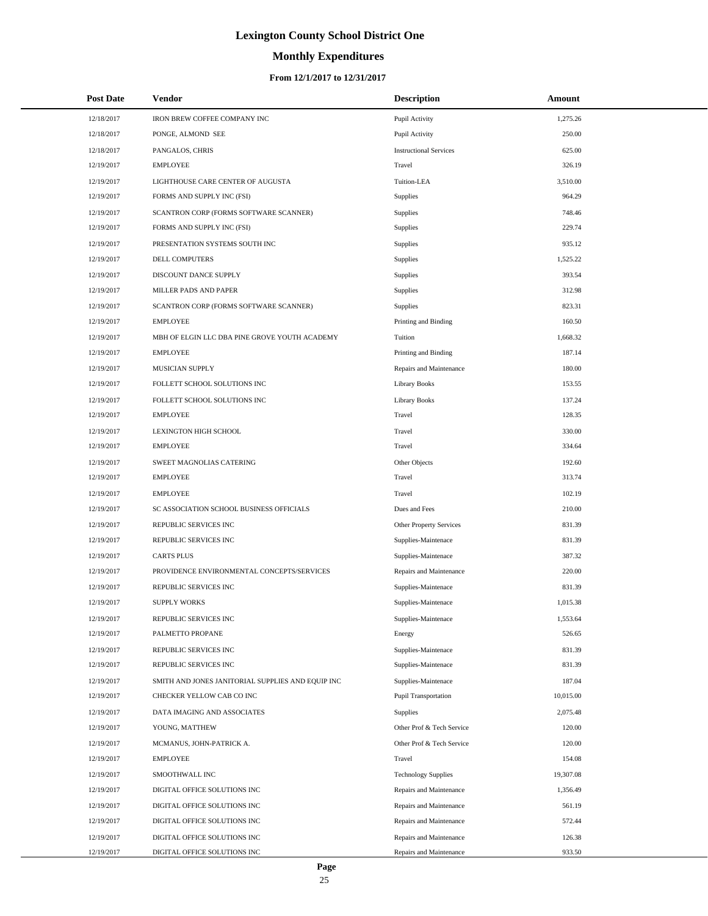# Lexington County School District One

## Monthly Expenditures

### From 12/1/2017 to 12/31/2017

| Post Date | Vendor | Description | Amount |
|---|---|---|---|
| 12/18/2017 | IRON BREW COFFEE COMPANY INC | Pupil Activity | 1,275.26 |
| 12/18/2017 | PONGE, ALMOND SEE | Pupil Activity | 250.00 |
| 12/18/2017 | PANGALOS, CHRIS | Instructional Services | 625.00 |
| 12/19/2017 | EMPLOYEE | Travel | 326.19 |
| 12/19/2017 | LIGHTHOUSE CARE CENTER OF AUGUSTA | Tuition-LEA | 3,510.00 |
| 12/19/2017 | FORMS AND SUPPLY INC (FSI) | Supplies | 964.29 |
| 12/19/2017 | SCANTRON CORP (FORMS SOFTWARE SCANNER) | Supplies | 748.46 |
| 12/19/2017 | FORMS AND SUPPLY INC (FSI) | Supplies | 229.74 |
| 12/19/2017 | PRESENTATION SYSTEMS SOUTH INC | Supplies | 935.12 |
| 12/19/2017 | DELL COMPUTERS | Supplies | 1,525.22 |
| 12/19/2017 | DISCOUNT DANCE SUPPLY | Supplies | 393.54 |
| 12/19/2017 | MILLER PADS AND PAPER | Supplies | 312.98 |
| 12/19/2017 | SCANTRON CORP (FORMS SOFTWARE SCANNER) | Supplies | 823.31 |
| 12/19/2017 | EMPLOYEE | Printing and Binding | 160.50 |
| 12/19/2017 | MBH OF ELGIN LLC DBA PINE GROVE YOUTH ACADEMY | Tuition | 1,668.32 |
| 12/19/2017 | EMPLOYEE | Printing and Binding | 187.14 |
| 12/19/2017 | MUSICIAN SUPPLY | Repairs and Maintenance | 180.00 |
| 12/19/2017 | FOLLETT SCHOOL SOLUTIONS INC | Library Books | 153.55 |
| 12/19/2017 | FOLLETT SCHOOL SOLUTIONS INC | Library Books | 137.24 |
| 12/19/2017 | EMPLOYEE | Travel | 128.35 |
| 12/19/2017 | LEXINGTON HIGH SCHOOL | Travel | 330.00 |
| 12/19/2017 | EMPLOYEE | Travel | 334.64 |
| 12/19/2017 | SWEET MAGNOLIAS CATERING | Other Objects | 192.60 |
| 12/19/2017 | EMPLOYEE | Travel | 313.74 |
| 12/19/2017 | EMPLOYEE | Travel | 102.19 |
| 12/19/2017 | SC ASSOCIATION SCHOOL BUSINESS OFFICIALS | Dues and Fees | 210.00 |
| 12/19/2017 | REPUBLIC SERVICES INC | Other Property Services | 831.39 |
| 12/19/2017 | REPUBLIC SERVICES INC | Supplies-Maintenace | 831.39 |
| 12/19/2017 | CARTS PLUS | Supplies-Maintenace | 387.32 |
| 12/19/2017 | PROVIDENCE ENVIRONMENTAL CONCEPTS/SERVICES | Repairs and Maintenance | 220.00 |
| 12/19/2017 | REPUBLIC SERVICES INC | Supplies-Maintenace | 831.39 |
| 12/19/2017 | SUPPLY WORKS | Supplies-Maintenace | 1,015.38 |
| 12/19/2017 | REPUBLIC SERVICES INC | Supplies-Maintenace | 1,553.64 |
| 12/19/2017 | PALMETTO PROPANE | Energy | 526.65 |
| 12/19/2017 | REPUBLIC SERVICES INC | Supplies-Maintenace | 831.39 |
| 12/19/2017 | REPUBLIC SERVICES INC | Supplies-Maintenace | 831.39 |
| 12/19/2017 | SMITH AND JONES JANITORIAL SUPPLIES AND EQUIP INC | Supplies-Maintenace | 187.04 |
| 12/19/2017 | CHECKER YELLOW CAB CO INC | Pupil Transportation | 10,015.00 |
| 12/19/2017 | DATA IMAGING AND ASSOCIATES | Supplies | 2,075.48 |
| 12/19/2017 | YOUNG, MATTHEW | Other Prof & Tech Service | 120.00 |
| 12/19/2017 | MCMANUS, JOHN-PATRICK A. | Other Prof & Tech Service | 120.00 |
| 12/19/2017 | EMPLOYEE | Travel | 154.08 |
| 12/19/2017 | SMOOTHWALL INC | Technology Supplies | 19,307.08 |
| 12/19/2017 | DIGITAL OFFICE SOLUTIONS INC | Repairs and Maintenance | 1,356.49 |
| 12/19/2017 | DIGITAL OFFICE SOLUTIONS INC | Repairs and Maintenance | 561.19 |
| 12/19/2017 | DIGITAL OFFICE SOLUTIONS INC | Repairs and Maintenance | 572.44 |
| 12/19/2017 | DIGITAL OFFICE SOLUTIONS INC | Repairs and Maintenance | 126.38 |
| 12/19/2017 | DIGITAL OFFICE SOLUTIONS INC | Repairs and Maintenance | 933.50 |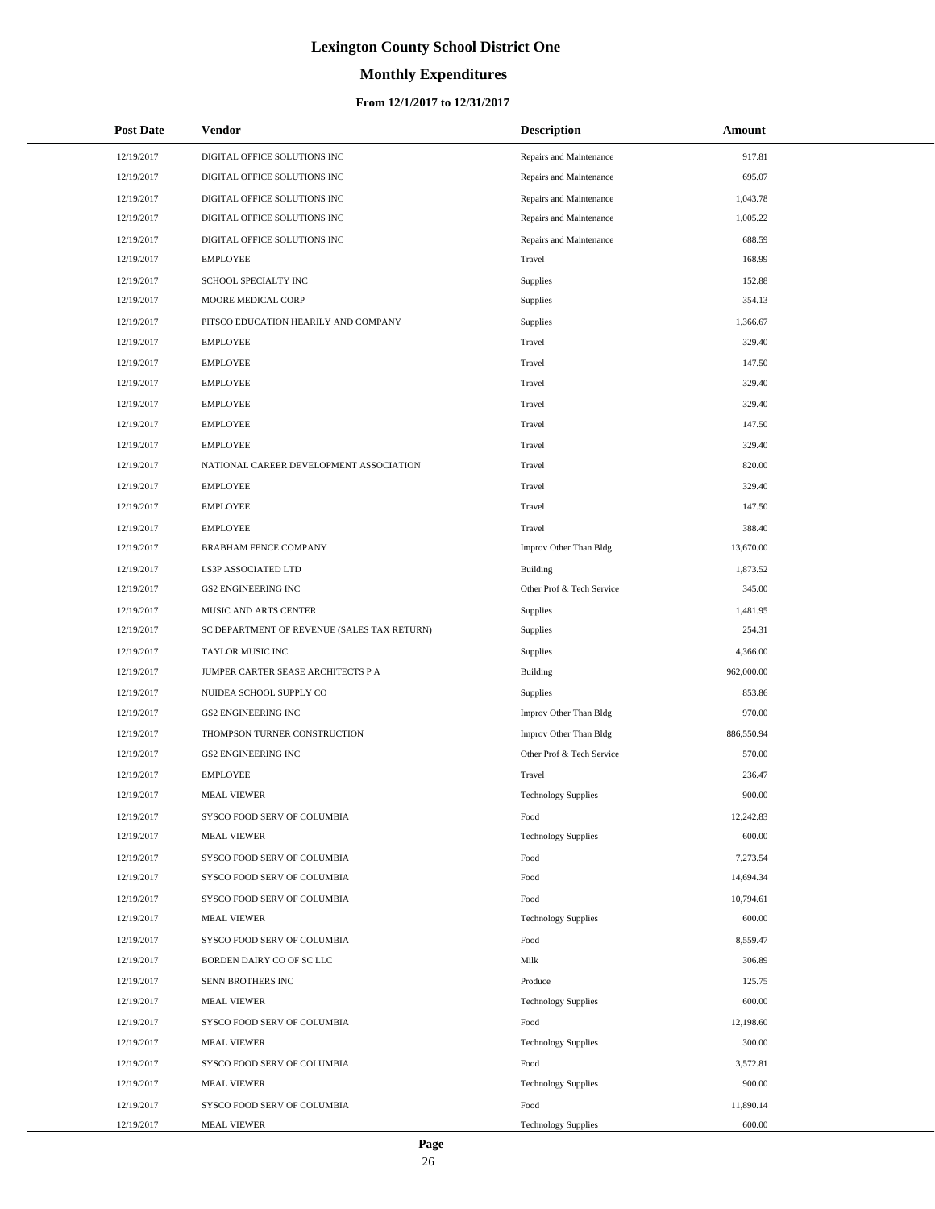# Lexington County School District One

## Monthly Expenditures

### From 12/1/2017 to 12/31/2017

| Post Date | Vendor | Description | Amount |
|---|---|---|---|
| 12/19/2017 | DIGITAL OFFICE SOLUTIONS INC | Repairs and Maintenance | 917.81 |
| 12/19/2017 | DIGITAL OFFICE SOLUTIONS INC | Repairs and Maintenance | 695.07 |
| 12/19/2017 | DIGITAL OFFICE SOLUTIONS INC | Repairs and Maintenance | 1,043.78 |
| 12/19/2017 | DIGITAL OFFICE SOLUTIONS INC | Repairs and Maintenance | 1,005.22 |
| 12/19/2017 | DIGITAL OFFICE SOLUTIONS INC | Repairs and Maintenance | 688.59 |
| 12/19/2017 | EMPLOYEE | Travel | 168.99 |
| 12/19/2017 | SCHOOL SPECIALTY INC | Supplies | 152.88 |
| 12/19/2017 | MOORE MEDICAL CORP | Supplies | 354.13 |
| 12/19/2017 | PITSCO EDUCATION HEARILY AND COMPANY | Supplies | 1,366.67 |
| 12/19/2017 | EMPLOYEE | Travel | 329.40 |
| 12/19/2017 | EMPLOYEE | Travel | 147.50 |
| 12/19/2017 | EMPLOYEE | Travel | 329.40 |
| 12/19/2017 | EMPLOYEE | Travel | 329.40 |
| 12/19/2017 | EMPLOYEE | Travel | 147.50 |
| 12/19/2017 | EMPLOYEE | Travel | 329.40 |
| 12/19/2017 | NATIONAL CAREER DEVELOPMENT ASSOCIATION | Travel | 820.00 |
| 12/19/2017 | EMPLOYEE | Travel | 329.40 |
| 12/19/2017 | EMPLOYEE | Travel | 147.50 |
| 12/19/2017 | EMPLOYEE | Travel | 388.40 |
| 12/19/2017 | BRABHAM FENCE COMPANY | Improv Other Than Bldg | 13,670.00 |
| 12/19/2017 | LS3P ASSOCIATED LTD | Building | 1,873.52 |
| 12/19/2017 | GS2 ENGINEERING INC | Other Prof & Tech Service | 345.00 |
| 12/19/2017 | MUSIC AND ARTS CENTER | Supplies | 1,481.95 |
| 12/19/2017 | SC DEPARTMENT OF REVENUE (SALES TAX RETURN) | Supplies | 254.31 |
| 12/19/2017 | TAYLOR MUSIC INC | Supplies | 4,366.00 |
| 12/19/2017 | JUMPER CARTER SEASE ARCHITECTS P A | Building | 962,000.00 |
| 12/19/2017 | NUIDEA SCHOOL SUPPLY CO | Supplies | 853.86 |
| 12/19/2017 | GS2 ENGINEERING INC | Improv Other Than Bldg | 970.00 |
| 12/19/2017 | THOMPSON TURNER CONSTRUCTION | Improv Other Than Bldg | 886,550.94 |
| 12/19/2017 | GS2 ENGINEERING INC | Other Prof & Tech Service | 570.00 |
| 12/19/2017 | EMPLOYEE | Travel | 236.47 |
| 12/19/2017 | MEAL VIEWER | Technology Supplies | 900.00 |
| 12/19/2017 | SYSCO FOOD SERV OF COLUMBIA | Food | 12,242.83 |
| 12/19/2017 | MEAL VIEWER | Technology Supplies | 600.00 |
| 12/19/2017 | SYSCO FOOD SERV OF COLUMBIA | Food | 7,273.54 |
| 12/19/2017 | SYSCO FOOD SERV OF COLUMBIA | Food | 14,694.34 |
| 12/19/2017 | SYSCO FOOD SERV OF COLUMBIA | Food | 10,794.61 |
| 12/19/2017 | MEAL VIEWER | Technology Supplies | 600.00 |
| 12/19/2017 | SYSCO FOOD SERV OF COLUMBIA | Food | 8,559.47 |
| 12/19/2017 | BORDEN DAIRY CO OF SC LLC | Milk | 306.89 |
| 12/19/2017 | SENN BROTHERS INC | Produce | 125.75 |
| 12/19/2017 | MEAL VIEWER | Technology Supplies | 600.00 |
| 12/19/2017 | SYSCO FOOD SERV OF COLUMBIA | Food | 12,198.60 |
| 12/19/2017 | MEAL VIEWER | Technology Supplies | 300.00 |
| 12/19/2017 | SYSCO FOOD SERV OF COLUMBIA | Food | 3,572.81 |
| 12/19/2017 | MEAL VIEWER | Technology Supplies | 900.00 |
| 12/19/2017 | SYSCO FOOD SERV OF COLUMBIA | Food | 11,890.14 |
| 12/19/2017 | MEAL VIEWER | Technology Supplies | 600.00 |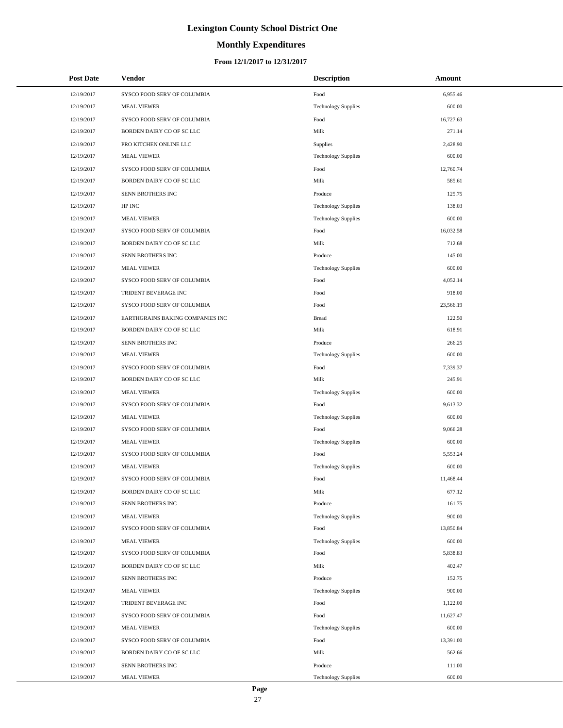# Lexington County School District One

## Monthly Expenditures

### From 12/1/2017 to 12/31/2017

| Post Date | Vendor | Description | Amount |
|---|---|---|---|
| 12/19/2017 | SYSCO FOOD SERV OF COLUMBIA | Food | 6,955.46 |
| 12/19/2017 | MEAL VIEWER | Technology Supplies | 600.00 |
| 12/19/2017 | SYSCO FOOD SERV OF COLUMBIA | Food | 16,727.63 |
| 12/19/2017 | BORDEN DAIRY CO OF SC LLC | Milk | 271.14 |
| 12/19/2017 | PRO KITCHEN ONLINE LLC | Supplies | 2,428.90 |
| 12/19/2017 | MEAL VIEWER | Technology Supplies | 600.00 |
| 12/19/2017 | SYSCO FOOD SERV OF COLUMBIA | Food | 12,760.74 |
| 12/19/2017 | BORDEN DAIRY CO OF SC LLC | Milk | 585.61 |
| 12/19/2017 | SENN BROTHERS INC | Produce | 125.75 |
| 12/19/2017 | HP INC | Technology Supplies | 138.03 |
| 12/19/2017 | MEAL VIEWER | Technology Supplies | 600.00 |
| 12/19/2017 | SYSCO FOOD SERV OF COLUMBIA | Food | 16,032.58 |
| 12/19/2017 | BORDEN DAIRY CO OF SC LLC | Milk | 712.68 |
| 12/19/2017 | SENN BROTHERS INC | Produce | 145.00 |
| 12/19/2017 | MEAL VIEWER | Technology Supplies | 600.00 |
| 12/19/2017 | SYSCO FOOD SERV OF COLUMBIA | Food | 4,052.14 |
| 12/19/2017 | TRIDENT BEVERAGE INC | Food | 918.00 |
| 12/19/2017 | SYSCO FOOD SERV OF COLUMBIA | Food | 23,566.19 |
| 12/19/2017 | EARTHGRAINS BAKING COMPANIES INC | Bread | 122.50 |
| 12/19/2017 | BORDEN DAIRY CO OF SC LLC | Milk | 618.91 |
| 12/19/2017 | SENN BROTHERS INC | Produce | 266.25 |
| 12/19/2017 | MEAL VIEWER | Technology Supplies | 600.00 |
| 12/19/2017 | SYSCO FOOD SERV OF COLUMBIA | Food | 7,339.37 |
| 12/19/2017 | BORDEN DAIRY CO OF SC LLC | Milk | 245.91 |
| 12/19/2017 | MEAL VIEWER | Technology Supplies | 600.00 |
| 12/19/2017 | SYSCO FOOD SERV OF COLUMBIA | Food | 9,613.32 |
| 12/19/2017 | MEAL VIEWER | Technology Supplies | 600.00 |
| 12/19/2017 | SYSCO FOOD SERV OF COLUMBIA | Food | 9,066.28 |
| 12/19/2017 | MEAL VIEWER | Technology Supplies | 600.00 |
| 12/19/2017 | SYSCO FOOD SERV OF COLUMBIA | Food | 5,553.24 |
| 12/19/2017 | MEAL VIEWER | Technology Supplies | 600.00 |
| 12/19/2017 | SYSCO FOOD SERV OF COLUMBIA | Food | 11,468.44 |
| 12/19/2017 | BORDEN DAIRY CO OF SC LLC | Milk | 677.12 |
| 12/19/2017 | SENN BROTHERS INC | Produce | 161.75 |
| 12/19/2017 | MEAL VIEWER | Technology Supplies | 900.00 |
| 12/19/2017 | SYSCO FOOD SERV OF COLUMBIA | Food | 13,850.84 |
| 12/19/2017 | MEAL VIEWER | Technology Supplies | 600.00 |
| 12/19/2017 | SYSCO FOOD SERV OF COLUMBIA | Food | 5,838.83 |
| 12/19/2017 | BORDEN DAIRY CO OF SC LLC | Milk | 402.47 |
| 12/19/2017 | SENN BROTHERS INC | Produce | 152.75 |
| 12/19/2017 | MEAL VIEWER | Technology Supplies | 900.00 |
| 12/19/2017 | TRIDENT BEVERAGE INC | Food | 1,122.00 |
| 12/19/2017 | SYSCO FOOD SERV OF COLUMBIA | Food | 11,627.47 |
| 12/19/2017 | MEAL VIEWER | Technology Supplies | 600.00 |
| 12/19/2017 | SYSCO FOOD SERV OF COLUMBIA | Food | 13,391.00 |
| 12/19/2017 | BORDEN DAIRY CO OF SC LLC | Milk | 562.66 |
| 12/19/2017 | SENN BROTHERS INC | Produce | 111.00 |
| 12/19/2017 | MEAL VIEWER | Technology Supplies | 600.00 |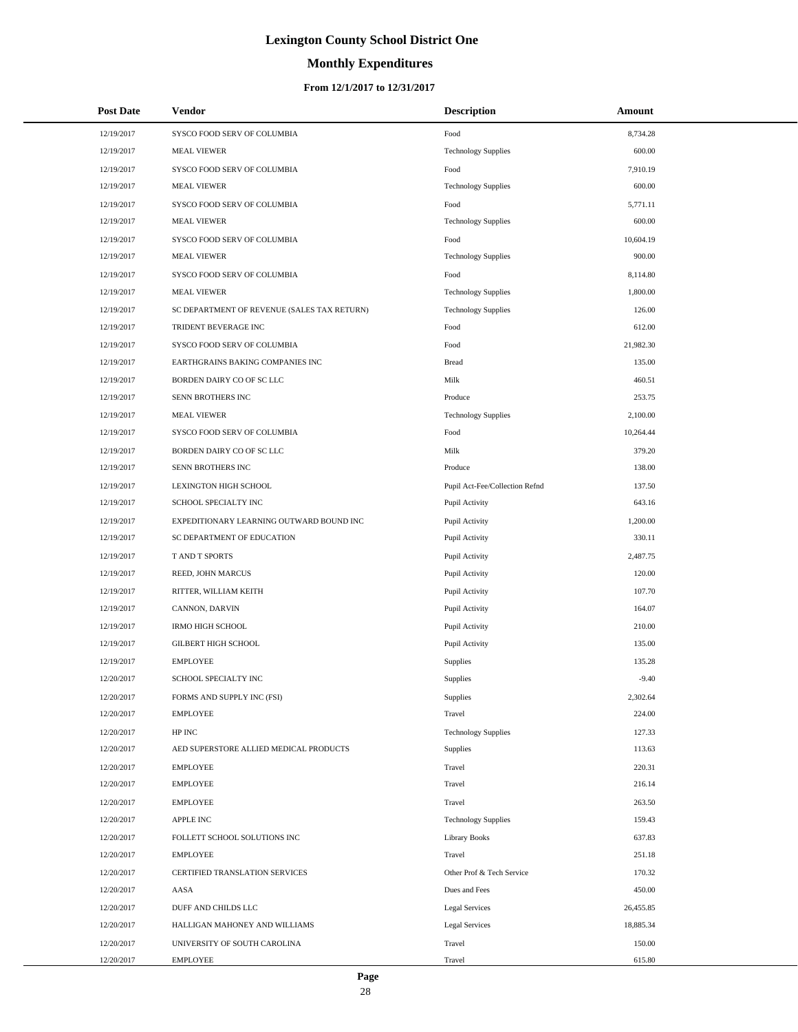# Lexington County School District One

## Monthly Expenditures

### From 12/1/2017 to 12/31/2017

| Post Date | Vendor | Description | Amount |
|---|---|---|---|
| 12/19/2017 | SYSCO FOOD SERV OF COLUMBIA | Food | 8,734.28 |
| 12/19/2017 | MEAL VIEWER | Technology Supplies | 600.00 |
| 12/19/2017 | SYSCO FOOD SERV OF COLUMBIA | Food | 7,910.19 |
| 12/19/2017 | MEAL VIEWER | Technology Supplies | 600.00 |
| 12/19/2017 | SYSCO FOOD SERV OF COLUMBIA | Food | 5,771.11 |
| 12/19/2017 | MEAL VIEWER | Technology Supplies | 600.00 |
| 12/19/2017 | SYSCO FOOD SERV OF COLUMBIA | Food | 10,604.19 |
| 12/19/2017 | MEAL VIEWER | Technology Supplies | 900.00 |
| 12/19/2017 | SYSCO FOOD SERV OF COLUMBIA | Food | 8,114.80 |
| 12/19/2017 | MEAL VIEWER | Technology Supplies | 1,800.00 |
| 12/19/2017 | SC DEPARTMENT OF REVENUE (SALES TAX RETURN) | Technology Supplies | 126.00 |
| 12/19/2017 | TRIDENT BEVERAGE INC | Food | 612.00 |
| 12/19/2017 | SYSCO FOOD SERV OF COLUMBIA | Food | 21,982.30 |
| 12/19/2017 | EARTHGRAINS BAKING COMPANIES INC | Bread | 135.00 |
| 12/19/2017 | BORDEN DAIRY CO OF SC LLC | Milk | 460.51 |
| 12/19/2017 | SENN BROTHERS INC | Produce | 253.75 |
| 12/19/2017 | MEAL VIEWER | Technology Supplies | 2,100.00 |
| 12/19/2017 | SYSCO FOOD SERV OF COLUMBIA | Food | 10,264.44 |
| 12/19/2017 | BORDEN DAIRY CO OF SC LLC | Milk | 379.20 |
| 12/19/2017 | SENN BROTHERS INC | Produce | 138.00 |
| 12/19/2017 | LEXINGTON HIGH SCHOOL | Pupil Act-Fee/Collection Refnd | 137.50 |
| 12/19/2017 | SCHOOL SPECIALTY INC | Pupil Activity | 643.16 |
| 12/19/2017 | EXPEDITIONARY LEARNING OUTWARD BOUND INC | Pupil Activity | 1,200.00 |
| 12/19/2017 | SC DEPARTMENT OF EDUCATION | Pupil Activity | 330.11 |
| 12/19/2017 | T AND T SPORTS | Pupil Activity | 2,487.75 |
| 12/19/2017 | REED, JOHN MARCUS | Pupil Activity | 120.00 |
| 12/19/2017 | RITTER, WILLIAM KEITH | Pupil Activity | 107.70 |
| 12/19/2017 | CANNON, DARVIN | Pupil Activity | 164.07 |
| 12/19/2017 | IRMO HIGH SCHOOL | Pupil Activity | 210.00 |
| 12/19/2017 | GILBERT HIGH SCHOOL | Pupil Activity | 135.00 |
| 12/19/2017 | EMPLOYEE | Supplies | 135.28 |
| 12/20/2017 | SCHOOL SPECIALTY INC | Supplies | -9.40 |
| 12/20/2017 | FORMS AND SUPPLY INC (FSI) | Supplies | 2,302.64 |
| 12/20/2017 | EMPLOYEE | Travel | 224.00 |
| 12/20/2017 | HP INC | Technology Supplies | 127.33 |
| 12/20/2017 | AED SUPERSTORE ALLIED MEDICAL PRODUCTS | Supplies | 113.63 |
| 12/20/2017 | EMPLOYEE | Travel | 220.31 |
| 12/20/2017 | EMPLOYEE | Travel | 216.14 |
| 12/20/2017 | EMPLOYEE | Travel | 263.50 |
| 12/20/2017 | APPLE INC | Technology Supplies | 159.43 |
| 12/20/2017 | FOLLETT SCHOOL SOLUTIONS INC | Library Books | 637.83 |
| 12/20/2017 | EMPLOYEE | Travel | 251.18 |
| 12/20/2017 | CERTIFIED TRANSLATION SERVICES | Other Prof & Tech Service | 170.32 |
| 12/20/2017 | AASA | Dues and Fees | 450.00 |
| 12/20/2017 | DUFF AND CHILDS LLC | Legal Services | 26,455.85 |
| 12/20/2017 | HALLIGAN MAHONEY AND WILLIAMS | Legal Services | 18,885.34 |
| 12/20/2017 | UNIVERSITY OF SOUTH CAROLINA | Travel | 150.00 |
| 12/20/2017 | EMPLOYEE | Travel | 615.80 |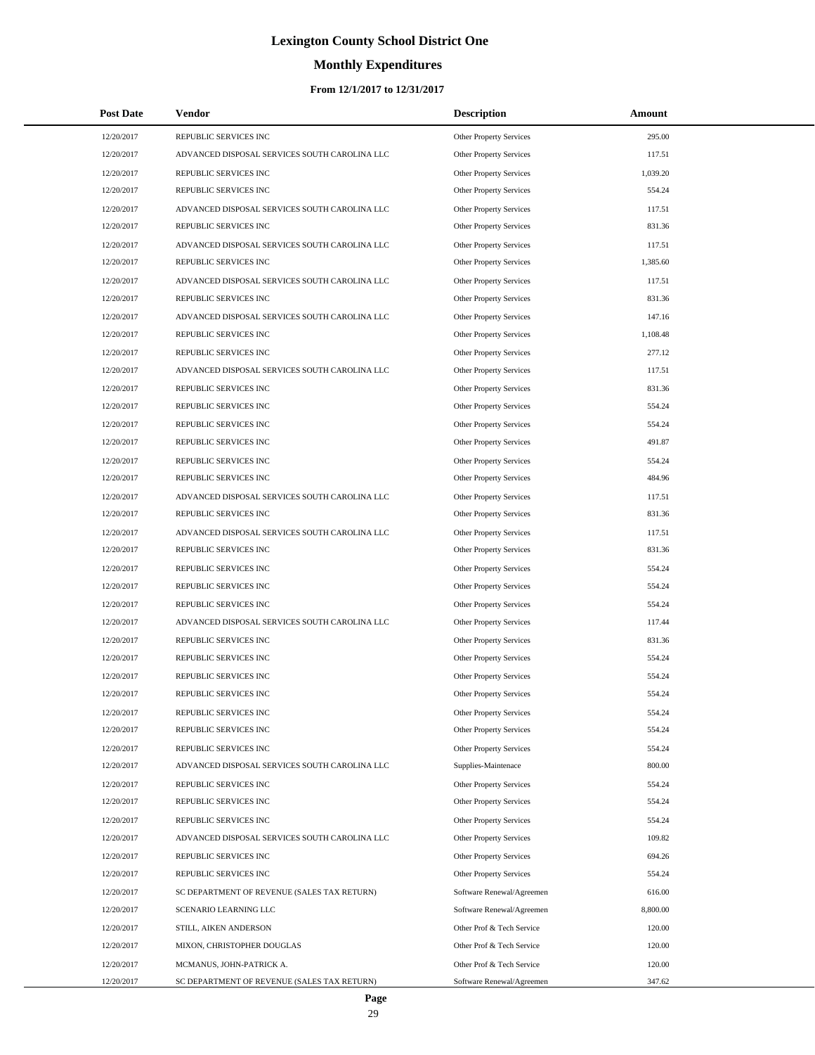# Lexington County School District One

## Monthly Expenditures

### From 12/1/2017 to 12/31/2017

| Post Date | Vendor | Description | Amount |
|---|---|---|---|
| 12/20/2017 | REPUBLIC SERVICES INC | Other Property Services | 295.00 |
| 12/20/2017 | ADVANCED DISPOSAL SERVICES SOUTH CAROLINA LLC | Other Property Services | 117.51 |
| 12/20/2017 | REPUBLIC SERVICES INC | Other Property Services | 1,039.20 |
| 12/20/2017 | REPUBLIC SERVICES INC | Other Property Services | 554.24 |
| 12/20/2017 | ADVANCED DISPOSAL SERVICES SOUTH CAROLINA LLC | Other Property Services | 117.51 |
| 12/20/2017 | REPUBLIC SERVICES INC | Other Property Services | 831.36 |
| 12/20/2017 | ADVANCED DISPOSAL SERVICES SOUTH CAROLINA LLC | Other Property Services | 117.51 |
| 12/20/2017 | REPUBLIC SERVICES INC | Other Property Services | 1,385.60 |
| 12/20/2017 | ADVANCED DISPOSAL SERVICES SOUTH CAROLINA LLC | Other Property Services | 117.51 |
| 12/20/2017 | REPUBLIC SERVICES INC | Other Property Services | 831.36 |
| 12/20/2017 | ADVANCED DISPOSAL SERVICES SOUTH CAROLINA LLC | Other Property Services | 147.16 |
| 12/20/2017 | REPUBLIC SERVICES INC | Other Property Services | 1,108.48 |
| 12/20/2017 | REPUBLIC SERVICES INC | Other Property Services | 277.12 |
| 12/20/2017 | ADVANCED DISPOSAL SERVICES SOUTH CAROLINA LLC | Other Property Services | 117.51 |
| 12/20/2017 | REPUBLIC SERVICES INC | Other Property Services | 831.36 |
| 12/20/2017 | REPUBLIC SERVICES INC | Other Property Services | 554.24 |
| 12/20/2017 | REPUBLIC SERVICES INC | Other Property Services | 554.24 |
| 12/20/2017 | REPUBLIC SERVICES INC | Other Property Services | 491.87 |
| 12/20/2017 | REPUBLIC SERVICES INC | Other Property Services | 554.24 |
| 12/20/2017 | REPUBLIC SERVICES INC | Other Property Services | 484.96 |
| 12/20/2017 | ADVANCED DISPOSAL SERVICES SOUTH CAROLINA LLC | Other Property Services | 117.51 |
| 12/20/2017 | REPUBLIC SERVICES INC | Other Property Services | 831.36 |
| 12/20/2017 | ADVANCED DISPOSAL SERVICES SOUTH CAROLINA LLC | Other Property Services | 117.51 |
| 12/20/2017 | REPUBLIC SERVICES INC | Other Property Services | 831.36 |
| 12/20/2017 | REPUBLIC SERVICES INC | Other Property Services | 554.24 |
| 12/20/2017 | REPUBLIC SERVICES INC | Other Property Services | 554.24 |
| 12/20/2017 | REPUBLIC SERVICES INC | Other Property Services | 554.24 |
| 12/20/2017 | ADVANCED DISPOSAL SERVICES SOUTH CAROLINA LLC | Other Property Services | 117.44 |
| 12/20/2017 | REPUBLIC SERVICES INC | Other Property Services | 831.36 |
| 12/20/2017 | REPUBLIC SERVICES INC | Other Property Services | 554.24 |
| 12/20/2017 | REPUBLIC SERVICES INC | Other Property Services | 554.24 |
| 12/20/2017 | REPUBLIC SERVICES INC | Other Property Services | 554.24 |
| 12/20/2017 | REPUBLIC SERVICES INC | Other Property Services | 554.24 |
| 12/20/2017 | REPUBLIC SERVICES INC | Other Property Services | 554.24 |
| 12/20/2017 | REPUBLIC SERVICES INC | Other Property Services | 554.24 |
| 12/20/2017 | ADVANCED DISPOSAL SERVICES SOUTH CAROLINA LLC | Supplies-Maintenace | 800.00 |
| 12/20/2017 | REPUBLIC SERVICES INC | Other Property Services | 554.24 |
| 12/20/2017 | REPUBLIC SERVICES INC | Other Property Services | 554.24 |
| 12/20/2017 | REPUBLIC SERVICES INC | Other Property Services | 554.24 |
| 12/20/2017 | ADVANCED DISPOSAL SERVICES SOUTH CAROLINA LLC | Other Property Services | 109.82 |
| 12/20/2017 | REPUBLIC SERVICES INC | Other Property Services | 694.26 |
| 12/20/2017 | REPUBLIC SERVICES INC | Other Property Services | 554.24 |
| 12/20/2017 | SC DEPARTMENT OF REVENUE (SALES TAX RETURN) | Software Renewal/Agreemen | 616.00 |
| 12/20/2017 | SCENARIO LEARNING LLC | Software Renewal/Agreemen | 8,800.00 |
| 12/20/2017 | STILL, AIKEN ANDERSON | Other Prof & Tech Service | 120.00 |
| 12/20/2017 | MIXON, CHRISTOPHER DOUGLAS | Other Prof & Tech Service | 120.00 |
| 12/20/2017 | MCMANUS, JOHN-PATRICK A. | Other Prof & Tech Service | 120.00 |
| 12/20/2017 | SC DEPARTMENT OF REVENUE (SALES TAX RETURN) | Software Renewal/Agreemen | 347.62 |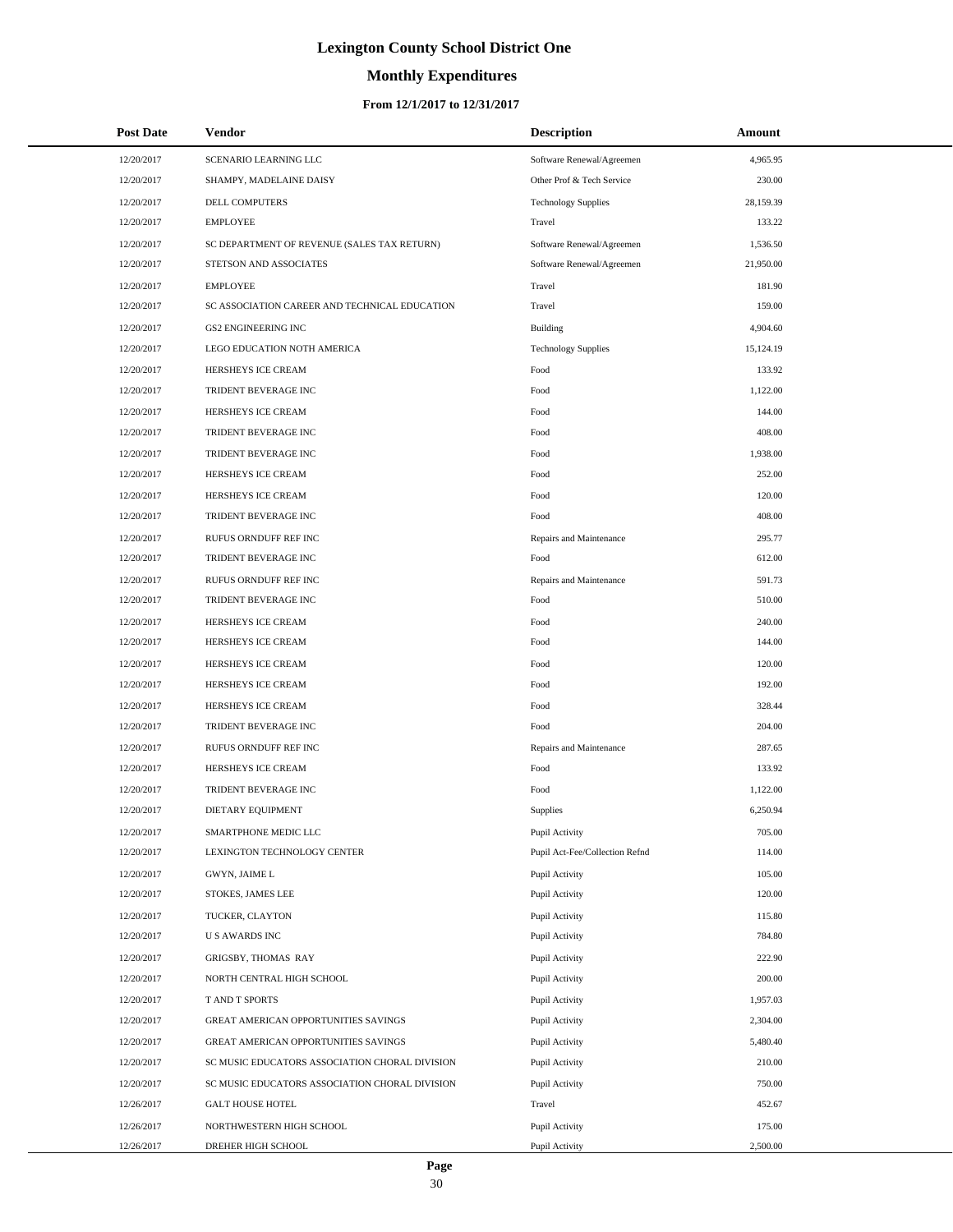# Lexington County School District One

## Monthly Expenditures

### From 12/1/2017 to 12/31/2017

| Post Date | Vendor | Description | Amount |
|---|---|---|---|
| 12/20/2017 | SCENARIO LEARNING LLC | Software Renewal/Agreemen | 4,965.95 |
| 12/20/2017 | SHAMPY, MADELAINE DAISY | Other Prof & Tech Service | 230.00 |
| 12/20/2017 | DELL COMPUTERS | Technology Supplies | 28,159.39 |
| 12/20/2017 | EMPLOYEE | Travel | 133.22 |
| 12/20/2017 | SC DEPARTMENT OF REVENUE (SALES TAX RETURN) | Software Renewal/Agreemen | 1,536.50 |
| 12/20/2017 | STETSON AND ASSOCIATES | Software Renewal/Agreemen | 21,950.00 |
| 12/20/2017 | EMPLOYEE | Travel | 181.90 |
| 12/20/2017 | SC ASSOCIATION CAREER AND TECHNICAL EDUCATION | Travel | 159.00 |
| 12/20/2017 | GS2 ENGINEERING INC | Building | 4,904.60 |
| 12/20/2017 | LEGO EDUCATION NOTH AMERICA | Technology Supplies | 15,124.19 |
| 12/20/2017 | HERSHEYS ICE CREAM | Food | 133.92 |
| 12/20/2017 | TRIDENT BEVERAGE INC | Food | 1,122.00 |
| 12/20/2017 | HERSHEYS ICE CREAM | Food | 144.00 |
| 12/20/2017 | TRIDENT BEVERAGE INC | Food | 408.00 |
| 12/20/2017 | TRIDENT BEVERAGE INC | Food | 1,938.00 |
| 12/20/2017 | HERSHEYS ICE CREAM | Food | 252.00 |
| 12/20/2017 | HERSHEYS ICE CREAM | Food | 120.00 |
| 12/20/2017 | TRIDENT BEVERAGE INC | Food | 408.00 |
| 12/20/2017 | RUFUS ORNDUFF REF INC | Repairs and Maintenance | 295.77 |
| 12/20/2017 | TRIDENT BEVERAGE INC | Food | 612.00 |
| 12/20/2017 | RUFUS ORNDUFF REF INC | Repairs and Maintenance | 591.73 |
| 12/20/2017 | TRIDENT BEVERAGE INC | Food | 510.00 |
| 12/20/2017 | HERSHEYS ICE CREAM | Food | 240.00 |
| 12/20/2017 | HERSHEYS ICE CREAM | Food | 144.00 |
| 12/20/2017 | HERSHEYS ICE CREAM | Food | 120.00 |
| 12/20/2017 | HERSHEYS ICE CREAM | Food | 192.00 |
| 12/20/2017 | HERSHEYS ICE CREAM | Food | 328.44 |
| 12/20/2017 | TRIDENT BEVERAGE INC | Food | 204.00 |
| 12/20/2017 | RUFUS ORNDUFF REF INC | Repairs and Maintenance | 287.65 |
| 12/20/2017 | HERSHEYS ICE CREAM | Food | 133.92 |
| 12/20/2017 | TRIDENT BEVERAGE INC | Food | 1,122.00 |
| 12/20/2017 | DIETARY EQUIPMENT | Supplies | 6,250.94 |
| 12/20/2017 | SMARTPHONE MEDIC LLC | Pupil Activity | 705.00 |
| 12/20/2017 | LEXINGTON TECHNOLOGY CENTER | Pupil Act-Fee/Collection Refnd | 114.00 |
| 12/20/2017 | GWYN, JAIME L | Pupil Activity | 105.00 |
| 12/20/2017 | STOKES, JAMES LEE | Pupil Activity | 120.00 |
| 12/20/2017 | TUCKER, CLAYTON | Pupil Activity | 115.80 |
| 12/20/2017 | U S AWARDS INC | Pupil Activity | 784.80 |
| 12/20/2017 | GRIGSBY, THOMAS RAY | Pupil Activity | 222.90 |
| 12/20/2017 | NORTH CENTRAL HIGH SCHOOL | Pupil Activity | 200.00 |
| 12/20/2017 | T AND T SPORTS | Pupil Activity | 1,957.03 |
| 12/20/2017 | GREAT AMERICAN OPPORTUNITIES SAVINGS | Pupil Activity | 2,304.00 |
| 12/20/2017 | GREAT AMERICAN OPPORTUNITIES SAVINGS | Pupil Activity | 5,480.40 |
| 12/20/2017 | SC MUSIC EDUCATORS ASSOCIATION CHORAL DIVISION | Pupil Activity | 210.00 |
| 12/20/2017 | SC MUSIC EDUCATORS ASSOCIATION CHORAL DIVISION | Pupil Activity | 750.00 |
| 12/26/2017 | GALT HOUSE HOTEL | Travel | 452.67 |
| 12/26/2017 | NORTHWESTERN HIGH SCHOOL | Pupil Activity | 175.00 |
| 12/26/2017 | DREHER HIGH SCHOOL | Pupil Activity | 2,500.00 |